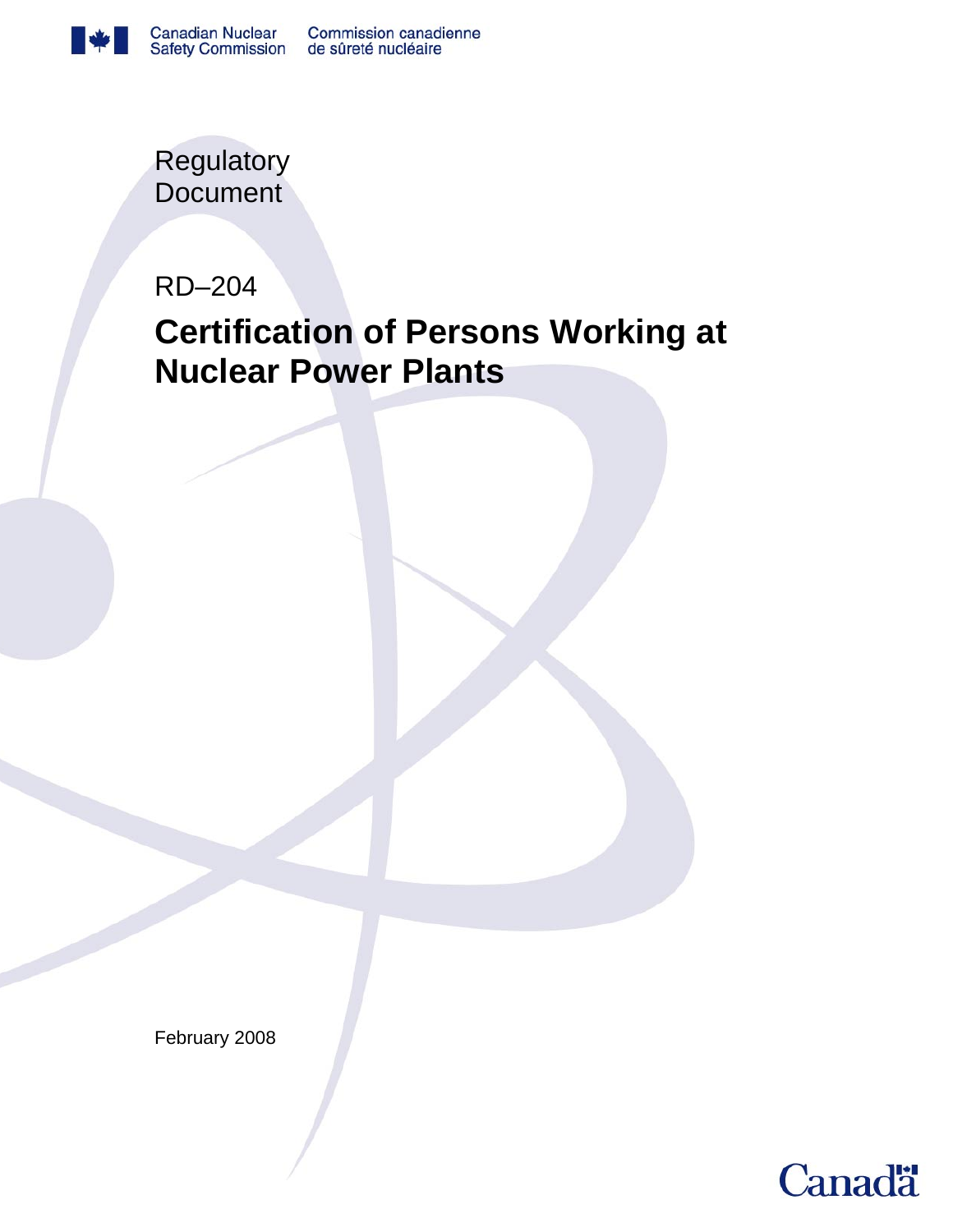Canadian Nuclear Safety Commission | Commission canadienne de sûreté nucléaire

Regulatory Document

RD–204

# Certification of Persons Working at Nuclear Power Plants

February 2008

Canada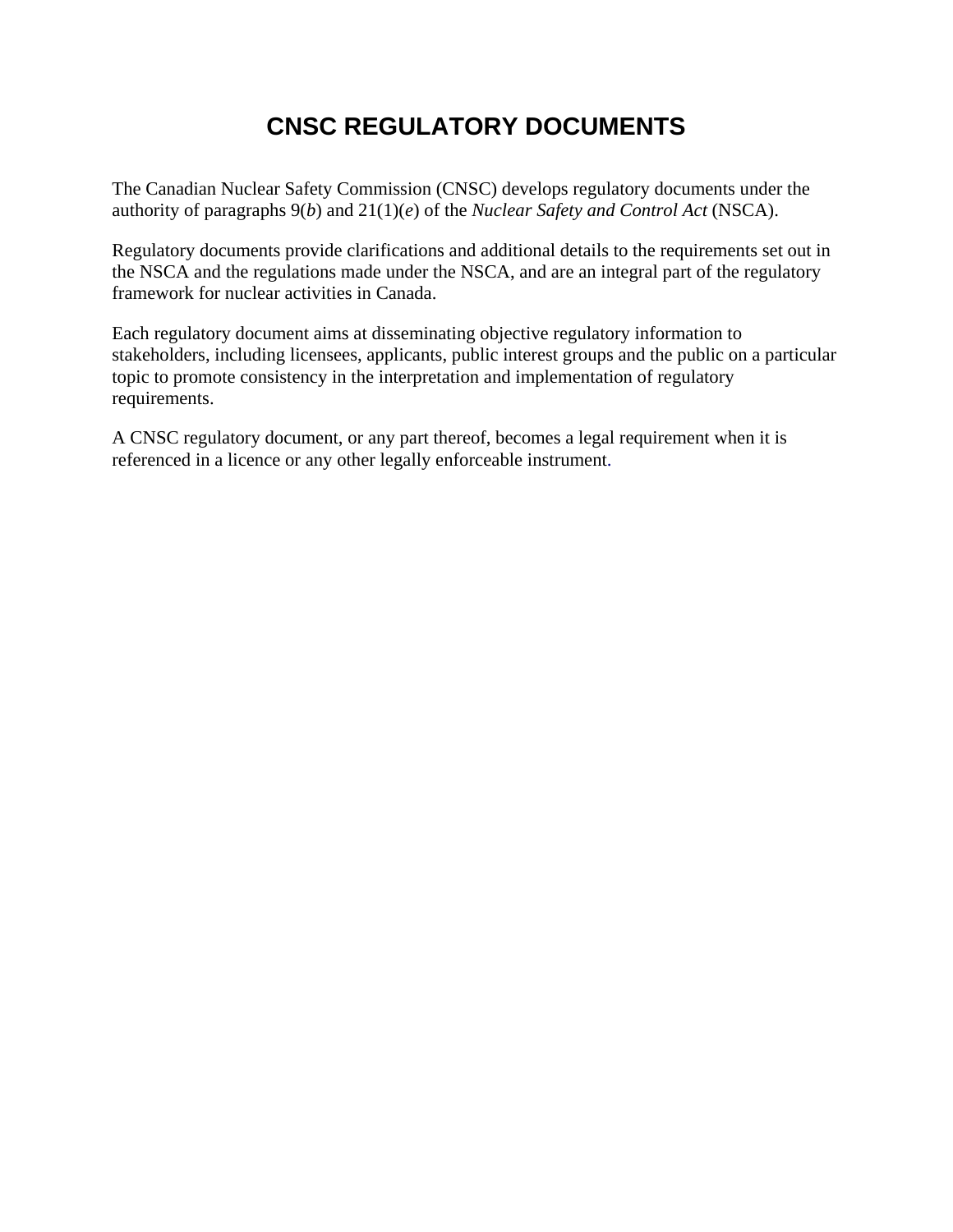# CNSC REGULATORY DOCUMENTS

The Canadian Nuclear Safety Commission (CNSC) develops regulatory documents under the authority of paragraphs 9(*b*) and 21(1)(*e*) of the *Nuclear Safety and Control Act* (NSCA).

Regulatory documents provide clarifications and additional details to the requirements set out in the NSCA and the regulations made under the NSCA, and are an integral part of the regulatory framework for nuclear activities in Canada.

Each regulatory document aims at disseminating objective regulatory information to stakeholders, including licensees, applicants, public interest groups and the public on a particular topic to promote consistency in the interpretation and implementation of regulatory requirements.

A CNSC regulatory document, or any part thereof, becomes a legal requirement when it is referenced in a licence or any other legally enforceable instrument.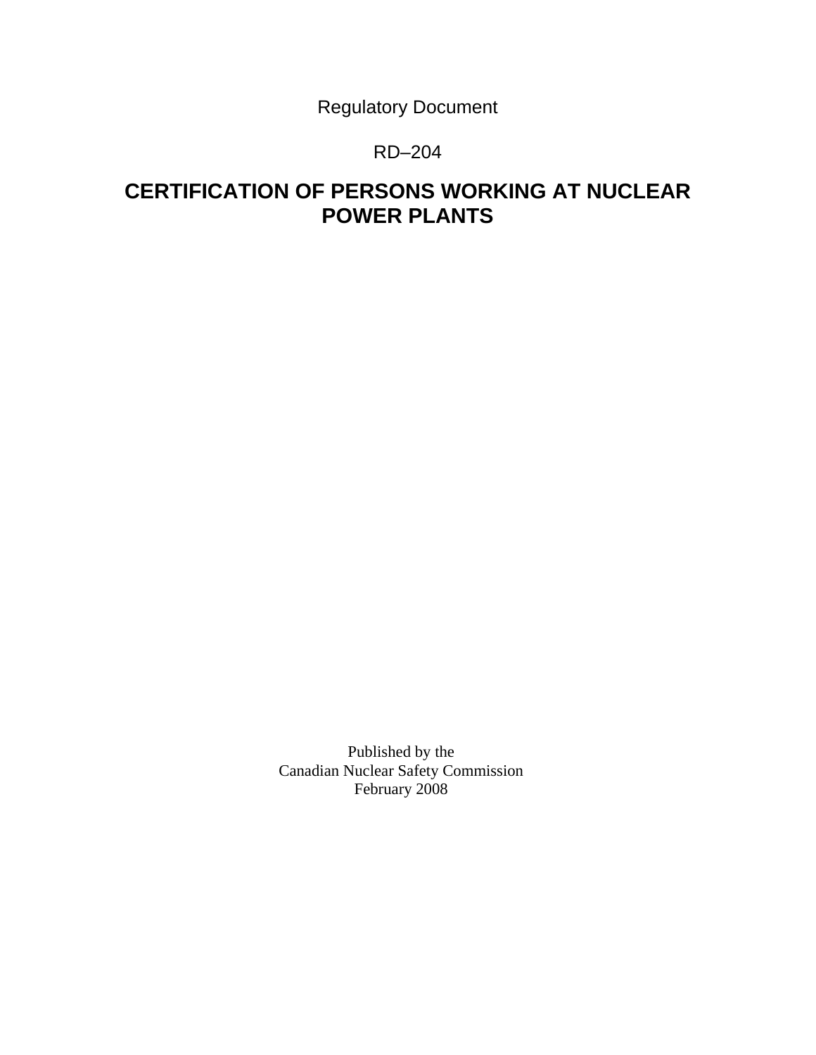Regulatory Document

RD–204

# CERTIFICATION OF PERSONS WORKING AT NUCLEAR POWER PLANTS

Published by the
Canadian Nuclear Safety Commission
February 2008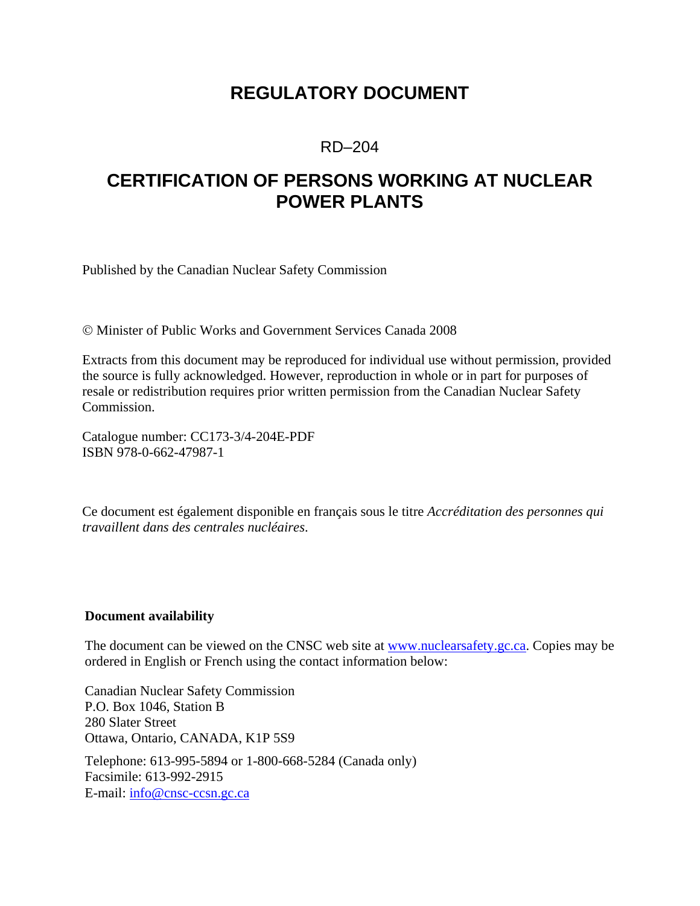# REGULATORY DOCUMENT

RD–204

# CERTIFICATION OF PERSONS WORKING AT NUCLEAR POWER PLANTS

Published by the Canadian Nuclear Safety Commission

© Minister of Public Works and Government Services Canada 2008

Extracts from this document may be reproduced for individual use without permission, provided the source is fully acknowledged. However, reproduction in whole or in part for purposes of resale or redistribution requires prior written permission from the Canadian Nuclear Safety Commission.

Catalogue number: CC173-3/4-204E-PDF
ISBN 978-0-662-47987-1

Ce document est également disponible en français sous le titre *Accréditation des personnes qui travaillent dans des centrales nucléaires*.

**Document availability**

The document can be viewed on the CNSC web site at www.nuclearsafety.gc.ca. Copies may be ordered in English or French using the contact information below:

Canadian Nuclear Safety Commission
P.O. Box 1046, Station B
280 Slater Street
Ottawa, Ontario, CANADA, K1P 5S9

Telephone: 613-995-5894 or 1-800-668-5284 (Canada only)
Facsimile: 613-992-2915
E-mail: info@cnsc-ccsn.gc.ca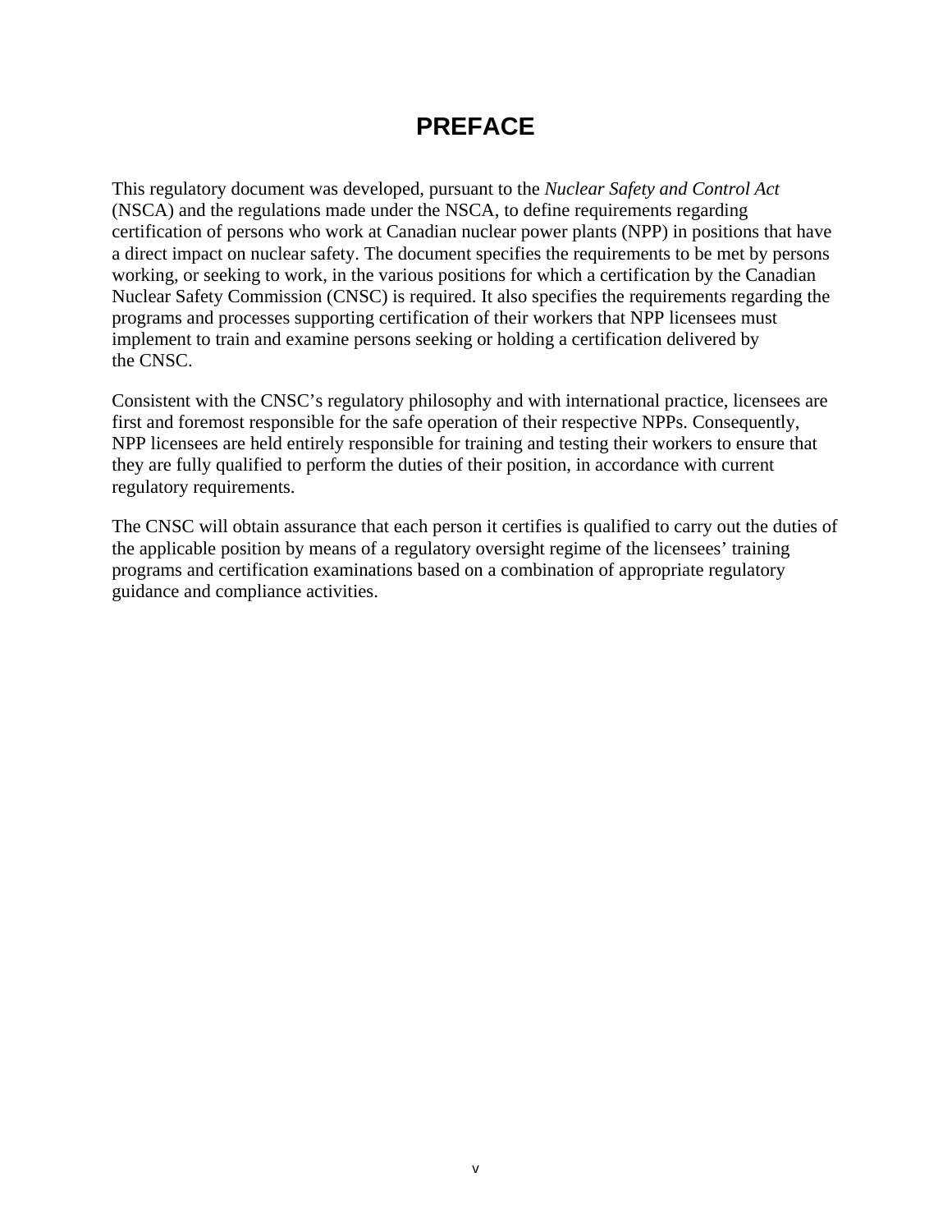# PREFACE

This regulatory document was developed, pursuant to the *Nuclear Safety and Control Act* (NSCA) and the regulations made under the NSCA, to define requirements regarding certification of persons who work at Canadian nuclear power plants (NPP) in positions that have a direct impact on nuclear safety. The document specifies the requirements to be met by persons working, or seeking to work, in the various positions for which a certification by the Canadian Nuclear Safety Commission (CNSC) is required. It also specifies the requirements regarding the programs and processes supporting certification of their workers that NPP licensees must implement to train and examine persons seeking or holding a certification delivered by the CNSC.

Consistent with the CNSC's regulatory philosophy and with international practice, licensees are first and foremost responsible for the safe operation of their respective NPPs. Consequently, NPP licensees are held entirely responsible for training and testing their workers to ensure that they are fully qualified to perform the duties of their position, in accordance with current regulatory requirements.

The CNSC will obtain assurance that each person it certifies is qualified to carry out the duties of the applicable position by means of a regulatory oversight regime of the licensees' training programs and certification examinations based on a combination of appropriate regulatory guidance and compliance activities.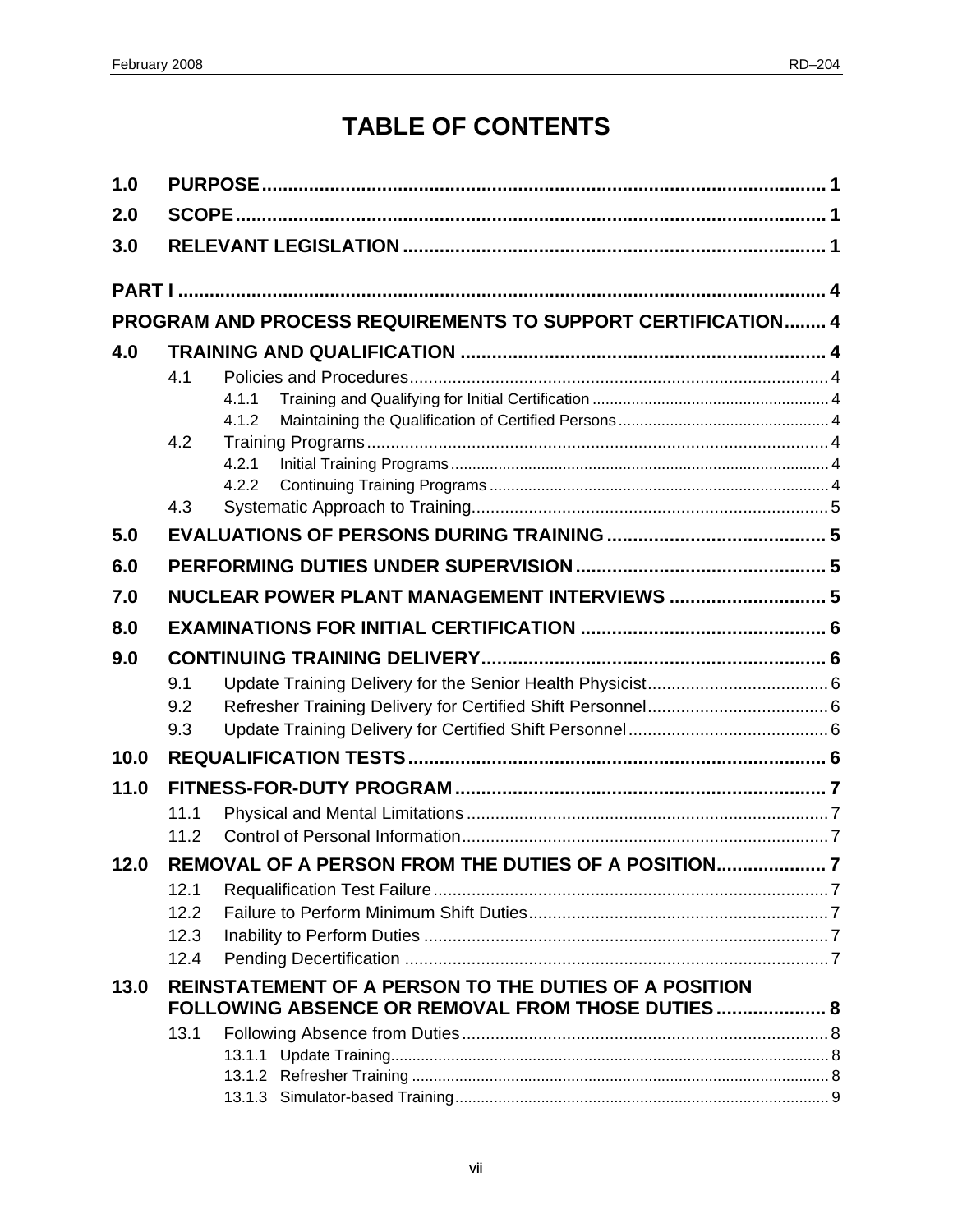# TABLE OF CONTENTS

1.0 PURPOSE ........ 1

2.0 SCOPE ........ 1

3.0 RELEVANT LEGISLATION ........ 1

PART I ........ 4

PROGRAM AND PROCESS REQUIREMENTS TO SUPPORT CERTIFICATION ........ 4

4.0 TRAINING AND QUALIFICATION ........ 4
- 4.1 Policies and Procedures ........ 4
  - 4.1.1 Training and Qualifying for Initial Certification ........ 4
  - 4.1.2 Maintaining the Qualification of Certified Persons ........ 4
- 4.2 Training Programs ........ 4
  - 4.2.1 Initial Training Programs ........ 4
  - 4.2.2 Continuing Training Programs ........ 4
- 4.3 Systematic Approach to Training ........ 5

5.0 EVALUATIONS OF PERSONS DURING TRAINING ........ 5

6.0 PERFORMING DUTIES UNDER SUPERVISION ........ 5

7.0 NUCLEAR POWER PLANT MANAGEMENT INTERVIEWS ........ 5

8.0 EXAMINATIONS FOR INITIAL CERTIFICATION ........ 6

9.0 CONTINUING TRAINING DELIVERY ........ 6
- 9.1 Update Training Delivery for the Senior Health Physicist ........ 6
- 9.2 Refresher Training Delivery for Certified Shift Personnel ........ 6
- 9.3 Update Training Delivery for Certified Shift Personnel ........ 6

10.0 REQUALIFICATION TESTS ........ 6

11.0 FITNESS-FOR-DUTY PROGRAM ........ 7
- 11.1 Physical and Mental Limitations ........ 7
- 11.2 Control of Personal Information ........ 7

12.0 REMOVAL OF A PERSON FROM THE DUTIES OF A POSITION ........ 7
- 12.1 Requalification Test Failure ........ 7
- 12.2 Failure to Perform Minimum Shift Duties ........ 7
- 12.3 Inability to Perform Duties ........ 7
- 12.4 Pending Decertification ........ 7

13.0 REINSTATEMENT OF A PERSON TO THE DUTIES OF A POSITION FOLLOWING ABSENCE OR REMOVAL FROM THOSE DUTIES ........ 8
- 13.1 Following Absence from Duties ........ 8
  - 13.1.1 Update Training ........ 8
  - 13.1.2 Refresher Training ........ 8
  - 13.1.3 Simulator-based Training ........ 9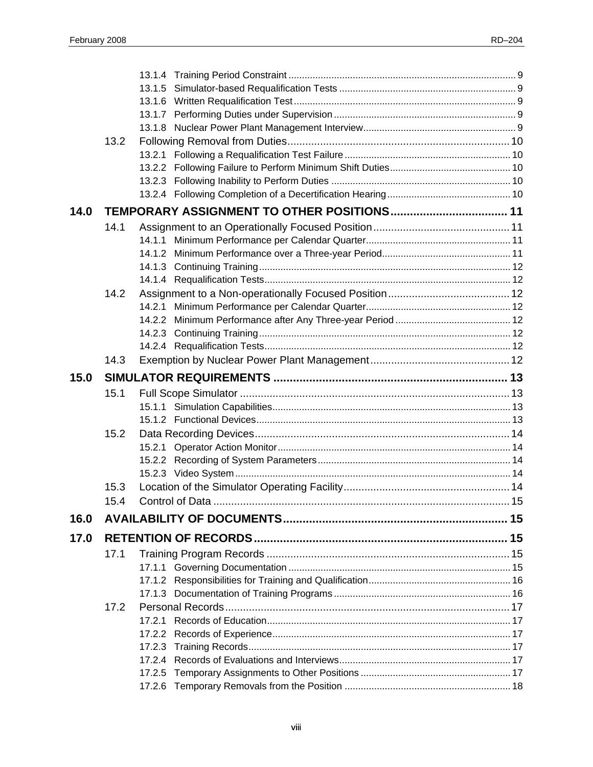13.1.4 Training Period Constraint ..... 9
13.1.5 Simulator-based Requalification Tests ..... 9
13.1.6 Written Requalification Test ..... 9
13.1.7 Performing Duties under Supervision ..... 9
13.1.8 Nuclear Power Plant Management Interview ..... 9

13.2 Following Removal from Duties ..... 10
13.2.1 Following a Requalification Test Failure ..... 10
13.2.2 Following Failure to Perform Minimum Shift Duties ..... 10
13.2.3 Following Inability to Perform Duties ..... 10
13.2.4 Following Completion of a Decertification Hearing ..... 10

**14.0 TEMPORARY ASSIGNMENT TO OTHER POSITIONS ..... 11**

14.1 Assignment to an Operationally Focused Position ..... 11
14.1.1 Minimum Performance per Calendar Quarter ..... 11
14.1.2 Minimum Performance over a Three-year Period ..... 11
14.1.3 Continuing Training ..... 12
14.1.4 Requalification Tests ..... 12

14.2 Assignment to a Non-operationally Focused Position ..... 12
14.2.1 Minimum Performance per Calendar Quarter ..... 12
14.2.2 Minimum Performance after Any Three-year Period ..... 12
14.2.3 Continuing Training ..... 12
14.2.4 Requalification Tests ..... 12

14.3 Exemption by Nuclear Power Plant Management ..... 12

**15.0 SIMULATOR REQUIREMENTS ..... 13**

15.1 Full Scope Simulator ..... 13
15.1.1 Simulation Capabilities ..... 13
15.1.2 Functional Devices ..... 13

15.2 Data Recording Devices ..... 14
15.2.1 Operator Action Monitor ..... 14
15.2.2 Recording of System Parameters ..... 14
15.2.3 Video System ..... 14

15.3 Location of the Simulator Operating Facility ..... 14

15.4 Control of Data ..... 15

**16.0 AVAILABILITY OF DOCUMENTS ..... 15**

**17.0 RETENTION OF RECORDS ..... 15**

17.1 Training Program Records ..... 15
17.1.1 Governing Documentation ..... 15
17.1.2 Responsibilities for Training and Qualification ..... 16
17.1.3 Documentation of Training Programs ..... 16

17.2 Personal Records ..... 17
17.2.1 Records of Education ..... 17
17.2.2 Records of Experience ..... 17
17.2.3 Training Records ..... 17
17.2.4 Records of Evaluations and Interviews ..... 17
17.2.5 Temporary Assignments to Other Positions ..... 17
17.2.6 Temporary Removals from the Position ..... 18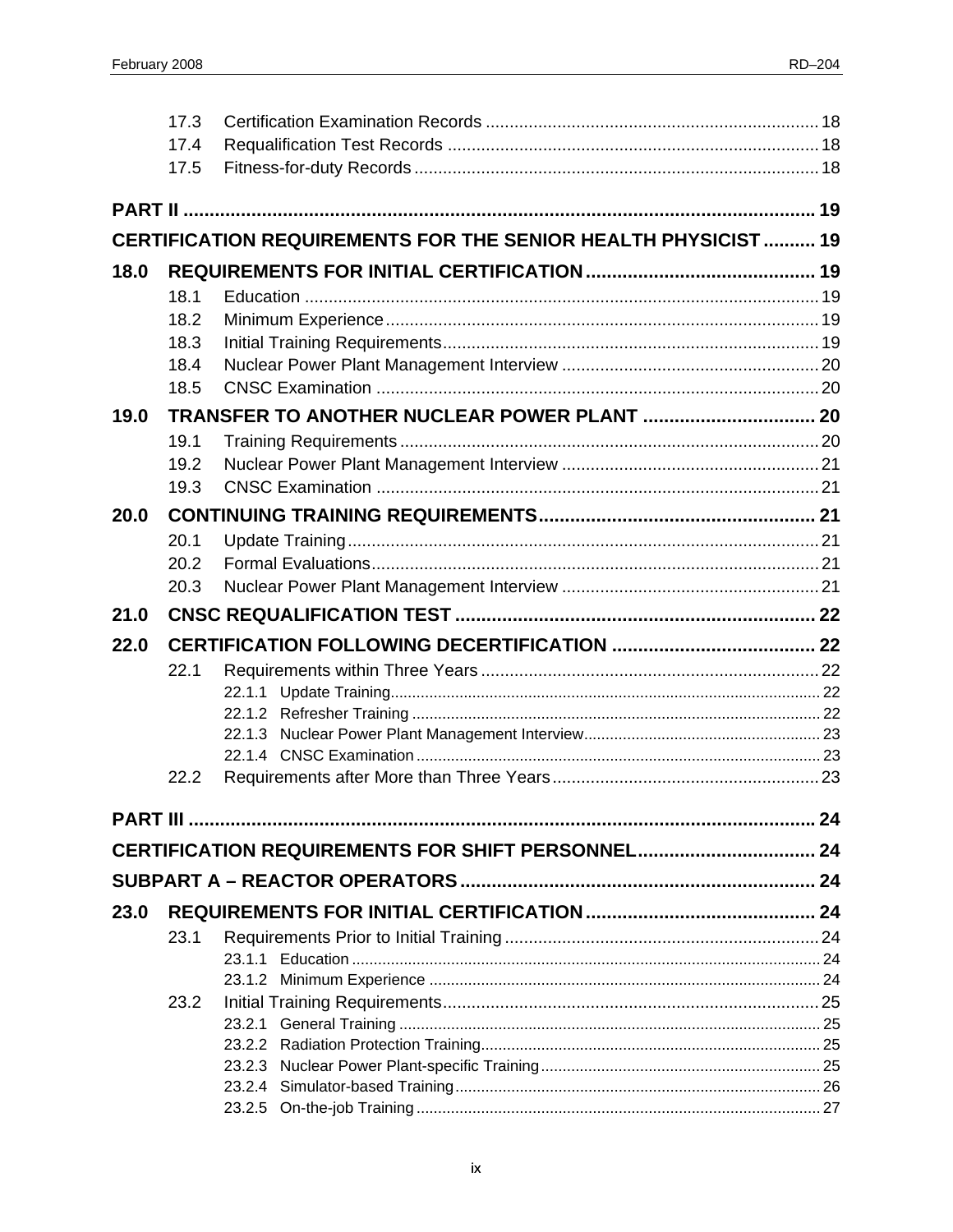17.3 Certification Examination Records ....................................................................... 18
17.4 Requalification Test Records ............................................................................... 18
17.5 Fitness-for-duty Records ...................................................................................... 18

**PART II ......................................................................................................................... 19**

**CERTIFICATION REQUIREMENTS FOR THE SENIOR HEALTH PHYSICIST .......... 19**

**18.0 REQUIREMENTS FOR INITIAL CERTIFICATION ............................................ 19**

18.1 Education ............................................................................................................. 19
18.2 Minimum Experience ............................................................................................ 19
18.3 Initial Training Requirements ................................................................................ 19
18.4 Nuclear Power Plant Management Interview ...................................................... 20
18.5 CNSC Examination .............................................................................................. 20

**19.0 TRANSFER TO ANOTHER NUCLEAR POWER PLANT ................................. 20**

19.1 Training Requirements ......................................................................................... 20
19.2 Nuclear Power Plant Management Interview ...................................................... 21
19.3 CNSC Examination .............................................................................................. 21

**20.0 CONTINUING TRAINING REQUIREMENTS ..................................................... 21**

20.1 Update Training .................................................................................................... 21
20.2 Formal Evaluations ............................................................................................... 21
20.3 Nuclear Power Plant Management Interview ...................................................... 21

**21.0 CNSC REQUALIFICATION TEST ...................................................................... 22**

**22.0 CERTIFICATION FOLLOWING DECERTIFICATION ....................................... 22**

22.1 Requirements within Three Years ....................................................................... 22
- 22.1.1 Update Training ................................................................................................... 22
- 22.1.2 Refresher Training .............................................................................................. 22
- 22.1.3 Nuclear Power Plant Management Interview ...................................................... 23
- 22.1.4 CNSC Examination .............................................................................................. 23

22.2 Requirements after More than Three Years ......................................................... 23

**PART III ........................................................................................................................ 24**

**CERTIFICATION REQUIREMENTS FOR SHIFT PERSONNEL .................................. 24**

**SUBPART A – REACTOR OPERATORS ..................................................................... 24**

**23.0 REQUIREMENTS FOR INITIAL CERTIFICATION ............................................ 24**

23.1 Requirements Prior to Initial Training ................................................................... 24
- 23.1.1 Education ............................................................................................................ 24
- 23.1.2 Minimum Experience ........................................................................................... 24

23.2 Initial Training Requirements ................................................................................ 25
- 23.2.1 General Training .................................................................................................. 25
- 23.2.2 Radiation Protection Training .............................................................................. 25
- 23.2.3 Nuclear Power Plant-specific Training ................................................................. 25
- 23.2.4 Simulator-based Training ..................................................................................... 26
- 23.2.5 On-the-job Training ............................................................................................. 27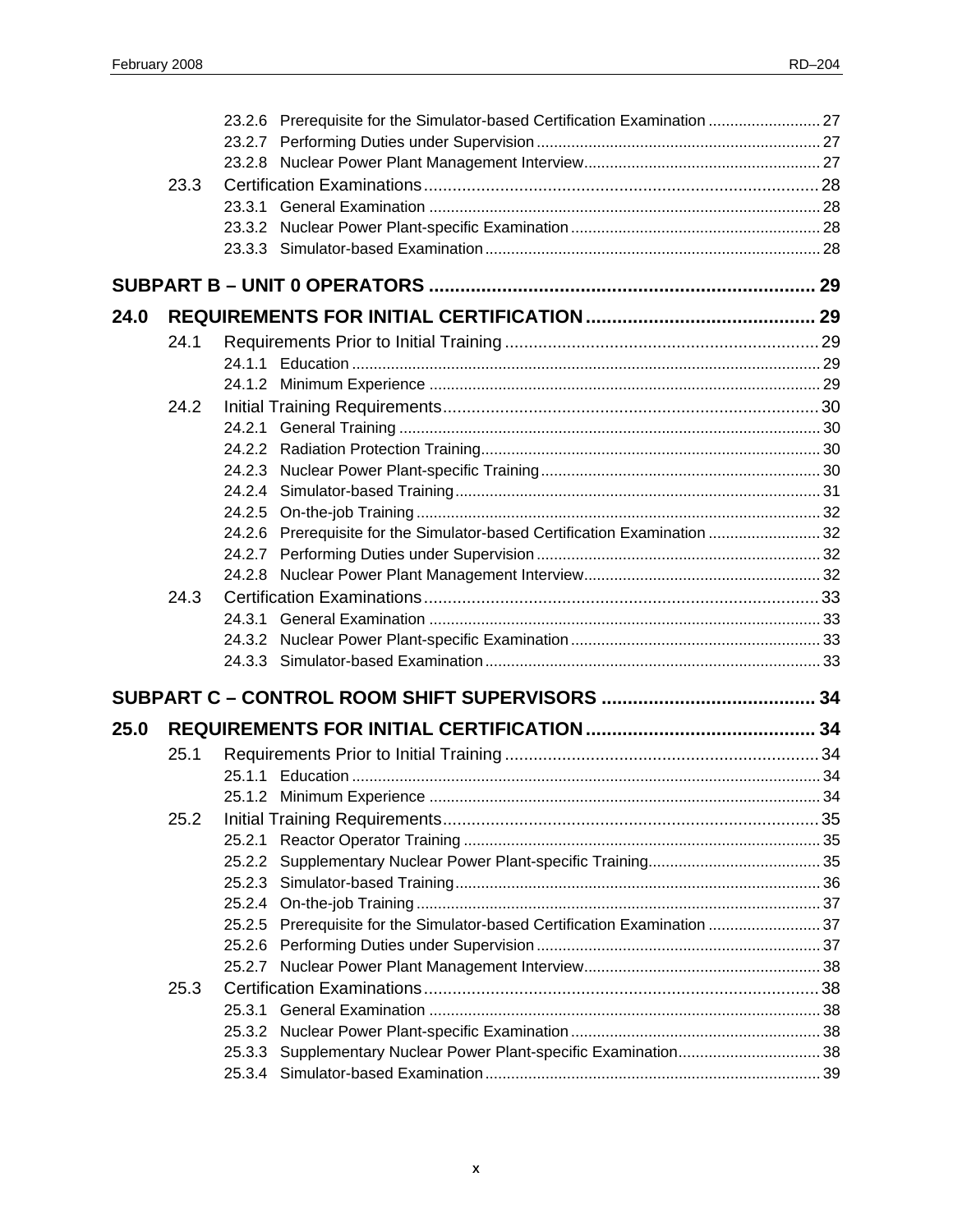23.2.6 Prerequisite for the Simulator-based Certification Examination .......................... 27
23.2.7 Performing Duties under Supervision .................................................................. 27
23.2.8 Nuclear Power Plant Management Interview....................................................... 27

23.3 Certification Examinations..................................................................................... 28
23.3.1 General Examination ........................................................................................... 28
23.3.2 Nuclear Power Plant-specific Examination .......................................................... 28
23.3.3 Simulator-based Examination .............................................................................. 28

**SUBPART B – UNIT 0 OPERATORS ......................................................................... 29**

**24.0 REQUIREMENTS FOR INITIAL CERTIFICATION ............................................ 29**

24.1 Requirements Prior to Initial Training .................................................................. 29
24.1.1 Education ............................................................................................................. 29
24.1.2 Minimum Experience ........................................................................................... 29

24.2 Initial Training Requirements................................................................................ 30
24.2.1 General Training .................................................................................................. 30
24.2.2 Radiation Protection Training............................................................................... 30
24.2.3 Nuclear Power Plant-specific Training................................................................. 30
24.2.4 Simulator-based Training..................................................................................... 31
24.2.5 On-the-job Training .............................................................................................. 32
24.2.6 Prerequisite for the Simulator-based Certification Examination .......................... 32
24.2.7 Performing Duties under Supervision .................................................................. 32
24.2.8 Nuclear Power Plant Management Interview....................................................... 32

24.3 Certification Examinations..................................................................................... 33
24.3.1 General Examination ........................................................................................... 33
24.3.2 Nuclear Power Plant-specific Examination .......................................................... 33
24.3.3 Simulator-based Examination .............................................................................. 33

**SUBPART C – CONTROL ROOM SHIFT SUPERVISORS ......................................... 34**

**25.0 REQUIREMENTS FOR INITIAL CERTIFICATION ............................................ 34**

25.1 Requirements Prior to Initial Training .................................................................. 34
25.1.1 Education ............................................................................................................. 34
25.1.2 Minimum Experience ........................................................................................... 34

25.2 Initial Training Requirements................................................................................ 35
25.2.1 Reactor Operator Training ................................................................................... 35
25.2.2 Supplementary Nuclear Power Plant-specific Training........................................ 35
25.2.3 Simulator-based Training..................................................................................... 36
25.2.4 On-the-job Training .............................................................................................. 37
25.2.5 Prerequisite for the Simulator-based Certification Examination .......................... 37
25.2.6 Performing Duties under Supervision .................................................................. 37
25.2.7 Nuclear Power Plant Management Interview....................................................... 38

25.3 Certification Examinations..................................................................................... 38
25.3.1 General Examination ........................................................................................... 38
25.3.2 Nuclear Power Plant-specific Examination .......................................................... 38
25.3.3 Supplementary Nuclear Power Plant-specific Examination................................. 38
25.3.4 Simulator-based Examination .............................................................................. 39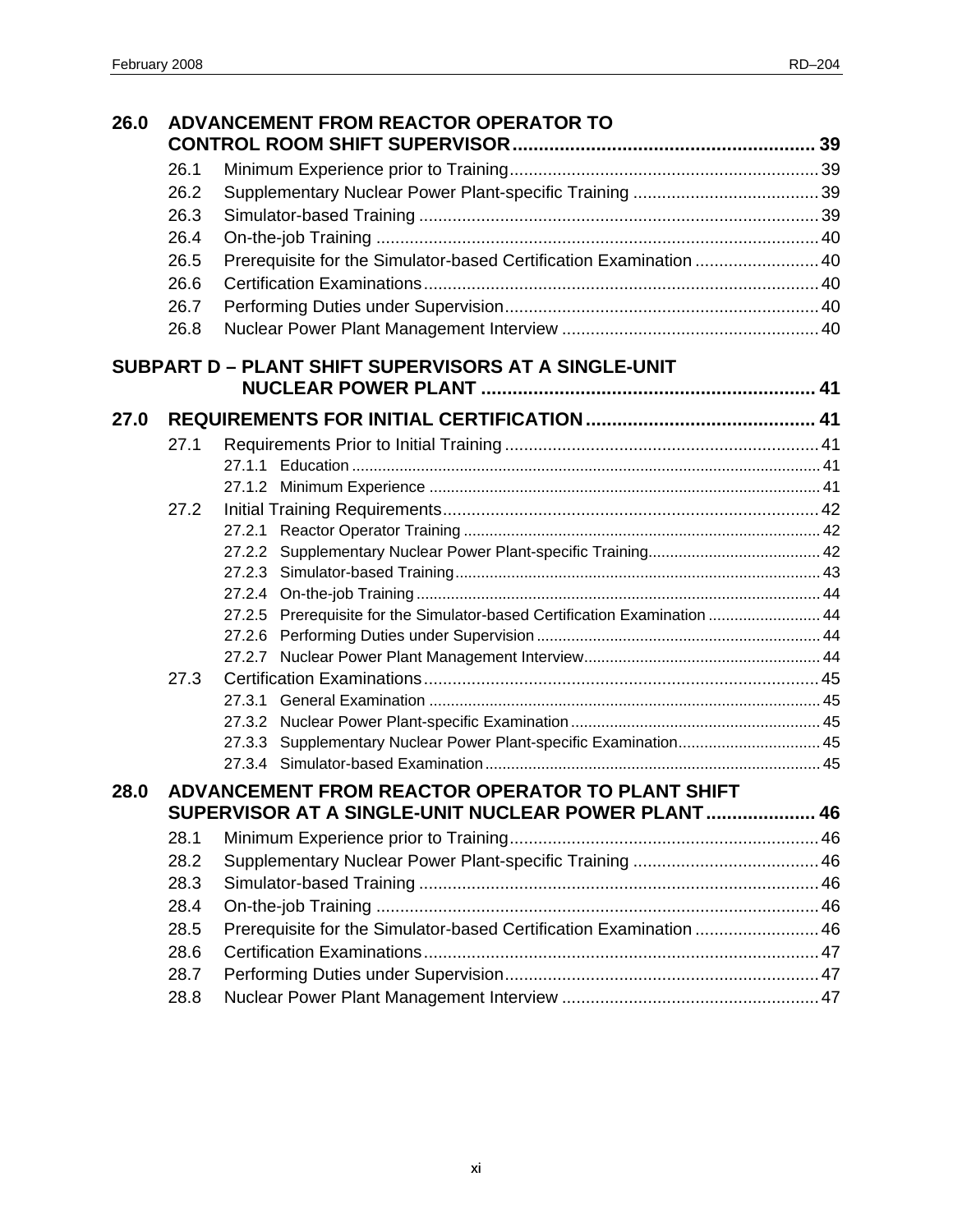**26.0 ADVANCEMENT FROM REACTOR OPERATOR TO CONTROL ROOM SHIFT SUPERVISOR .......... 39**

- 26.1 Minimum Experience prior to Training .......... 39
- 26.2 Supplementary Nuclear Power Plant-specific Training .......... 39
- 26.3 Simulator-based Training .......... 39
- 26.4 On-the-job Training .......... 40
- 26.5 Prerequisite for the Simulator-based Certification Examination .......... 40
- 26.6 Certification Examinations .......... 40
- 26.7 Performing Duties under Supervision .......... 40
- 26.8 Nuclear Power Plant Management Interview .......... 40

**SUBPART D – PLANT SHIFT SUPERVISORS AT A SINGLE-UNIT NUCLEAR POWER PLANT .......... 41**

**27.0 REQUIREMENTS FOR INITIAL CERTIFICATION .......... 41**

- 27.1 Requirements Prior to Initial Training .......... 41
  - 27.1.1 Education .......... 41
  - 27.1.2 Minimum Experience .......... 41
- 27.2 Initial Training Requirements .......... 42
  - 27.2.1 Reactor Operator Training .......... 42
  - 27.2.2 Supplementary Nuclear Power Plant-specific Training .......... 42
  - 27.2.3 Simulator-based Training .......... 43
  - 27.2.4 On-the-job Training .......... 44
  - 27.2.5 Prerequisite for the Simulator-based Certification Examination .......... 44
  - 27.2.6 Performing Duties under Supervision .......... 44
  - 27.2.7 Nuclear Power Plant Management Interview .......... 44
- 27.3 Certification Examinations .......... 45
  - 27.3.1 General Examination .......... 45
  - 27.3.2 Nuclear Power Plant-specific Examination .......... 45
  - 27.3.3 Supplementary Nuclear Power Plant-specific Examination .......... 45
  - 27.3.4 Simulator-based Examination .......... 45

**28.0 ADVANCEMENT FROM REACTOR OPERATOR TO PLANT SHIFT SUPERVISOR AT A SINGLE-UNIT NUCLEAR POWER PLANT .......... 46**

- 28.1 Minimum Experience prior to Training .......... 46
- 28.2 Supplementary Nuclear Power Plant-specific Training .......... 46
- 28.3 Simulator-based Training .......... 46
- 28.4 On-the-job Training .......... 46
- 28.5 Prerequisite for the Simulator-based Certification Examination .......... 46
- 28.6 Certification Examinations .......... 47
- 28.7 Performing Duties under Supervision .......... 47
- 28.8 Nuclear Power Plant Management Interview .......... 47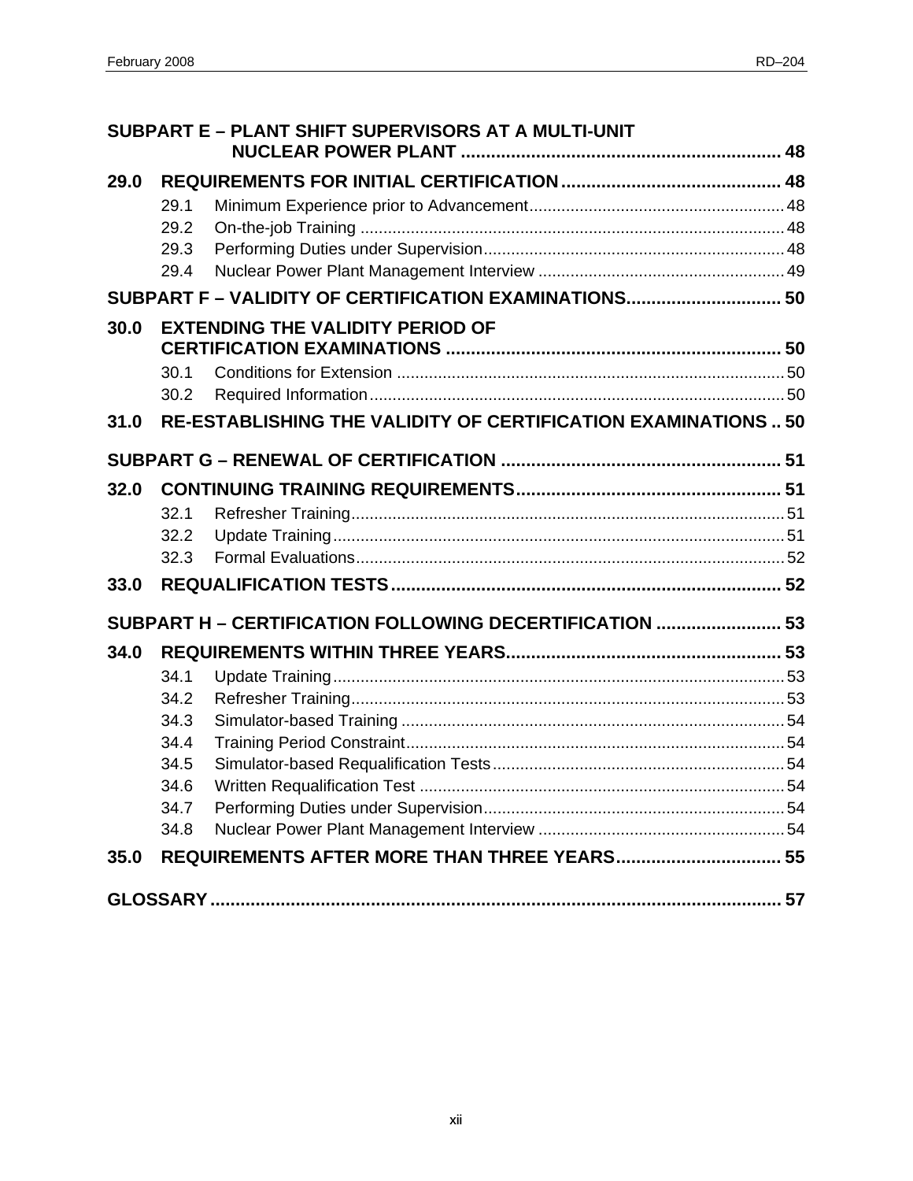**SUBPART E – PLANT SHIFT SUPERVISORS AT A MULTI-UNIT NUCLEAR POWER PLANT ................................................................ 48**

**29.0 REQUIREMENTS FOR INITIAL CERTIFICATION ............................................ 48**

- 29.1 Minimum Experience prior to Advancement ........................................................ 48
- 29.2 On-the-job Training ............................................................................................ 48
- 29.3 Performing Duties under Supervision .................................................................. 48
- 29.4 Nuclear Power Plant Management Interview ...................................................... 49

**SUBPART F – VALIDITY OF CERTIFICATION EXAMINATIONS ............................... 50**

**30.0 EXTENDING THE VALIDITY PERIOD OF CERTIFICATION EXAMINATIONS ................................................................... 50**

- 30.1 Conditions for Extension .................................................................................... 50
- 30.2 Required Information .......................................................................................... 50

**31.0 RE-ESTABLISHING THE VALIDITY OF CERTIFICATION EXAMINATIONS .. 50**

**SUBPART G – RENEWAL OF CERTIFICATION ........................................................ 51**

**32.0 CONTINUING TRAINING REQUIREMENTS ..................................................... 51**

- 32.1 Refresher Training ............................................................................................... 51
- 32.2 Update Training ................................................................................................... 51
- 32.3 Formal Evaluations .............................................................................................. 52

**33.0 REQUALIFICATION TESTS ............................................................................. 52**

**SUBPART H – CERTIFICATION FOLLOWING DECERTIFICATION ......................... 53**

**34.0 REQUIREMENTS WITHIN THREE YEARS ....................................................... 53**

- 34.1 Update Training ................................................................................................... 53
- 34.2 Refresher Training ............................................................................................... 53
- 34.3 Simulator-based Training .................................................................................... 54
- 34.4 Training Period Constraint ................................................................................... 54
- 34.5 Simulator-based Requalification Tests ................................................................ 54
- 34.6 Written Requalification Test ................................................................................ 54
- 34.7 Performing Duties under Supervision .................................................................. 54
- 34.8 Nuclear Power Plant Management Interview ...................................................... 54

**35.0 REQUIREMENTS AFTER MORE THAN THREE YEARS ................................. 55**

**GLOSSARY ................................................................................................................... 57**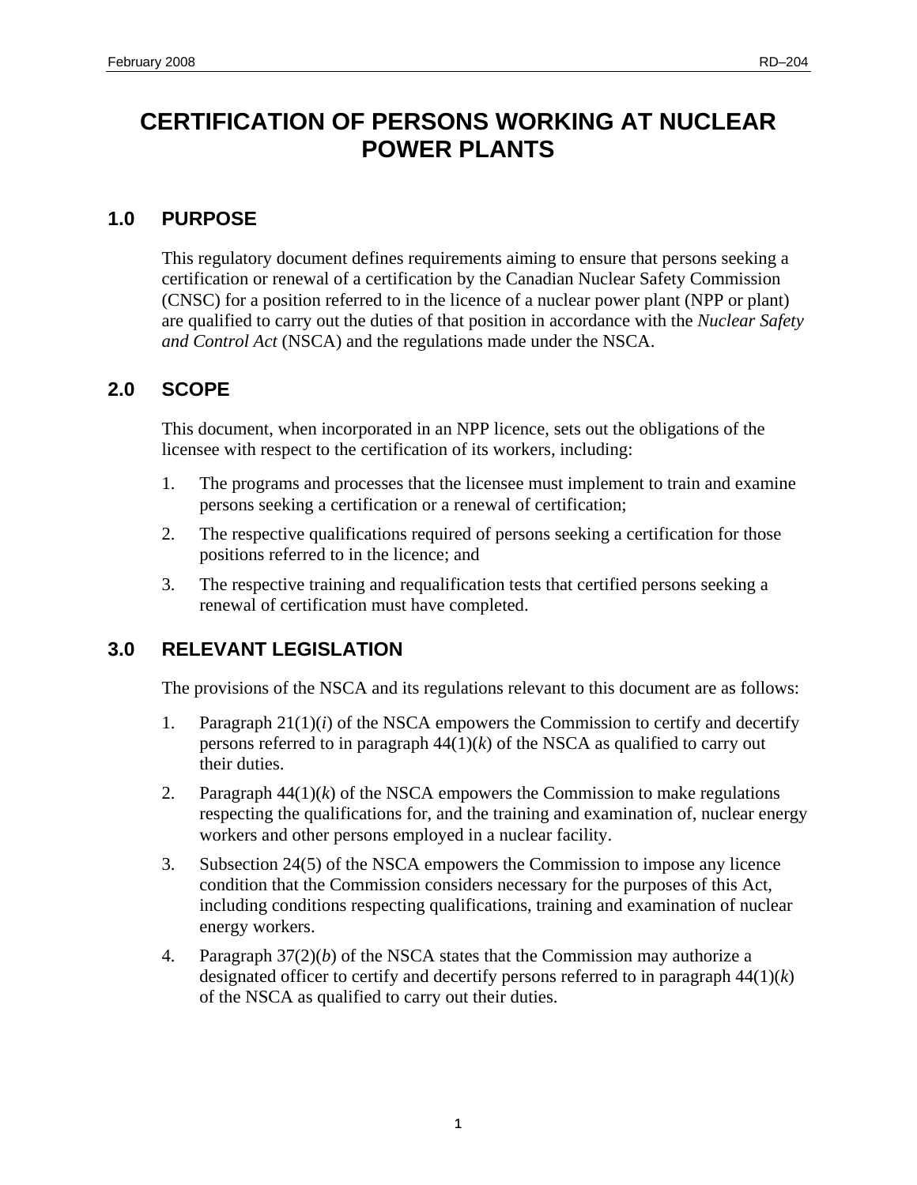# CERTIFICATION OF PERSONS WORKING AT NUCLEAR POWER PLANTS

## 1.0 PURPOSE

This regulatory document defines requirements aiming to ensure that persons seeking a certification or renewal of a certification by the Canadian Nuclear Safety Commission (CNSC) for a position referred to in the licence of a nuclear power plant (NPP or plant) are qualified to carry out the duties of that position in accordance with the *Nuclear Safety and Control Act* (NSCA) and the regulations made under the NSCA.

## 2.0 SCOPE

This document, when incorporated in an NPP licence, sets out the obligations of the licensee with respect to the certification of its workers, including:

1. The programs and processes that the licensee must implement to train and examine persons seeking a certification or a renewal of certification;
2. The respective qualifications required of persons seeking a certification for those positions referred to in the licence; and
3. The respective training and requalification tests that certified persons seeking a renewal of certification must have completed.

## 3.0 RELEVANT LEGISLATION

The provisions of the NSCA and its regulations relevant to this document are as follows:

1. Paragraph 21(1)(*i*) of the NSCA empowers the Commission to certify and decertify persons referred to in paragraph 44(1)(*k*) of the NSCA as qualified to carry out their duties.
2. Paragraph 44(1)(*k*) of the NSCA empowers the Commission to make regulations respecting the qualifications for, and the training and examination of, nuclear energy workers and other persons employed in a nuclear facility.
3. Subsection 24(5) of the NSCA empowers the Commission to impose any licence condition that the Commission considers necessary for the purposes of this Act, including conditions respecting qualifications, training and examination of nuclear energy workers.
4. Paragraph 37(2)(*b*) of the NSCA states that the Commission may authorize a designated officer to certify and decertify persons referred to in paragraph 44(1)(*k*) of the NSCA as qualified to carry out their duties.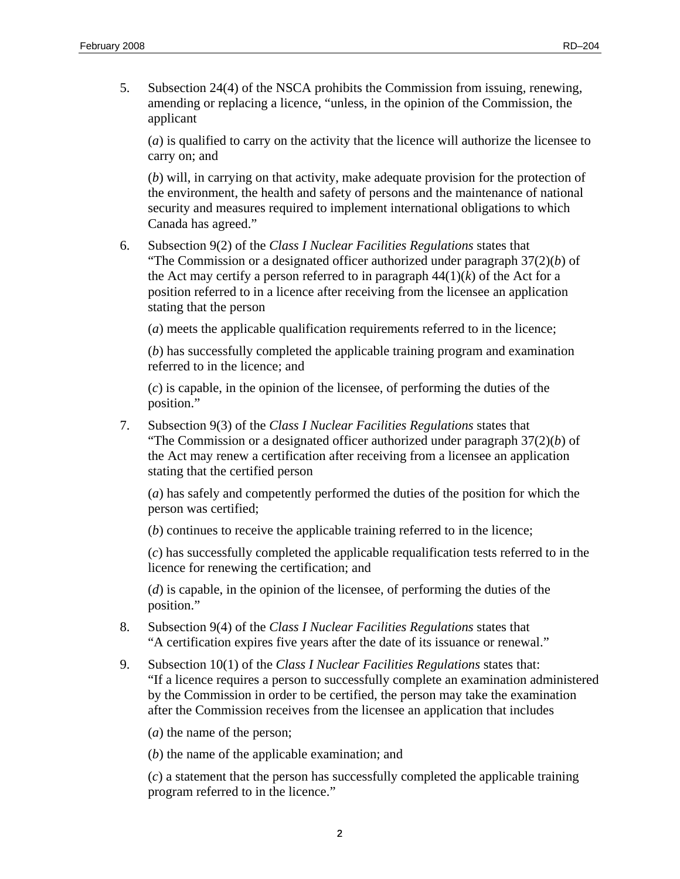5. Subsection 24(4) of the NSCA prohibits the Commission from issuing, renewing, amending or replacing a licence, "unless, in the opinion of the Commission, the applicant

   (*a*) is qualified to carry on the activity that the licence will authorize the licensee to carry on; and

   (*b*) will, in carrying on that activity, make adequate provision for the protection of the environment, the health and safety of persons and the maintenance of national security and measures required to implement international obligations to which Canada has agreed."

6. Subsection 9(2) of the *Class I Nuclear Facilities Regulations* states that "The Commission or a designated officer authorized under paragraph 37(2)(*b*) of the Act may certify a person referred to in paragraph 44(1)(*k*) of the Act for a position referred to in a licence after receiving from the licensee an application stating that the person

   (*a*) meets the applicable qualification requirements referred to in the licence;

   (*b*) has successfully completed the applicable training program and examination referred to in the licence; and

   (*c*) is capable, in the opinion of the licensee, of performing the duties of the position."

7. Subsection 9(3) of the *Class I Nuclear Facilities Regulations* states that "The Commission or a designated officer authorized under paragraph 37(2)(*b*) of the Act may renew a certification after receiving from a licensee an application stating that the certified person

   (*a*) has safely and competently performed the duties of the position for which the person was certified;

   (*b*) continues to receive the applicable training referred to in the licence;

   (*c*) has successfully completed the applicable requalification tests referred to in the licence for renewing the certification; and

   (*d*) is capable, in the opinion of the licensee, of performing the duties of the position."

8. Subsection 9(4) of the *Class I Nuclear Facilities Regulations* states that "A certification expires five years after the date of its issuance or renewal."

9. Subsection 10(1) of the *Class I Nuclear Facilities Regulations* states that: "If a licence requires a person to successfully complete an examination administered by the Commission in order to be certified, the person may take the examination after the Commission receives from the licensee an application that includes

   (*a*) the name of the person;

   (*b*) the name of the applicable examination; and

   (*c*) a statement that the person has successfully completed the applicable training program referred to in the licence."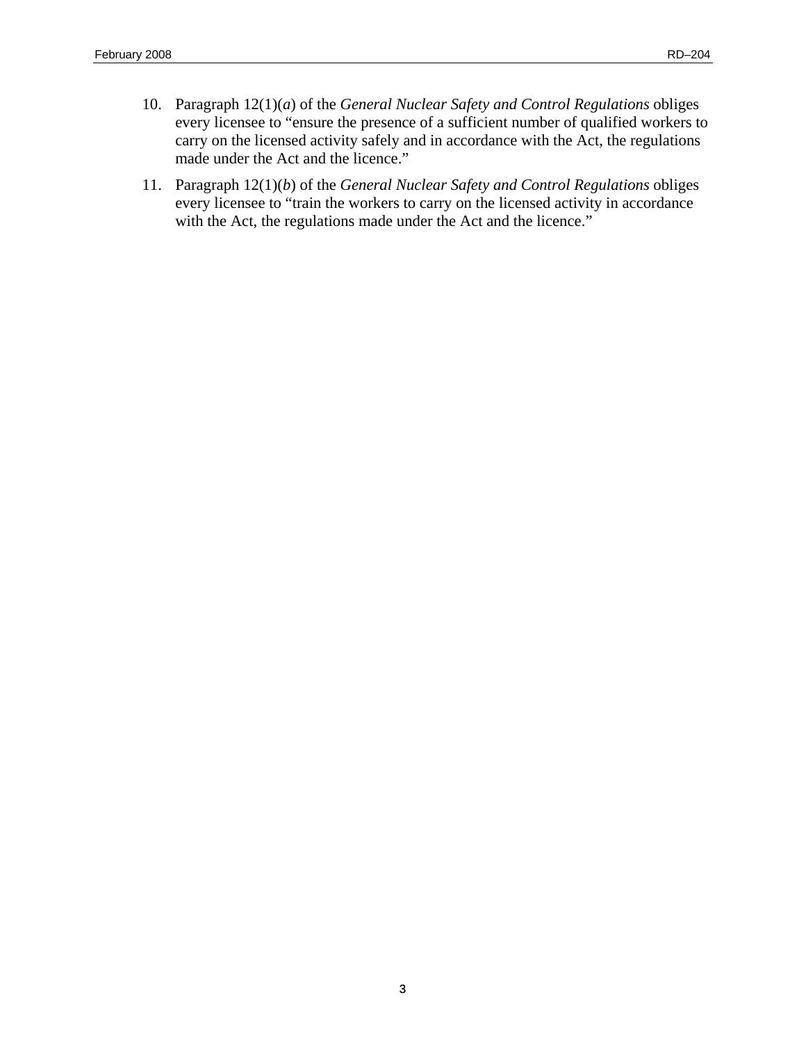10. Paragraph 12(1)(*a*) of the *General Nuclear Safety and Control Regulations* obliges every licensee to "ensure the presence of a sufficient number of qualified workers to carry on the licensed activity safely and in accordance with the Act, the regulations made under the Act and the licence."

11. Paragraph 12(1)(*b*) of the *General Nuclear Safety and Control Regulations* obliges every licensee to "train the workers to carry on the licensed activity in accordance with the Act, the regulations made under the Act and the licence."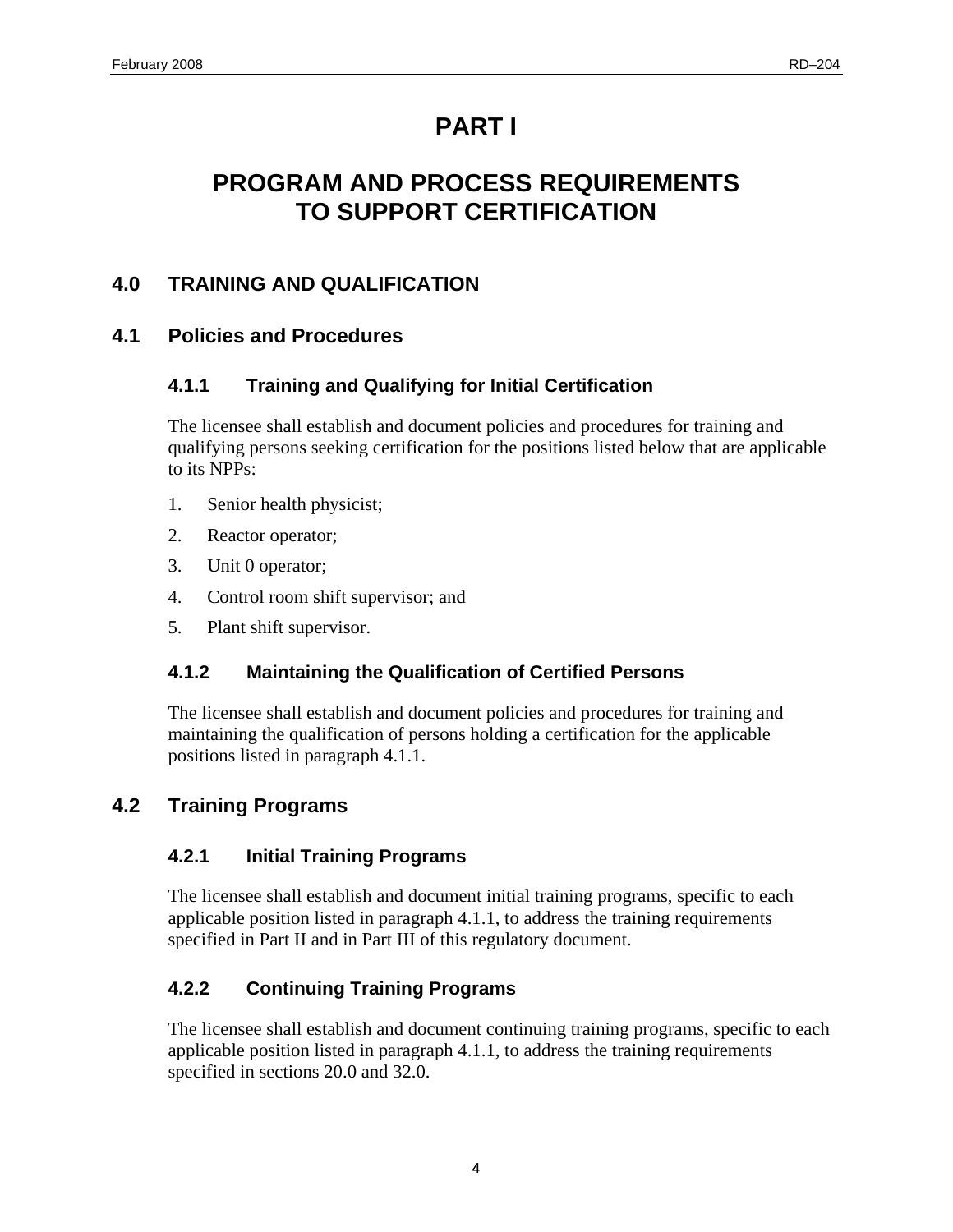# PART I

# PROGRAM AND PROCESS REQUIREMENTS TO SUPPORT CERTIFICATION

## 4.0 TRAINING AND QUALIFICATION

## 4.1 Policies and Procedures

### 4.1.1 Training and Qualifying for Initial Certification

The licensee shall establish and document policies and procedures for training and qualifying persons seeking certification for the positions listed below that are applicable to its NPPs:

1. Senior health physicist;
2. Reactor operator;
3. Unit 0 operator;
4. Control room shift supervisor; and
5. Plant shift supervisor.

### 4.1.2 Maintaining the Qualification of Certified Persons

The licensee shall establish and document policies and procedures for training and maintaining the qualification of persons holding a certification for the applicable positions listed in paragraph 4.1.1.

## 4.2 Training Programs

### 4.2.1 Initial Training Programs

The licensee shall establish and document initial training programs, specific to each applicable position listed in paragraph 4.1.1, to address the training requirements specified in Part II and in Part III of this regulatory document.

### 4.2.2 Continuing Training Programs

The licensee shall establish and document continuing training programs, specific to each applicable position listed in paragraph 4.1.1, to address the training requirements specified in sections 20.0 and 32.0.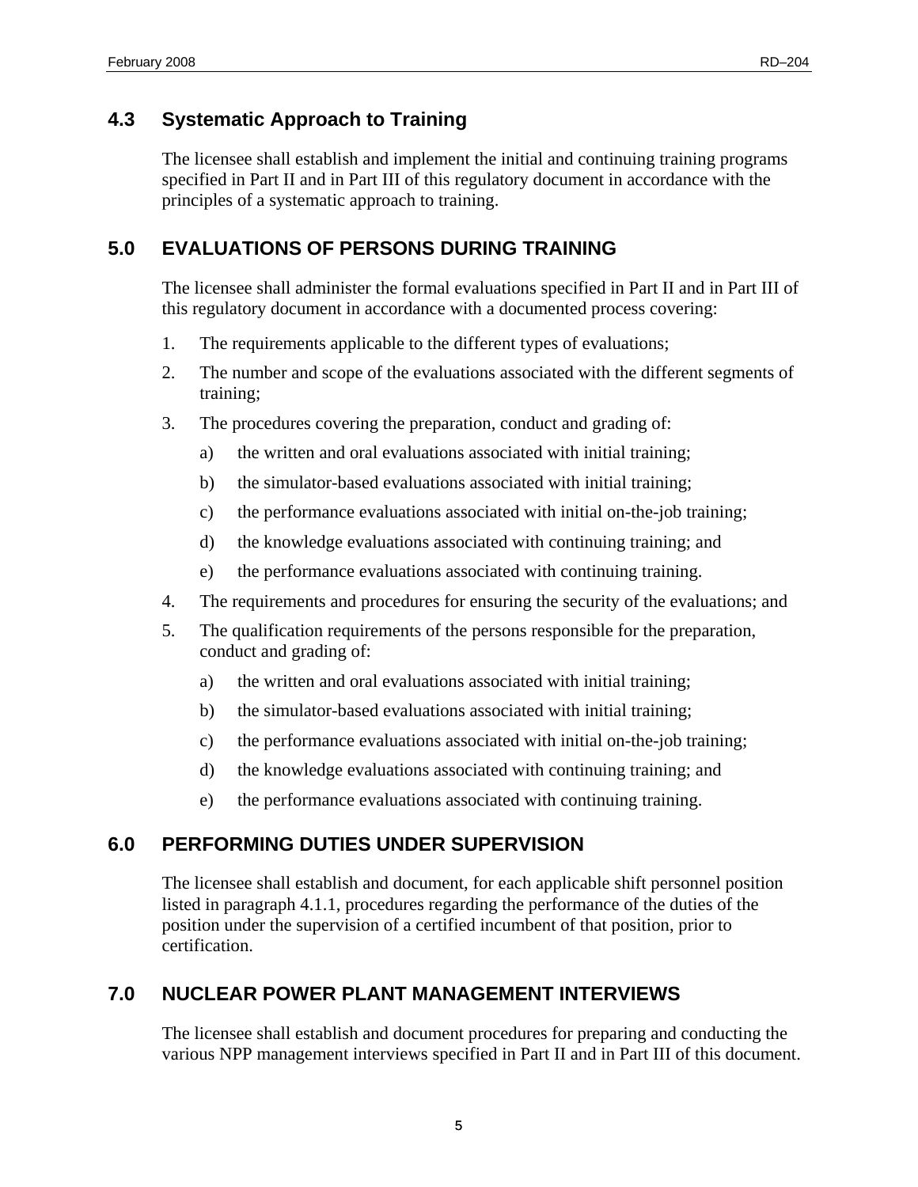### 4.3 Systematic Approach to Training

The licensee shall establish and implement the initial and continuing training programs specified in Part II and in Part III of this regulatory document in accordance with the principles of a systematic approach to training.

## 5.0 EVALUATIONS OF PERSONS DURING TRAINING

The licensee shall administer the formal evaluations specified in Part II and in Part III of this regulatory document in accordance with a documented process covering:

1. The requirements applicable to the different types of evaluations;
2. The number and scope of the evaluations associated with the different segments of training;
3. The procedures covering the preparation, conduct and grading of:
   a) the written and oral evaluations associated with initial training;
   b) the simulator-based evaluations associated with initial training;
   c) the performance evaluations associated with initial on-the-job training;
   d) the knowledge evaluations associated with continuing training; and
   e) the performance evaluations associated with continuing training.
4. The requirements and procedures for ensuring the security of the evaluations; and
5. The qualification requirements of the persons responsible for the preparation, conduct and grading of:
   a) the written and oral evaluations associated with initial training;
   b) the simulator-based evaluations associated with initial training;
   c) the performance evaluations associated with initial on-the-job training;
   d) the knowledge evaluations associated with continuing training; and
   e) the performance evaluations associated with continuing training.

## 6.0 PERFORMING DUTIES UNDER SUPERVISION

The licensee shall establish and document, for each applicable shift personnel position listed in paragraph 4.1.1, procedures regarding the performance of the duties of the position under the supervision of a certified incumbent of that position, prior to certification.

## 7.0 NUCLEAR POWER PLANT MANAGEMENT INTERVIEWS

The licensee shall establish and document procedures for preparing and conducting the various NPP management interviews specified in Part II and in Part III of this document.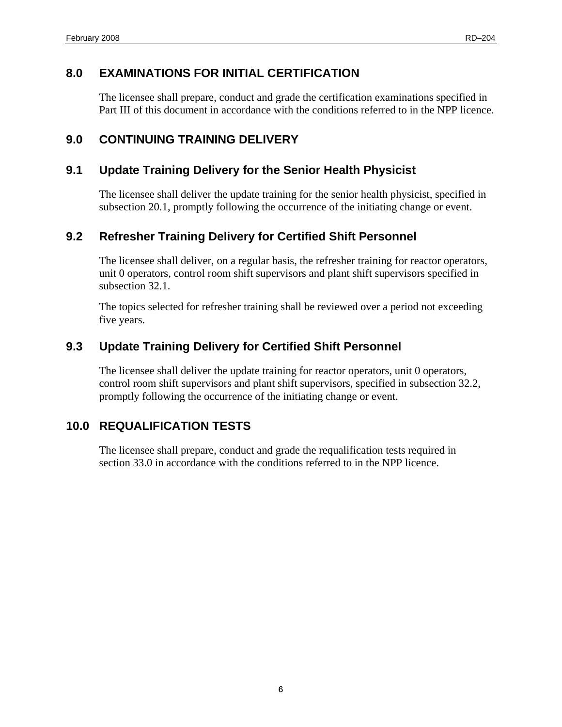## 8.0 EXAMINATIONS FOR INITIAL CERTIFICATION

The licensee shall prepare, conduct and grade the certification examinations specified in Part III of this document in accordance with the conditions referred to in the NPP licence.

## 9.0 CONTINUING TRAINING DELIVERY

### 9.1 Update Training Delivery for the Senior Health Physicist

The licensee shall deliver the update training for the senior health physicist, specified in subsection 20.1, promptly following the occurrence of the initiating change or event.

### 9.2 Refresher Training Delivery for Certified Shift Personnel

The licensee shall deliver, on a regular basis, the refresher training for reactor operators, unit 0 operators, control room shift supervisors and plant shift supervisors specified in subsection 32.1.

The topics selected for refresher training shall be reviewed over a period not exceeding five years.

### 9.3 Update Training Delivery for Certified Shift Personnel

The licensee shall deliver the update training for reactor operators, unit 0 operators, control room shift supervisors and plant shift supervisors, specified in subsection 32.2, promptly following the occurrence of the initiating change or event.

## 10.0 REQUALIFICATION TESTS

The licensee shall prepare, conduct and grade the requalification tests required in section 33.0 in accordance with the conditions referred to in the NPP licence.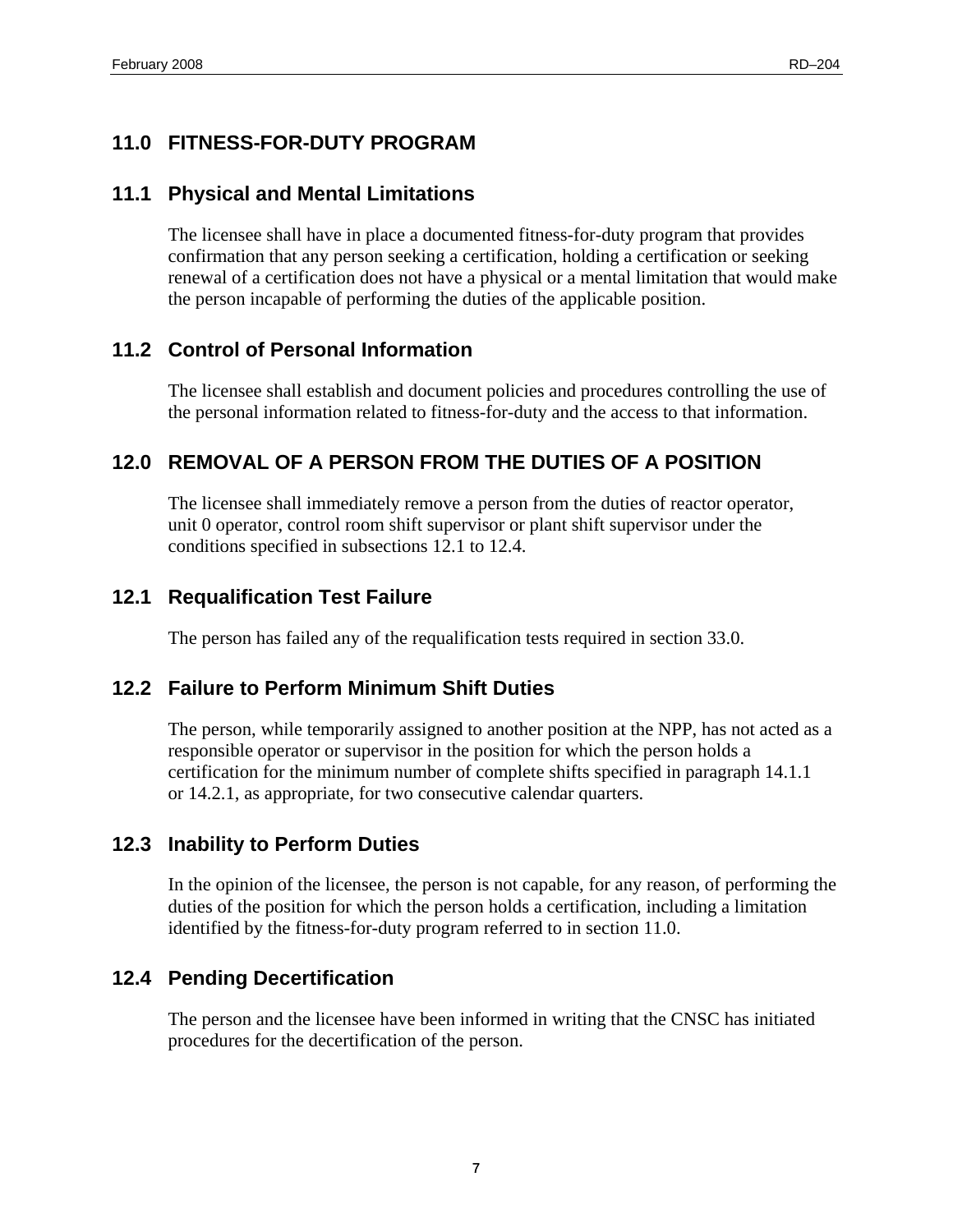# 11.0 FITNESS-FOR-DUTY PROGRAM

## 11.1 Physical and Mental Limitations

The licensee shall have in place a documented fitness-for-duty program that provides confirmation that any person seeking a certification, holding a certification or seeking renewal of a certification does not have a physical or a mental limitation that would make the person incapable of performing the duties of the applicable position.

## 11.2 Control of Personal Information

The licensee shall establish and document policies and procedures controlling the use of the personal information related to fitness-for-duty and the access to that information.

# 12.0 REMOVAL OF A PERSON FROM THE DUTIES OF A POSITION

The licensee shall immediately remove a person from the duties of reactor operator, unit 0 operator, control room shift supervisor or plant shift supervisor under the conditions specified in subsections 12.1 to 12.4.

## 12.1 Requalification Test Failure

The person has failed any of the requalification tests required in section 33.0.

## 12.2 Failure to Perform Minimum Shift Duties

The person, while temporarily assigned to another position at the NPP, has not acted as a responsible operator or supervisor in the position for which the person holds a certification for the minimum number of complete shifts specified in paragraph 14.1.1 or 14.2.1, as appropriate, for two consecutive calendar quarters.

## 12.3 Inability to Perform Duties

In the opinion of the licensee, the person is not capable, for any reason, of performing the duties of the position for which the person holds a certification, including a limitation identified by the fitness-for-duty program referred to in section 11.0.

## 12.4 Pending Decertification

The person and the licensee have been informed in writing that the CNSC has initiated procedures for the decertification of the person.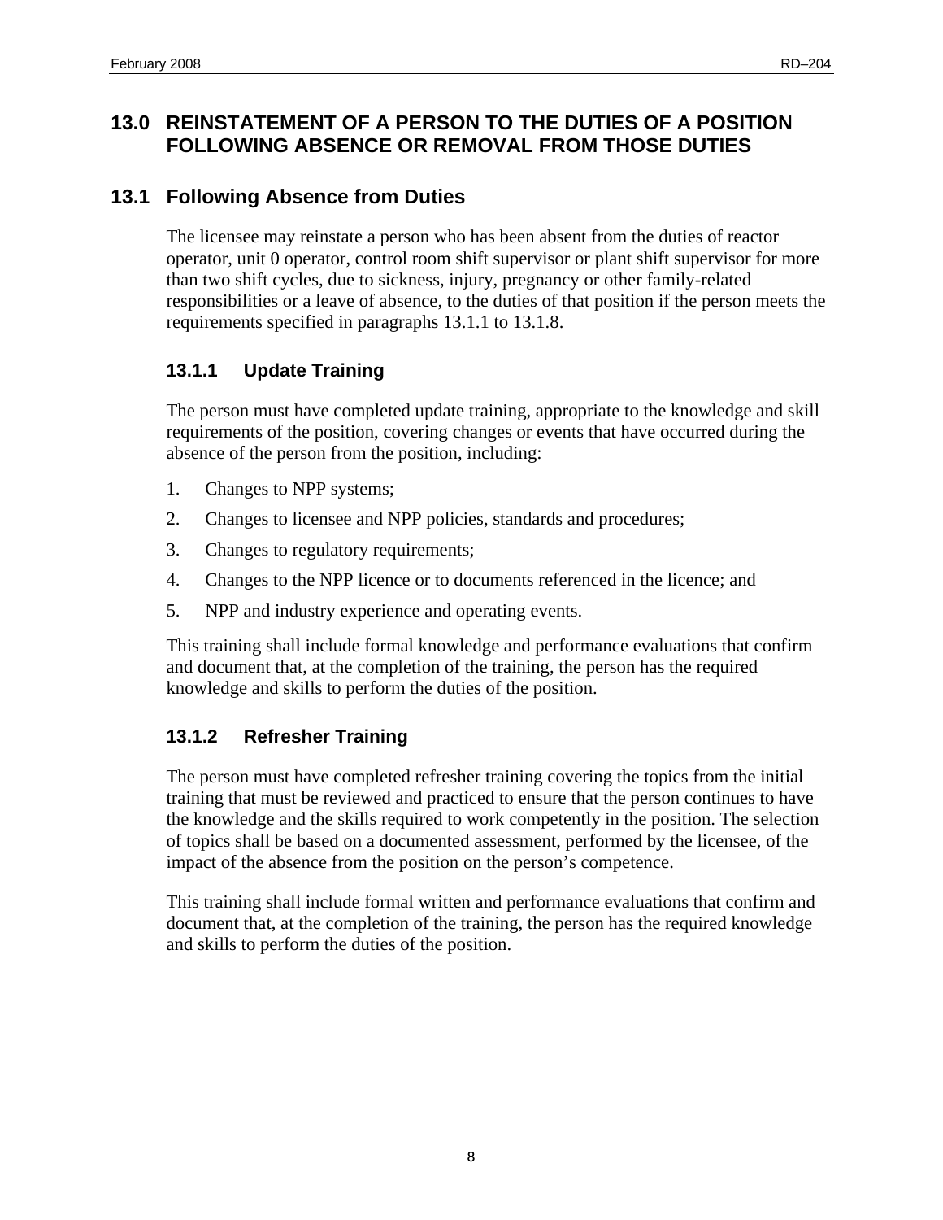## 13.0 REINSTATEMENT OF A PERSON TO THE DUTIES OF A POSITION FOLLOWING ABSENCE OR REMOVAL FROM THOSE DUTIES

## 13.1 Following Absence from Duties

The licensee may reinstate a person who has been absent from the duties of reactor operator, unit 0 operator, control room shift supervisor or plant shift supervisor for more than two shift cycles, due to sickness, injury, pregnancy or other family-related responsibilities or a leave of absence, to the duties of that position if the person meets the requirements specified in paragraphs 13.1.1 to 13.1.8.

### 13.1.1 Update Training

The person must have completed update training, appropriate to the knowledge and skill requirements of the position, covering changes or events that have occurred during the absence of the person from the position, including:

1. Changes to NPP systems;
2. Changes to licensee and NPP policies, standards and procedures;
3. Changes to regulatory requirements;
4. Changes to the NPP licence or to documents referenced in the licence; and
5. NPP and industry experience and operating events.

This training shall include formal knowledge and performance evaluations that confirm and document that, at the completion of the training, the person has the required knowledge and skills to perform the duties of the position.

### 13.1.2 Refresher Training

The person must have completed refresher training covering the topics from the initial training that must be reviewed and practiced to ensure that the person continues to have the knowledge and the skills required to work competently in the position. The selection of topics shall be based on a documented assessment, performed by the licensee, of the impact of the absence from the position on the person's competence.

This training shall include formal written and performance evaluations that confirm and document that, at the completion of the training, the person has the required knowledge and skills to perform the duties of the position.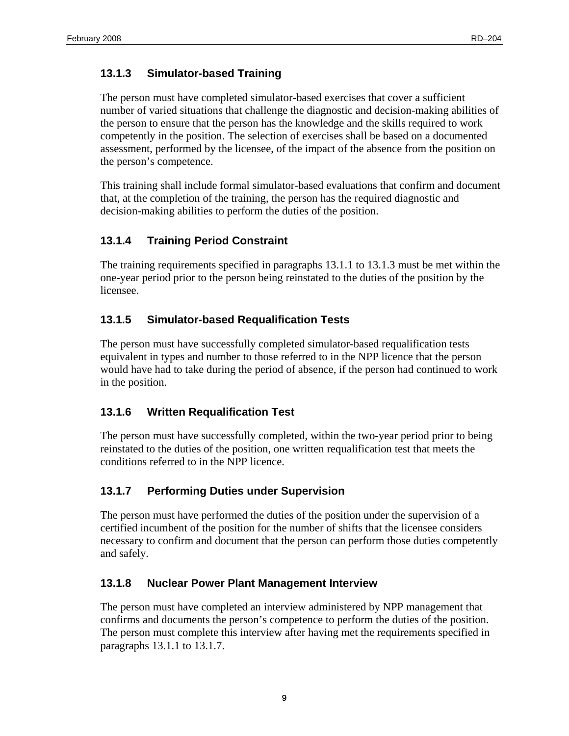### 13.1.3 Simulator-based Training

The person must have completed simulator-based exercises that cover a sufficient number of varied situations that challenge the diagnostic and decision-making abilities of the person to ensure that the person has the knowledge and the skills required to work competently in the position. The selection of exercises shall be based on a documented assessment, performed by the licensee, of the impact of the absence from the position on the person's competence.

This training shall include formal simulator-based evaluations that confirm and document that, at the completion of the training, the person has the required diagnostic and decision-making abilities to perform the duties of the position.

### 13.1.4 Training Period Constraint

The training requirements specified in paragraphs 13.1.1 to 13.1.3 must be met within the one-year period prior to the person being reinstated to the duties of the position by the licensee.

### 13.1.5 Simulator-based Requalification Tests

The person must have successfully completed simulator-based requalification tests equivalent in types and number to those referred to in the NPP licence that the person would have had to take during the period of absence, if the person had continued to work in the position.

### 13.1.6 Written Requalification Test

The person must have successfully completed, within the two-year period prior to being reinstated to the duties of the position, one written requalification test that meets the conditions referred to in the NPP licence.

### 13.1.7 Performing Duties under Supervision

The person must have performed the duties of the position under the supervision of a certified incumbent of the position for the number of shifts that the licensee considers necessary to confirm and document that the person can perform those duties competently and safely.

### 13.1.8 Nuclear Power Plant Management Interview

The person must have completed an interview administered by NPP management that confirms and documents the person's competence to perform the duties of the position. The person must complete this interview after having met the requirements specified in paragraphs 13.1.1 to 13.1.7.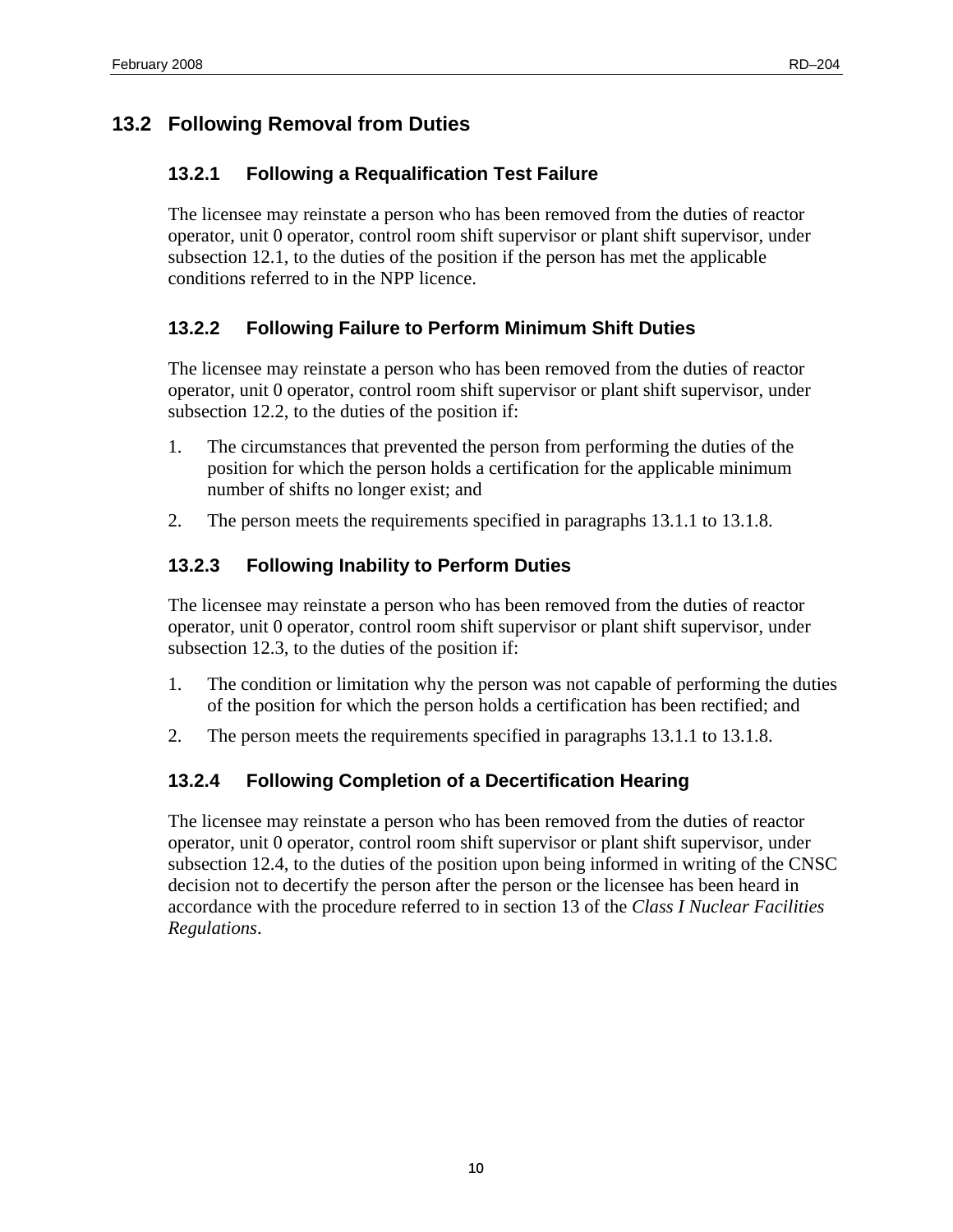## 13.2 Following Removal from Duties

### 13.2.1 Following a Requalification Test Failure

The licensee may reinstate a person who has been removed from the duties of reactor operator, unit 0 operator, control room shift supervisor or plant shift supervisor, under subsection 12.1, to the duties of the position if the person has met the applicable conditions referred to in the NPP licence.

### 13.2.2 Following Failure to Perform Minimum Shift Duties

The licensee may reinstate a person who has been removed from the duties of reactor operator, unit 0 operator, control room shift supervisor or plant shift supervisor, under subsection 12.2, to the duties of the position if:

1. The circumstances that prevented the person from performing the duties of the position for which the person holds a certification for the applicable minimum number of shifts no longer exist; and
2. The person meets the requirements specified in paragraphs 13.1.1 to 13.1.8.

### 13.2.3 Following Inability to Perform Duties

The licensee may reinstate a person who has been removed from the duties of reactor operator, unit 0 operator, control room shift supervisor or plant shift supervisor, under subsection 12.3, to the duties of the position if:

1. The condition or limitation why the person was not capable of performing the duties of the position for which the person holds a certification has been rectified; and
2. The person meets the requirements specified in paragraphs 13.1.1 to 13.1.8.

### 13.2.4 Following Completion of a Decertification Hearing

The licensee may reinstate a person who has been removed from the duties of reactor operator, unit 0 operator, control room shift supervisor or plant shift supervisor, under subsection 12.4, to the duties of the position upon being informed in writing of the CNSC decision not to decertify the person after the person or the licensee has been heard in accordance with the procedure referred to in section 13 of the *Class I Nuclear Facilities Regulations*.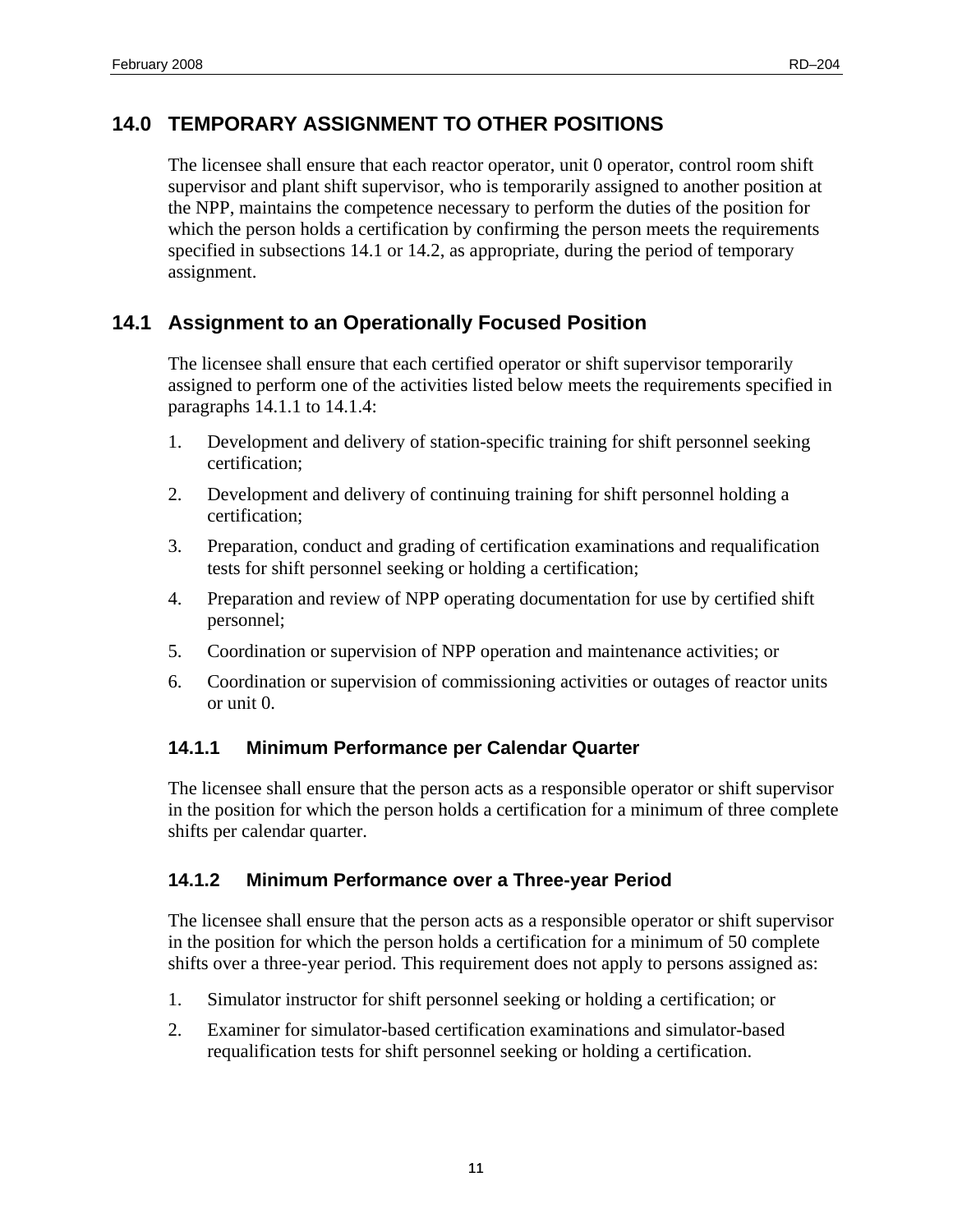## 14.0 TEMPORARY ASSIGNMENT TO OTHER POSITIONS

The licensee shall ensure that each reactor operator, unit 0 operator, control room shift supervisor and plant shift supervisor, who is temporarily assigned to another position at the NPP, maintains the competence necessary to perform the duties of the position for which the person holds a certification by confirming the person meets the requirements specified in subsections 14.1 or 14.2, as appropriate, during the period of temporary assignment.

## 14.1 Assignment to an Operationally Focused Position

The licensee shall ensure that each certified operator or shift supervisor temporarily assigned to perform one of the activities listed below meets the requirements specified in paragraphs 14.1.1 to 14.1.4:

1. Development and delivery of station-specific training for shift personnel seeking certification;
2. Development and delivery of continuing training for shift personnel holding a certification;
3. Preparation, conduct and grading of certification examinations and requalification tests for shift personnel seeking or holding a certification;
4. Preparation and review of NPP operating documentation for use by certified shift personnel;
5. Coordination or supervision of NPP operation and maintenance activities; or
6. Coordination or supervision of commissioning activities or outages of reactor units or unit 0.

### 14.1.1 Minimum Performance per Calendar Quarter

The licensee shall ensure that the person acts as a responsible operator or shift supervisor in the position for which the person holds a certification for a minimum of three complete shifts per calendar quarter.

### 14.1.2 Minimum Performance over a Three-year Period

The licensee shall ensure that the person acts as a responsible operator or shift supervisor in the position for which the person holds a certification for a minimum of 50 complete shifts over a three-year period. This requirement does not apply to persons assigned as:

1. Simulator instructor for shift personnel seeking or holding a certification; or
2. Examiner for simulator-based certification examinations and simulator-based requalification tests for shift personnel seeking or holding a certification.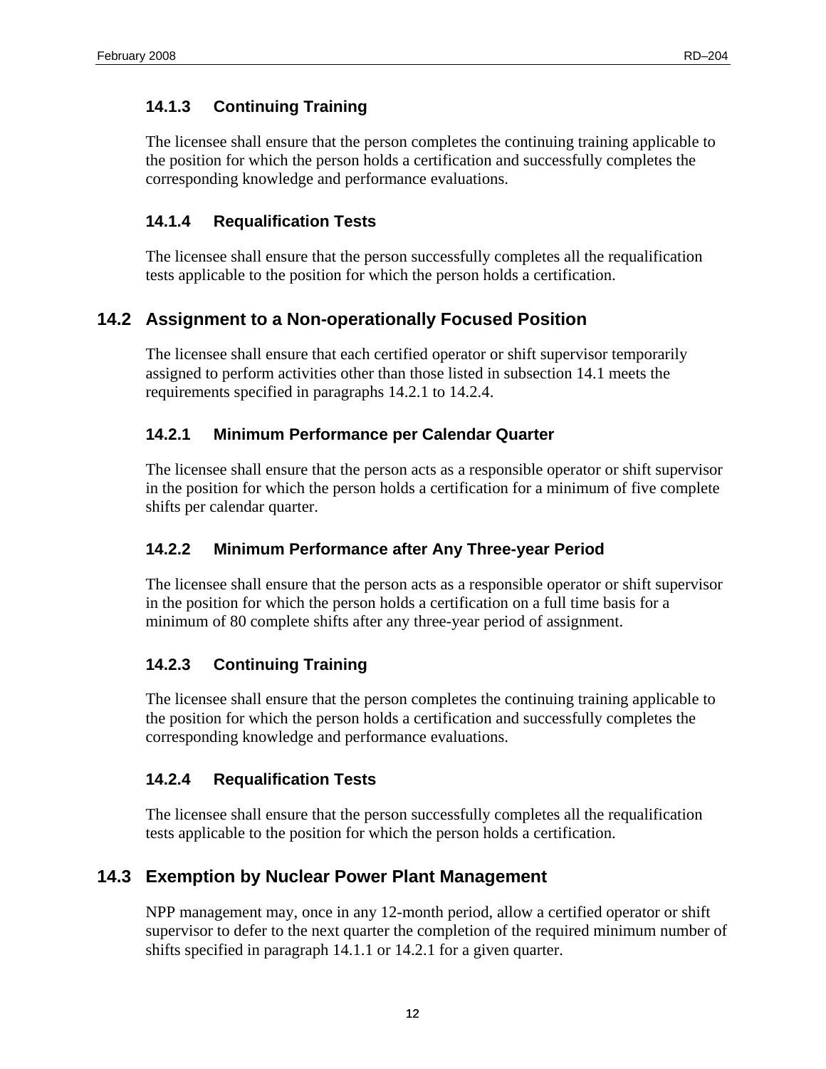#### 14.1.3 Continuing Training

The licensee shall ensure that the person completes the continuing training applicable to the position for which the person holds a certification and successfully completes the corresponding knowledge and performance evaluations.

#### 14.1.4 Requalification Tests

The licensee shall ensure that the person successfully completes all the requalification tests applicable to the position for which the person holds a certification.

### 14.2 Assignment to a Non-operationally Focused Position

The licensee shall ensure that each certified operator or shift supervisor temporarily assigned to perform activities other than those listed in subsection 14.1 meets the requirements specified in paragraphs 14.2.1 to 14.2.4.

#### 14.2.1 Minimum Performance per Calendar Quarter

The licensee shall ensure that the person acts as a responsible operator or shift supervisor in the position for which the person holds a certification for a minimum of five complete shifts per calendar quarter.

#### 14.2.2 Minimum Performance after Any Three-year Period

The licensee shall ensure that the person acts as a responsible operator or shift supervisor in the position for which the person holds a certification on a full time basis for a minimum of 80 complete shifts after any three-year period of assignment.

#### 14.2.3 Continuing Training

The licensee shall ensure that the person completes the continuing training applicable to the position for which the person holds a certification and successfully completes the corresponding knowledge and performance evaluations.

#### 14.2.4 Requalification Tests

The licensee shall ensure that the person successfully completes all the requalification tests applicable to the position for which the person holds a certification.

### 14.3 Exemption by Nuclear Power Plant Management

NPP management may, once in any 12-month period, allow a certified operator or shift supervisor to defer to the next quarter the completion of the required minimum number of shifts specified in paragraph 14.1.1 or 14.2.1 for a given quarter.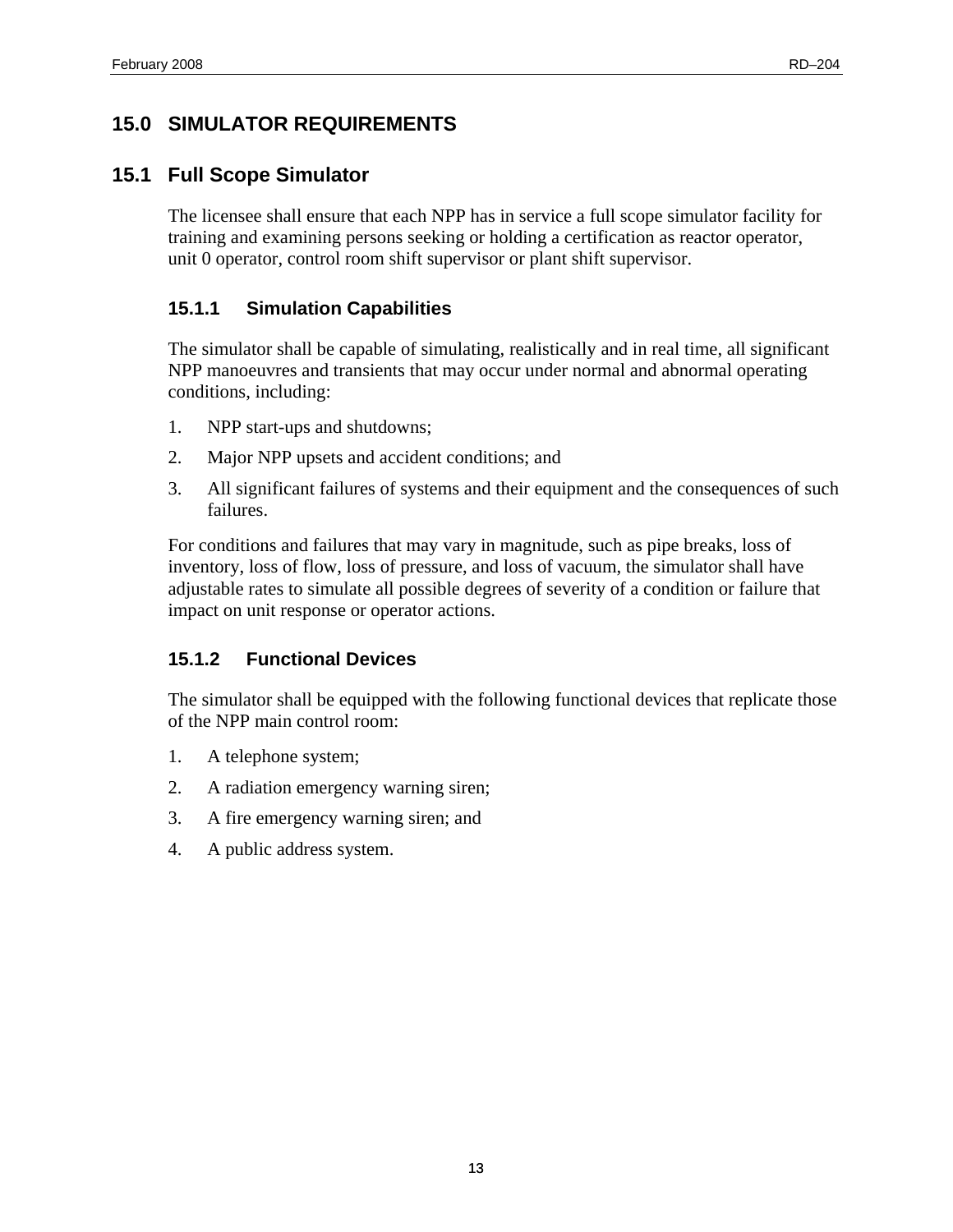# 15.0 SIMULATOR REQUIREMENTS

## 15.1 Full Scope Simulator

The licensee shall ensure that each NPP has in service a full scope simulator facility for training and examining persons seeking or holding a certification as reactor operator, unit 0 operator, control room shift supervisor or plant shift supervisor.

### 15.1.1 Simulation Capabilities

The simulator shall be capable of simulating, realistically and in real time, all significant NPP manoeuvres and transients that may occur under normal and abnormal operating conditions, including:

1. NPP start-ups and shutdowns;
2. Major NPP upsets and accident conditions; and
3. All significant failures of systems and their equipment and the consequences of such failures.

For conditions and failures that may vary in magnitude, such as pipe breaks, loss of inventory, loss of flow, loss of pressure, and loss of vacuum, the simulator shall have adjustable rates to simulate all possible degrees of severity of a condition or failure that impact on unit response or operator actions.

### 15.1.2 Functional Devices

The simulator shall be equipped with the following functional devices that replicate those of the NPP main control room:

1. A telephone system;
2. A radiation emergency warning siren;
3. A fire emergency warning siren; and
4. A public address system.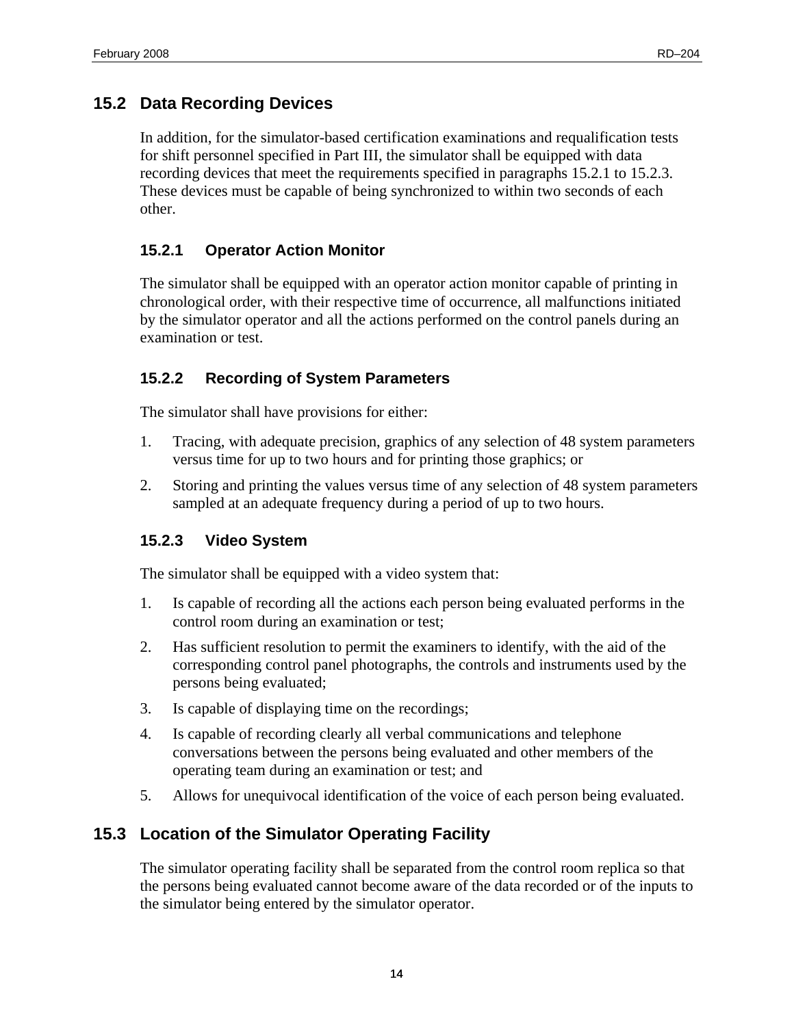## 15.2 Data Recording Devices

In addition, for the simulator-based certification examinations and requalification tests for shift personnel specified in Part III, the simulator shall be equipped with data recording devices that meet the requirements specified in paragraphs 15.2.1 to 15.2.3. These devices must be capable of being synchronized to within two seconds of each other.

### 15.2.1 Operator Action Monitor

The simulator shall be equipped with an operator action monitor capable of printing in chronological order, with their respective time of occurrence, all malfunctions initiated by the simulator operator and all the actions performed on the control panels during an examination or test.

### 15.2.2 Recording of System Parameters

The simulator shall have provisions for either:

1. Tracing, with adequate precision, graphics of any selection of 48 system parameters versus time for up to two hours and for printing those graphics; or
2. Storing and printing the values versus time of any selection of 48 system parameters sampled at an adequate frequency during a period of up to two hours.

### 15.2.3 Video System

The simulator shall be equipped with a video system that:

1. Is capable of recording all the actions each person being evaluated performs in the control room during an examination or test;
2. Has sufficient resolution to permit the examiners to identify, with the aid of the corresponding control panel photographs, the controls and instruments used by the persons being evaluated;
3. Is capable of displaying time on the recordings;
4. Is capable of recording clearly all verbal communications and telephone conversations between the persons being evaluated and other members of the operating team during an examination or test; and
5. Allows for unequivocal identification of the voice of each person being evaluated.

## 15.3 Location of the Simulator Operating Facility

The simulator operating facility shall be separated from the control room replica so that the persons being evaluated cannot become aware of the data recorded or of the inputs to the simulator being entered by the simulator operator.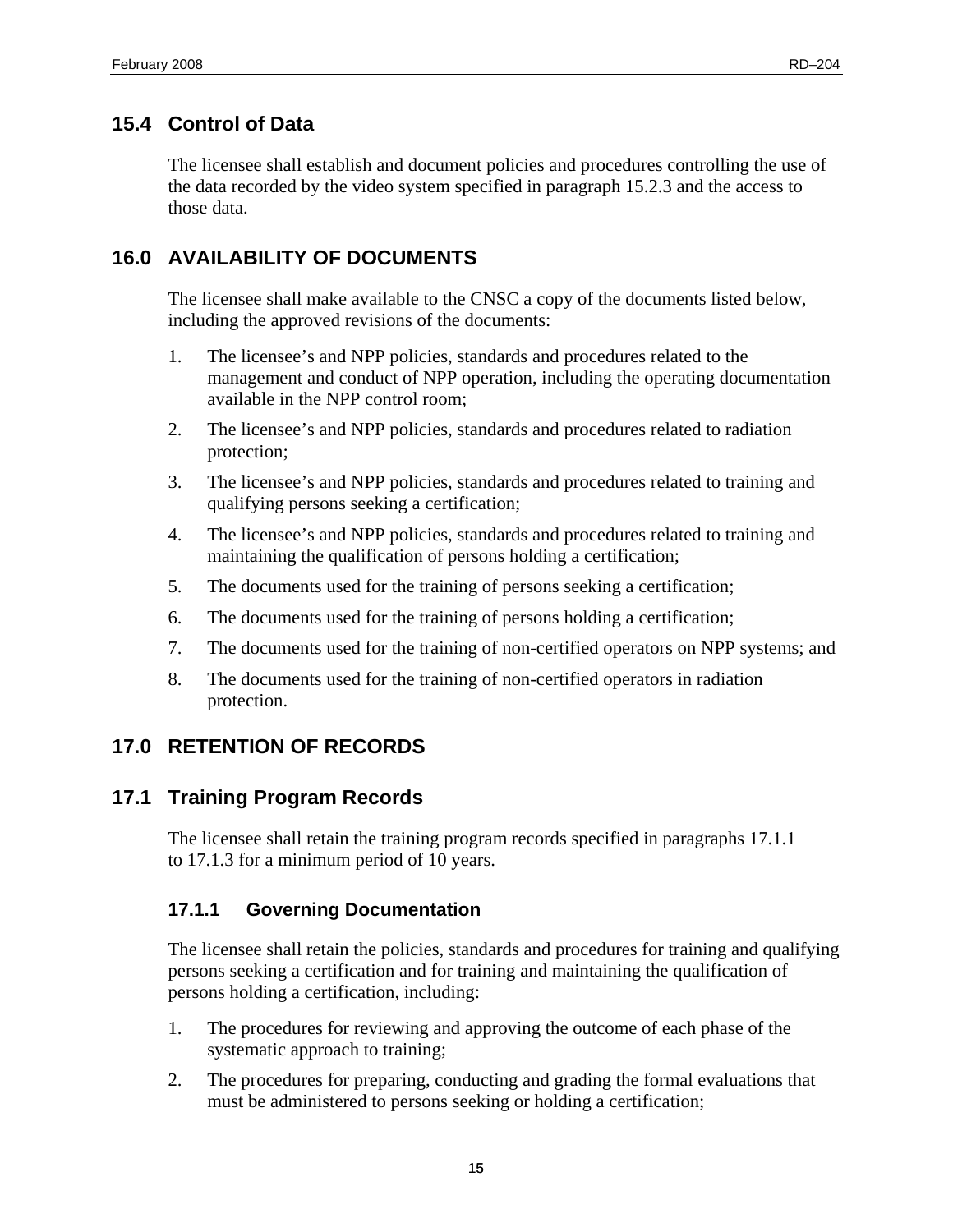## 15.4 Control of Data

The licensee shall establish and document policies and procedures controlling the use of the data recorded by the video system specified in paragraph 15.2.3 and the access to those data.

## 16.0 AVAILABILITY OF DOCUMENTS

The licensee shall make available to the CNSC a copy of the documents listed below, including the approved revisions of the documents:

1. The licensee's and NPP policies, standards and procedures related to the management and conduct of NPP operation, including the operating documentation available in the NPP control room;
2. The licensee's and NPP policies, standards and procedures related to radiation protection;
3. The licensee's and NPP policies, standards and procedures related to training and qualifying persons seeking a certification;
4. The licensee's and NPP policies, standards and procedures related to training and maintaining the qualification of persons holding a certification;
5. The documents used for the training of persons seeking a certification;
6. The documents used for the training of persons holding a certification;
7. The documents used for the training of non-certified operators on NPP systems; and
8. The documents used for the training of non-certified operators in radiation protection.

## 17.0 RETENTION OF RECORDS

## 17.1 Training Program Records

The licensee shall retain the training program records specified in paragraphs 17.1.1 to 17.1.3 for a minimum period of 10 years.

### 17.1.1 Governing Documentation

The licensee shall retain the policies, standards and procedures for training and qualifying persons seeking a certification and for training and maintaining the qualification of persons holding a certification, including:

1. The procedures for reviewing and approving the outcome of each phase of the systematic approach to training;
2. The procedures for preparing, conducting and grading the formal evaluations that must be administered to persons seeking or holding a certification;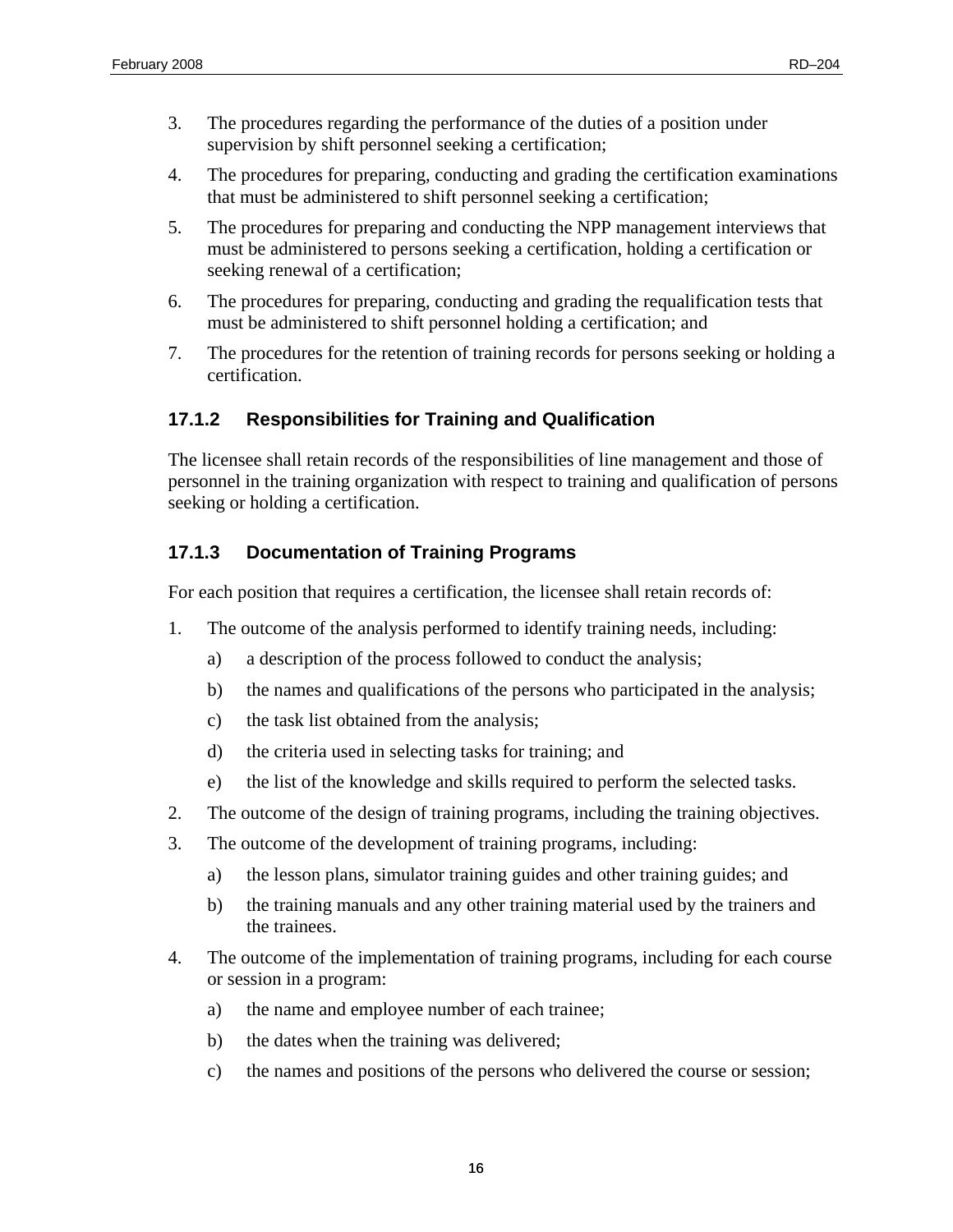3. The procedures regarding the performance of the duties of a position under supervision by shift personnel seeking a certification;
4. The procedures for preparing, conducting and grading the certification examinations that must be administered to shift personnel seeking a certification;
5. The procedures for preparing and conducting the NPP management interviews that must be administered to persons seeking a certification, holding a certification or seeking renewal of a certification;
6. The procedures for preparing, conducting and grading the requalification tests that must be administered to shift personnel holding a certification; and
7. The procedures for the retention of training records for persons seeking or holding a certification.

### 17.1.2 Responsibilities for Training and Qualification

The licensee shall retain records of the responsibilities of line management and those of personnel in the training organization with respect to training and qualification of persons seeking or holding a certification.

### 17.1.3 Documentation of Training Programs

For each position that requires a certification, the licensee shall retain records of:

1. The outcome of the analysis performed to identify training needs, including:
   a) a description of the process followed to conduct the analysis;
   b) the names and qualifications of the persons who participated in the analysis;
   c) the task list obtained from the analysis;
   d) the criteria used in selecting tasks for training; and
   e) the list of the knowledge and skills required to perform the selected tasks.
2. The outcome of the design of training programs, including the training objectives.
3. The outcome of the development of training programs, including:
   a) the lesson plans, simulator training guides and other training guides; and
   b) the training manuals and any other training material used by the trainers and the trainees.
4. The outcome of the implementation of training programs, including for each course or session in a program:
   a) the name and employee number of each trainee;
   b) the dates when the training was delivered;
   c) the names and positions of the persons who delivered the course or session;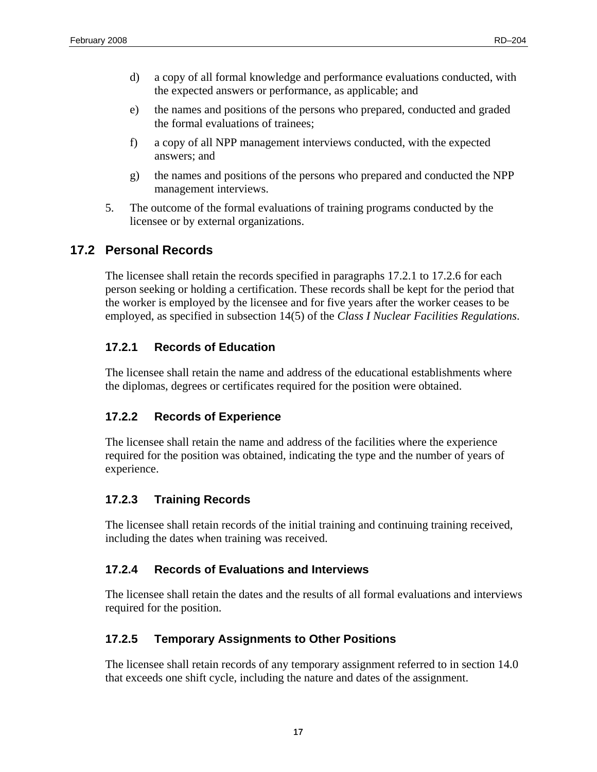d) a copy of all formal knowledge and performance evaluations conducted, with the expected answers or performance, as applicable; and

e) the names and positions of the persons who prepared, conducted and graded the formal evaluations of trainees;

f) a copy of all NPP management interviews conducted, with the expected answers; and

g) the names and positions of the persons who prepared and conducted the NPP management interviews.

5. The outcome of the formal evaluations of training programs conducted by the licensee or by external organizations.

## 17.2 Personal Records

The licensee shall retain the records specified in paragraphs 17.2.1 to 17.2.6 for each person seeking or holding a certification. These records shall be kept for the period that the worker is employed by the licensee and for five years after the worker ceases to be employed, as specified in subsection 14(5) of the *Class I Nuclear Facilities Regulations*.

### 17.2.1 Records of Education

The licensee shall retain the name and address of the educational establishments where the diplomas, degrees or certificates required for the position were obtained.

### 17.2.2 Records of Experience

The licensee shall retain the name and address of the facilities where the experience required for the position was obtained, indicating the type and the number of years of experience.

### 17.2.3 Training Records

The licensee shall retain records of the initial training and continuing training received, including the dates when training was received.

### 17.2.4 Records of Evaluations and Interviews

The licensee shall retain the dates and the results of all formal evaluations and interviews required for the position.

### 17.2.5 Temporary Assignments to Other Positions

The licensee shall retain records of any temporary assignment referred to in section 14.0 that exceeds one shift cycle, including the nature and dates of the assignment.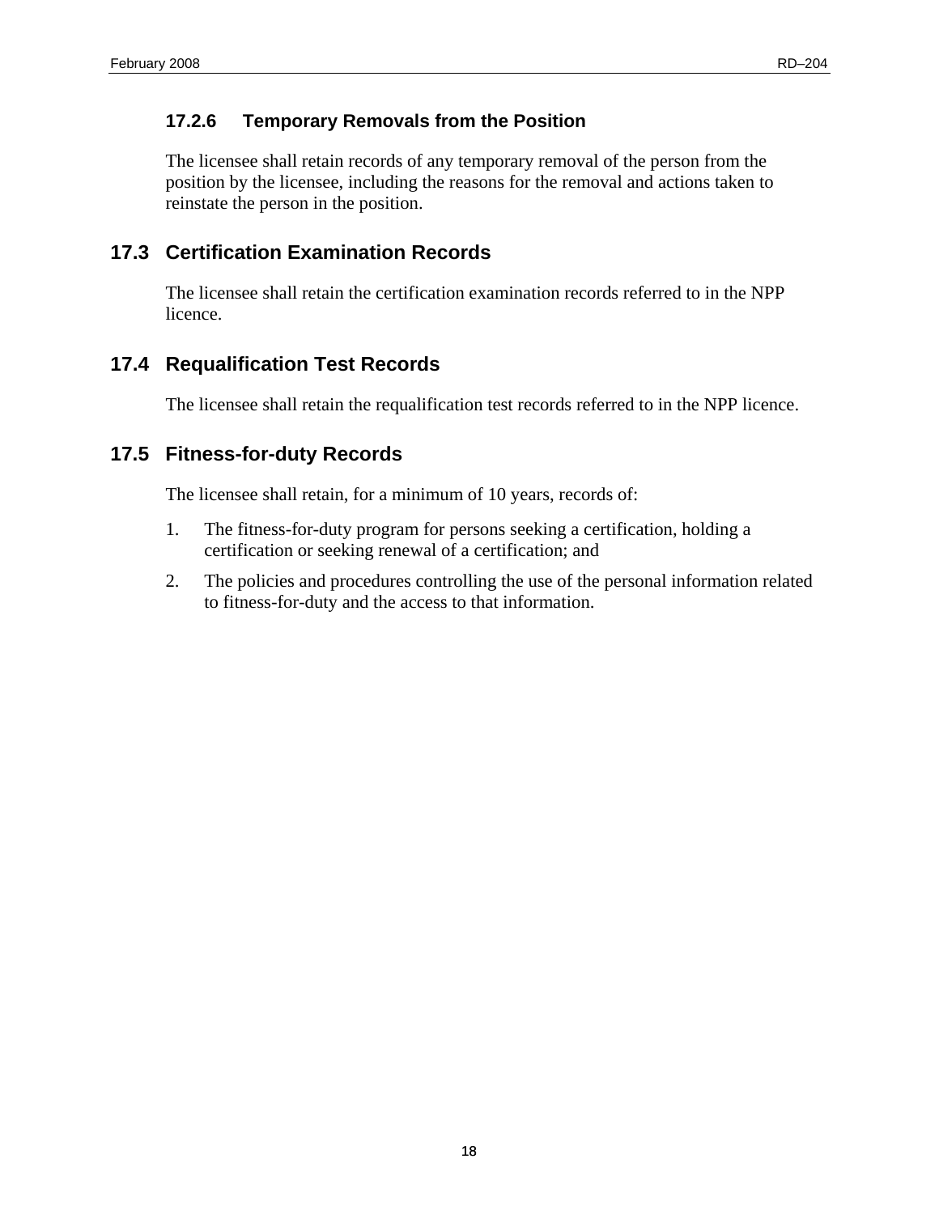### 17.2.6 Temporary Removals from the Position

The licensee shall retain records of any temporary removal of the person from the position by the licensee, including the reasons for the removal and actions taken to reinstate the person in the position.

## 17.3 Certification Examination Records

The licensee shall retain the certification examination records referred to in the NPP licence.

## 17.4 Requalification Test Records

The licensee shall retain the requalification test records referred to in the NPP licence.

## 17.5 Fitness-for-duty Records

The licensee shall retain, for a minimum of 10 years, records of:

1. The fitness-for-duty program for persons seeking a certification, holding a certification or seeking renewal of a certification; and
2. The policies and procedures controlling the use of the personal information related to fitness-for-duty and the access to that information.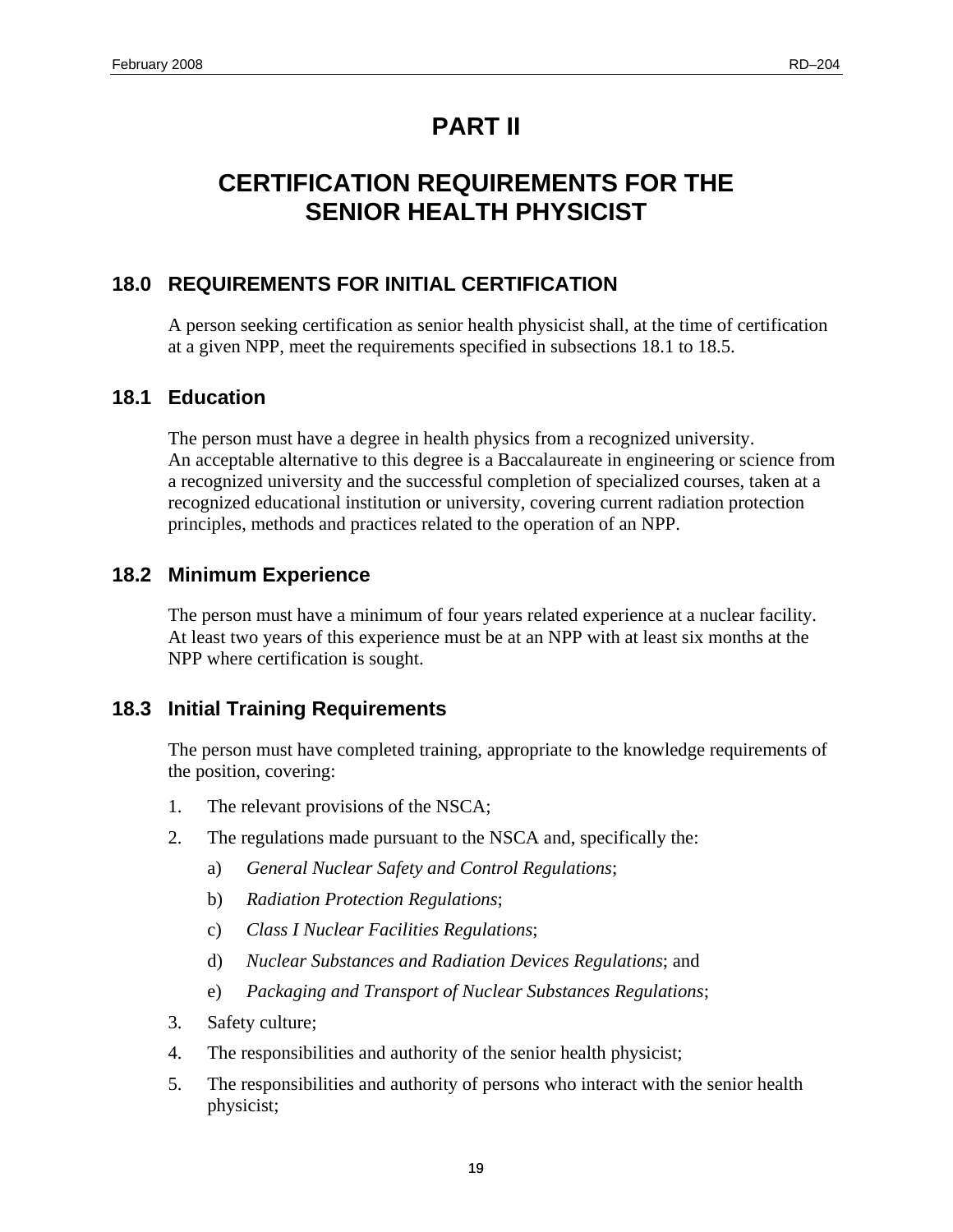# PART II

# CERTIFICATION REQUIREMENTS FOR THE SENIOR HEALTH PHYSICIST

## 18.0 REQUIREMENTS FOR INITIAL CERTIFICATION

A person seeking certification as senior health physicist shall, at the time of certification at a given NPP, meet the requirements specified in subsections 18.1 to 18.5.

## 18.1 Education

The person must have a degree in health physics from a recognized university. An acceptable alternative to this degree is a Baccalaureate in engineering or science from a recognized university and the successful completion of specialized courses, taken at a recognized educational institution or university, covering current radiation protection principles, methods and practices related to the operation of an NPP.

## 18.2 Minimum Experience

The person must have a minimum of four years related experience at a nuclear facility. At least two years of this experience must be at an NPP with at least six months at the NPP where certification is sought.

## 18.3 Initial Training Requirements

The person must have completed training, appropriate to the knowledge requirements of the position, covering:

1. The relevant provisions of the NSCA;
2. The regulations made pursuant to the NSCA and, specifically the:
   a) *General Nuclear Safety and Control Regulations*;
   b) *Radiation Protection Regulations*;
   c) *Class I Nuclear Facilities Regulations*;
   d) *Nuclear Substances and Radiation Devices Regulations*; and
   e) *Packaging and Transport of Nuclear Substances Regulations*;
3. Safety culture;
4. The responsibilities and authority of the senior health physicist;
5. The responsibilities and authority of persons who interact with the senior health physicist;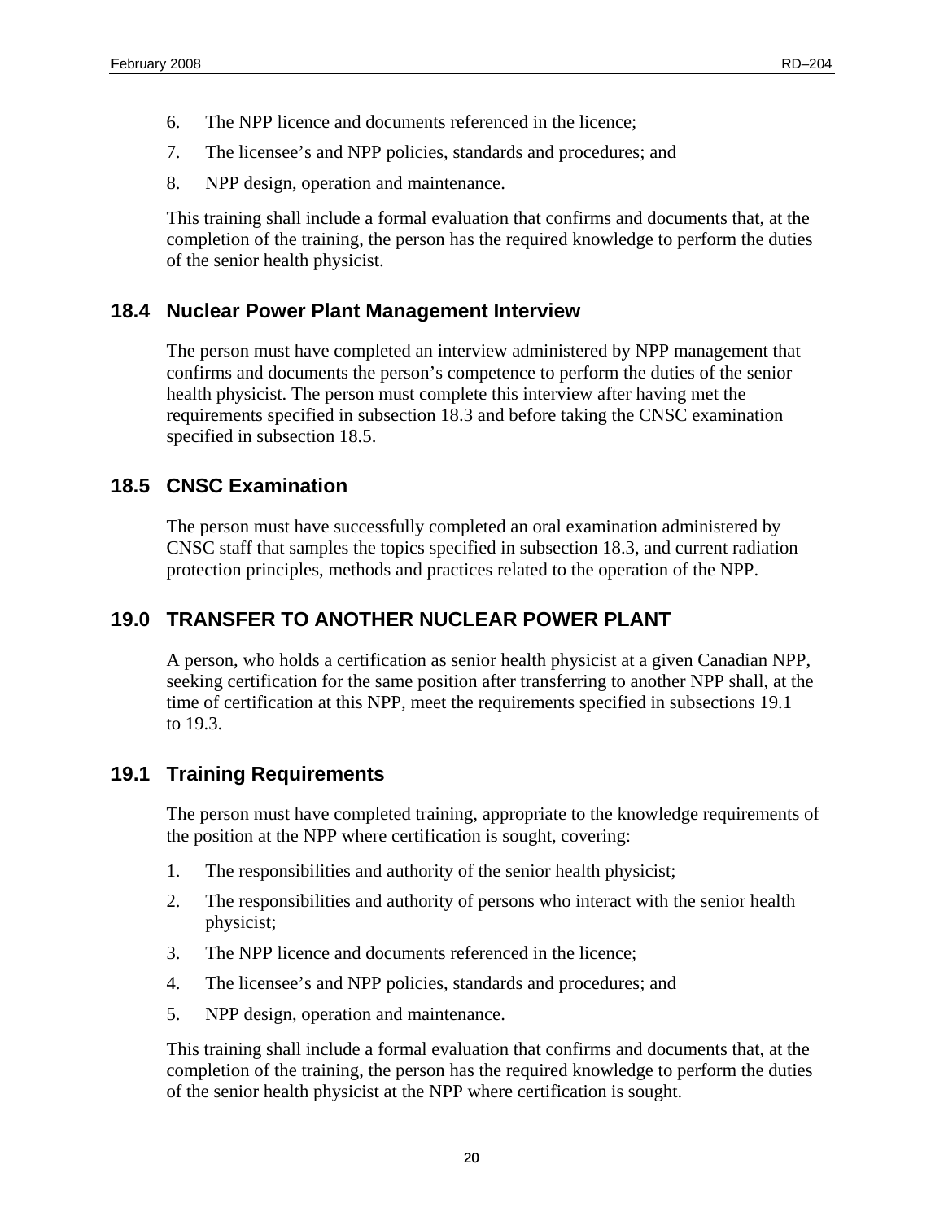6. The NPP licence and documents referenced in the licence;
7. The licensee's and NPP policies, standards and procedures; and
8. NPP design, operation and maintenance.

This training shall include a formal evaluation that confirms and documents that, at the completion of the training, the person has the required knowledge to perform the duties of the senior health physicist.

## 18.4 Nuclear Power Plant Management Interview

The person must have completed an interview administered by NPP management that confirms and documents the person's competence to perform the duties of the senior health physicist. The person must complete this interview after having met the requirements specified in subsection 18.3 and before taking the CNSC examination specified in subsection 18.5.

## 18.5 CNSC Examination

The person must have successfully completed an oral examination administered by CNSC staff that samples the topics specified in subsection 18.3, and current radiation protection principles, methods and practices related to the operation of the NPP.

## 19.0 TRANSFER TO ANOTHER NUCLEAR POWER PLANT

A person, who holds a certification as senior health physicist at a given Canadian NPP, seeking certification for the same position after transferring to another NPP shall, at the time of certification at this NPP, meet the requirements specified in subsections 19.1 to 19.3.

## 19.1 Training Requirements

The person must have completed training, appropriate to the knowledge requirements of the position at the NPP where certification is sought, covering:

1. The responsibilities and authority of the senior health physicist;
2. The responsibilities and authority of persons who interact with the senior health physicist;
3. The NPP licence and documents referenced in the licence;
4. The licensee's and NPP policies, standards and procedures; and
5. NPP design, operation and maintenance.

This training shall include a formal evaluation that confirms and documents that, at the completion of the training, the person has the required knowledge to perform the duties of the senior health physicist at the NPP where certification is sought.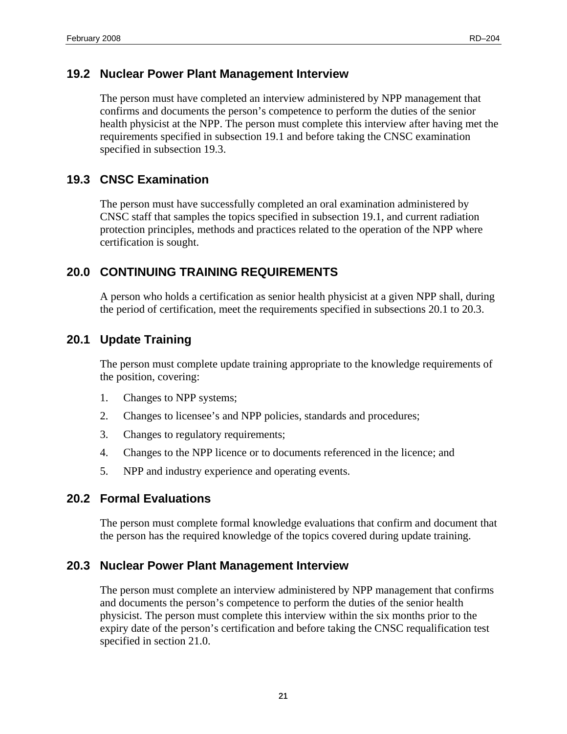## 19.2 Nuclear Power Plant Management Interview

The person must have completed an interview administered by NPP management that confirms and documents the person's competence to perform the duties of the senior health physicist at the NPP. The person must complete this interview after having met the requirements specified in subsection 19.1 and before taking the CNSC examination specified in subsection 19.3.

## 19.3 CNSC Examination

The person must have successfully completed an oral examination administered by CNSC staff that samples the topics specified in subsection 19.1, and current radiation protection principles, methods and practices related to the operation of the NPP where certification is sought.

# 20.0 CONTINUING TRAINING REQUIREMENTS

A person who holds a certification as senior health physicist at a given NPP shall, during the period of certification, meet the requirements specified in subsections 20.1 to 20.3.

## 20.1 Update Training

The person must complete update training appropriate to the knowledge requirements of the position, covering:

1. Changes to NPP systems;
2. Changes to licensee's and NPP policies, standards and procedures;
3. Changes to regulatory requirements;
4. Changes to the NPP licence or to documents referenced in the licence; and
5. NPP and industry experience and operating events.

## 20.2 Formal Evaluations

The person must complete formal knowledge evaluations that confirm and document that the person has the required knowledge of the topics covered during update training.

## 20.3 Nuclear Power Plant Management Interview

The person must complete an interview administered by NPP management that confirms and documents the person's competence to perform the duties of the senior health physicist. The person must complete this interview within the six months prior to the expiry date of the person's certification and before taking the CNSC requalification test specified in section 21.0.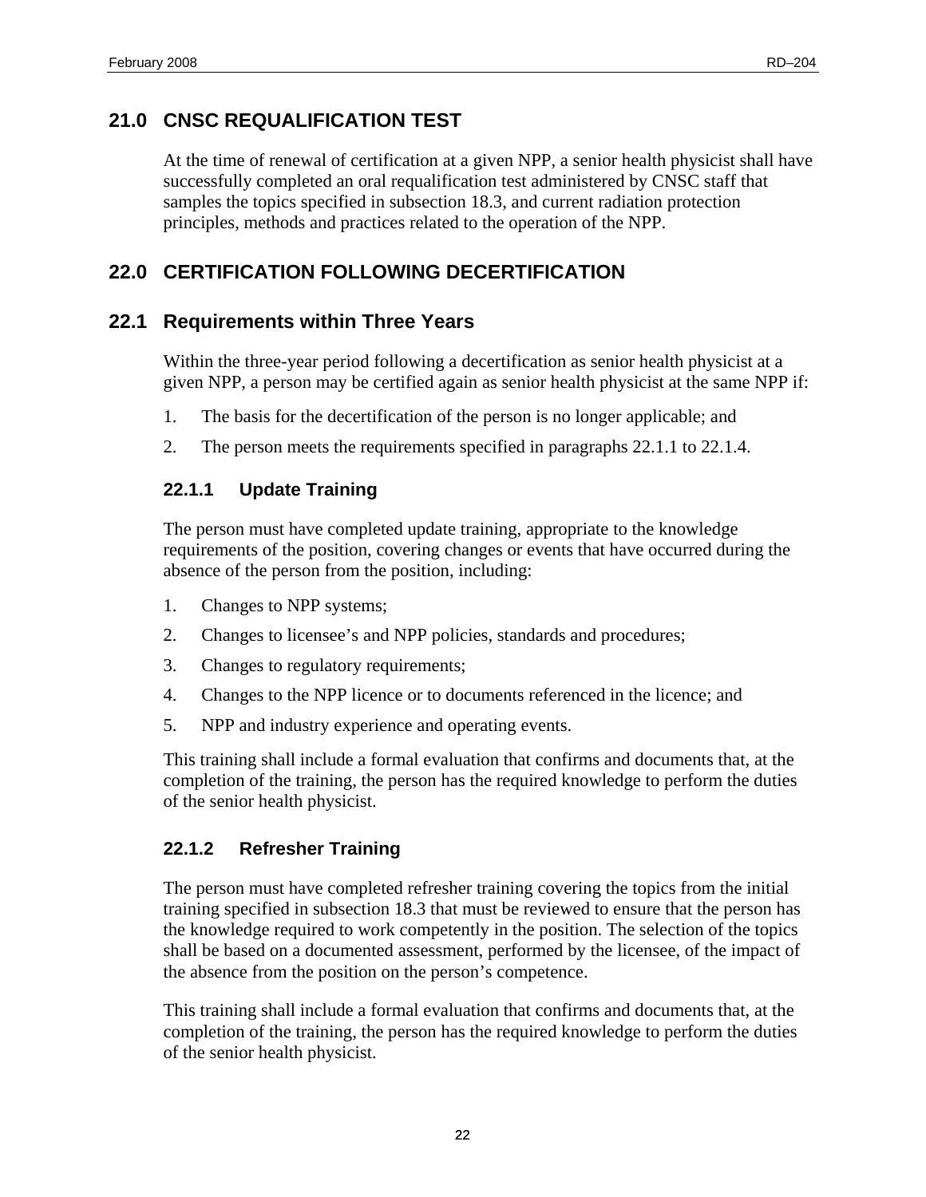## 21.0 CNSC REQUALIFICATION TEST

At the time of renewal of certification at a given NPP, a senior health physicist shall have successfully completed an oral requalification test administered by CNSC staff that samples the topics specified in subsection 18.3, and current radiation protection principles, methods and practices related to the operation of the NPP.

## 22.0 CERTIFICATION FOLLOWING DECERTIFICATION

### 22.1 Requirements within Three Years

Within the three-year period following a decertification as senior health physicist at a given NPP, a person may be certified again as senior health physicist at the same NPP if:

1. The basis for the decertification of the person is no longer applicable; and
2. The person meets the requirements specified in paragraphs 22.1.1 to 22.1.4.

#### 22.1.1 Update Training

The person must have completed update training, appropriate to the knowledge requirements of the position, covering changes or events that have occurred during the absence of the person from the position, including:

1. Changes to NPP systems;
2. Changes to licensee's and NPP policies, standards and procedures;
3. Changes to regulatory requirements;
4. Changes to the NPP licence or to documents referenced in the licence; and
5. NPP and industry experience and operating events.

This training shall include a formal evaluation that confirms and documents that, at the completion of the training, the person has the required knowledge to perform the duties of the senior health physicist.

#### 22.1.2 Refresher Training

The person must have completed refresher training covering the topics from the initial training specified in subsection 18.3 that must be reviewed to ensure that the person has the knowledge required to work competently in the position. The selection of the topics shall be based on a documented assessment, performed by the licensee, of the impact of the absence from the position on the person's competence.

This training shall include a formal evaluation that confirms and documents that, at the completion of the training, the person has the required knowledge to perform the duties of the senior health physicist.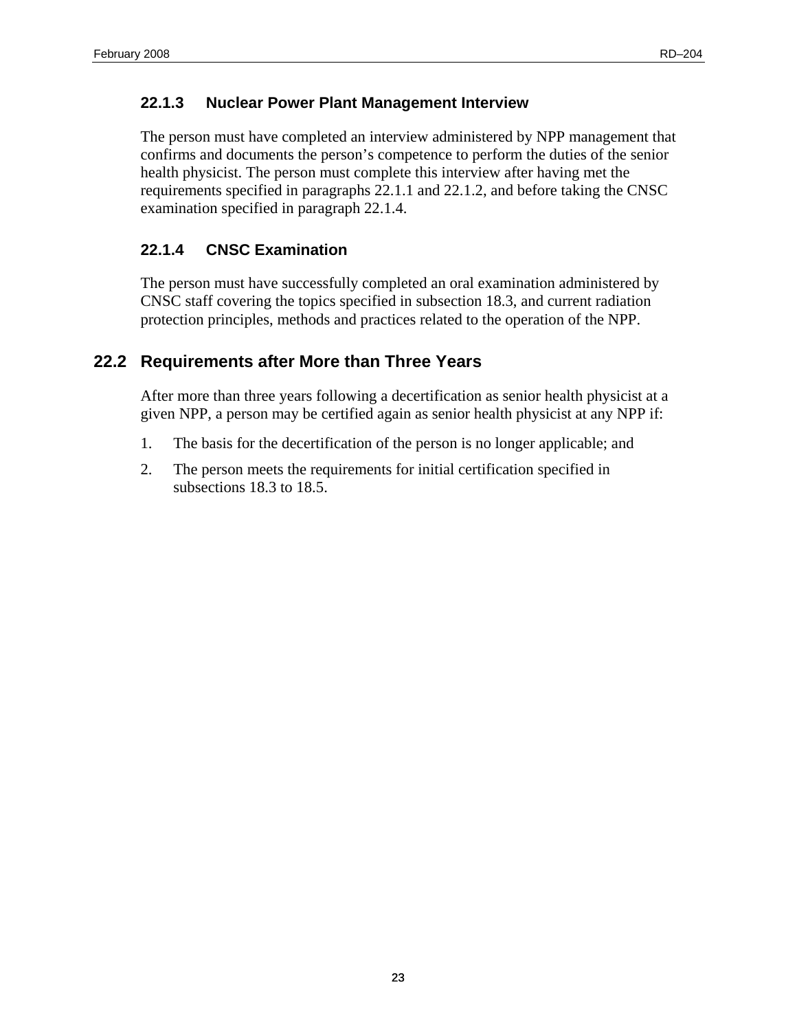#### 22.1.3 Nuclear Power Plant Management Interview

The person must have completed an interview administered by NPP management that confirms and documents the person's competence to perform the duties of the senior health physicist. The person must complete this interview after having met the requirements specified in paragraphs 22.1.1 and 22.1.2, and before taking the CNSC examination specified in paragraph 22.1.4.

#### 22.1.4 CNSC Examination

The person must have successfully completed an oral examination administered by CNSC staff covering the topics specified in subsection 18.3, and current radiation protection principles, methods and practices related to the operation of the NPP.

### 22.2 Requirements after More than Three Years

After more than three years following a decertification as senior health physicist at a given NPP, a person may be certified again as senior health physicist at any NPP if:

1. The basis for the decertification of the person is no longer applicable; and
2. The person meets the requirements for initial certification specified in subsections 18.3 to 18.5.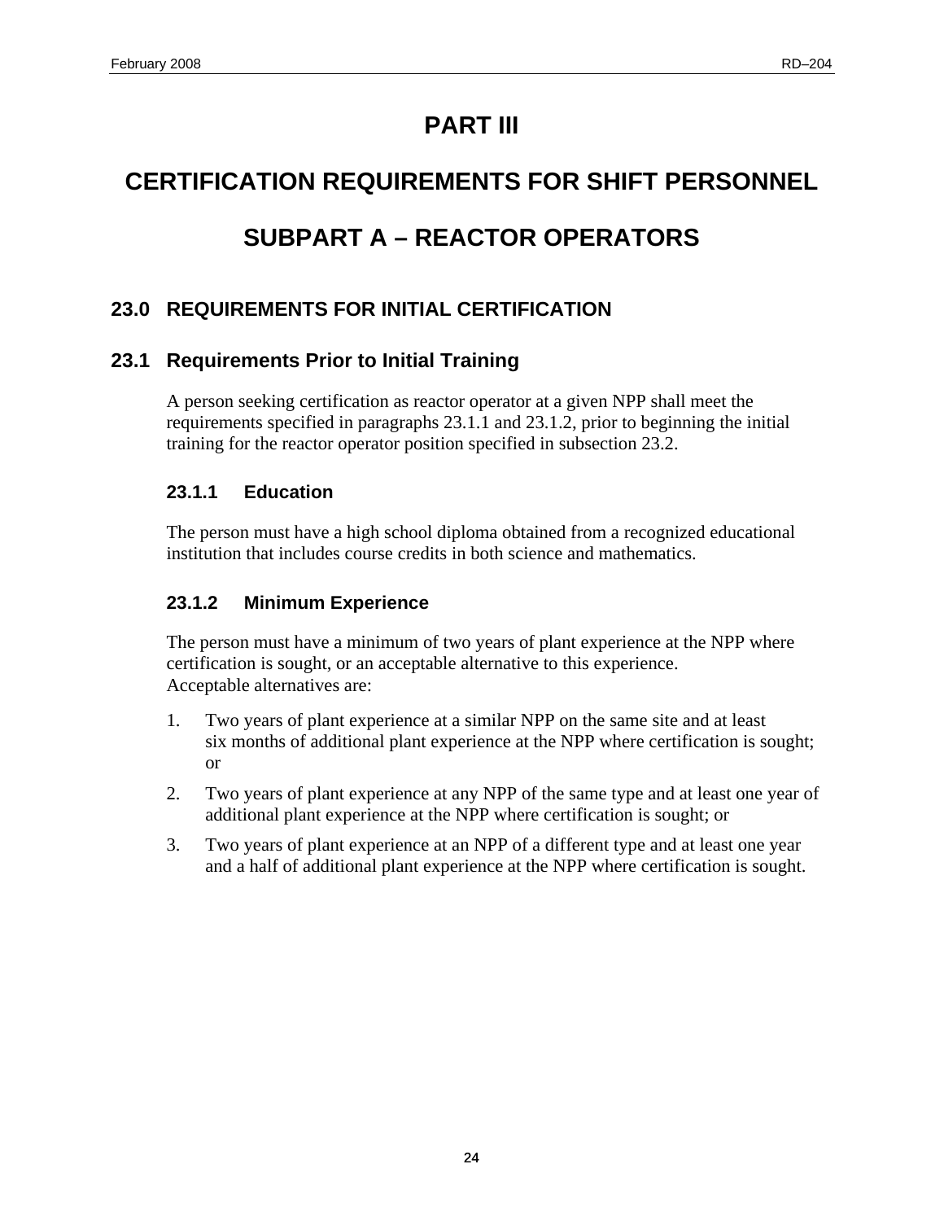# PART III

# CERTIFICATION REQUIREMENTS FOR SHIFT PERSONNEL

# SUBPART A – REACTOR OPERATORS

## 23.0 REQUIREMENTS FOR INITIAL CERTIFICATION

## 23.1 Requirements Prior to Initial Training

A person seeking certification as reactor operator at a given NPP shall meet the requirements specified in paragraphs 23.1.1 and 23.1.2, prior to beginning the initial training for the reactor operator position specified in subsection 23.2.

### 23.1.1 Education

The person must have a high school diploma obtained from a recognized educational institution that includes course credits in both science and mathematics.

### 23.1.2 Minimum Experience

The person must have a minimum of two years of plant experience at the NPP where certification is sought, or an acceptable alternative to this experience.
Acceptable alternatives are:

1. Two years of plant experience at a similar NPP on the same site and at least six months of additional plant experience at the NPP where certification is sought; or
2. Two years of plant experience at any NPP of the same type and at least one year of additional plant experience at the NPP where certification is sought; or
3. Two years of plant experience at an NPP of a different type and at least one year and a half of additional plant experience at the NPP where certification is sought.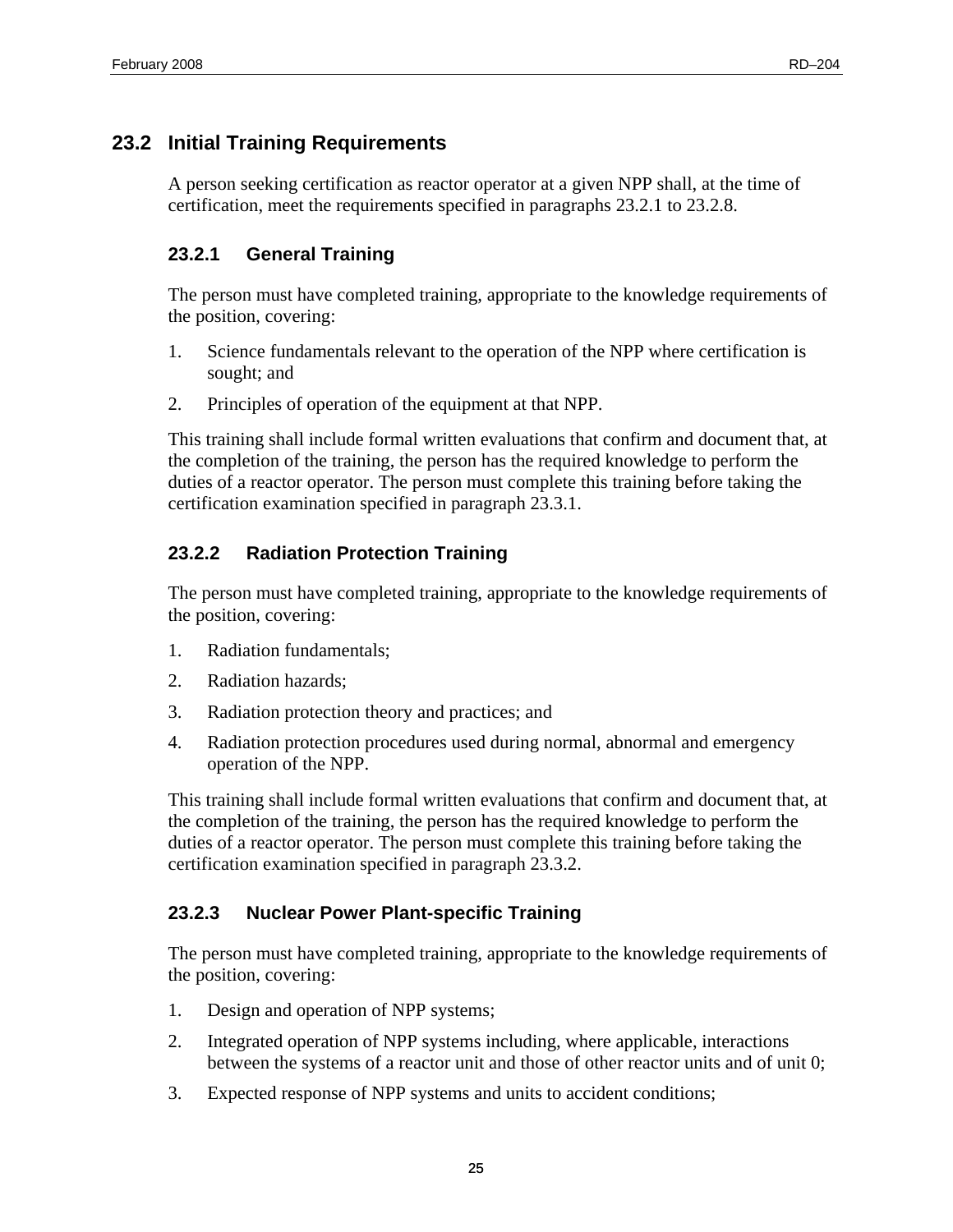## 23.2 Initial Training Requirements

A person seeking certification as reactor operator at a given NPP shall, at the time of certification, meet the requirements specified in paragraphs 23.2.1 to 23.2.8.

### 23.2.1 General Training

The person must have completed training, appropriate to the knowledge requirements of the position, covering:

1. Science fundamentals relevant to the operation of the NPP where certification is sought; and
2. Principles of operation of the equipment at that NPP.

This training shall include formal written evaluations that confirm and document that, at the completion of the training, the person has the required knowledge to perform the duties of a reactor operator. The person must complete this training before taking the certification examination specified in paragraph 23.3.1.

### 23.2.2 Radiation Protection Training

The person must have completed training, appropriate to the knowledge requirements of the position, covering:

1. Radiation fundamentals;
2. Radiation hazards;
3. Radiation protection theory and practices; and
4. Radiation protection procedures used during normal, abnormal and emergency operation of the NPP.

This training shall include formal written evaluations that confirm and document that, at the completion of the training, the person has the required knowledge to perform the duties of a reactor operator. The person must complete this training before taking the certification examination specified in paragraph 23.3.2.

### 23.2.3 Nuclear Power Plant-specific Training

The person must have completed training, appropriate to the knowledge requirements of the position, covering:

1. Design and operation of NPP systems;
2. Integrated operation of NPP systems including, where applicable, interactions between the systems of a reactor unit and those of other reactor units and of unit 0;
3. Expected response of NPP systems and units to accident conditions;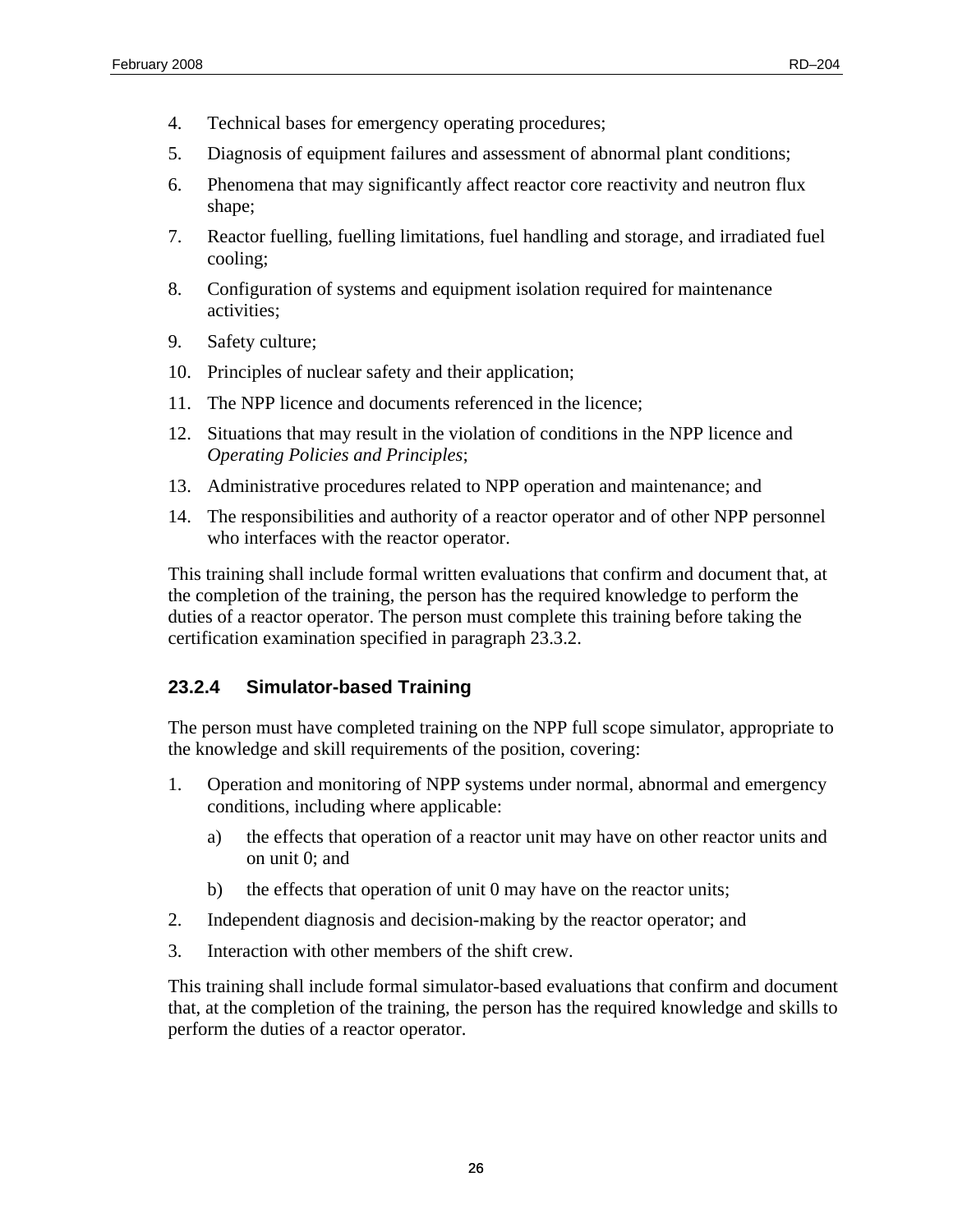4. Technical bases for emergency operating procedures;
5. Diagnosis of equipment failures and assessment of abnormal plant conditions;
6. Phenomena that may significantly affect reactor core reactivity and neutron flux shape;
7. Reactor fuelling, fuelling limitations, fuel handling and storage, and irradiated fuel cooling;
8. Configuration of systems and equipment isolation required for maintenance activities;
9. Safety culture;
10. Principles of nuclear safety and their application;
11. The NPP licence and documents referenced in the licence;
12. Situations that may result in the violation of conditions in the NPP licence and *Operating Policies and Principles*;
13. Administrative procedures related to NPP operation and maintenance; and
14. The responsibilities and authority of a reactor operator and of other NPP personnel who interfaces with the reactor operator.

This training shall include formal written evaluations that confirm and document that, at the completion of the training, the person has the required knowledge to perform the duties of a reactor operator. The person must complete this training before taking the certification examination specified in paragraph 23.3.2.

### 23.2.4 Simulator-based Training

The person must have completed training on the NPP full scope simulator, appropriate to the knowledge and skill requirements of the position, covering:

1. Operation and monitoring of NPP systems under normal, abnormal and emergency conditions, including where applicable:
   a) the effects that operation of a reactor unit may have on other reactor units and on unit 0; and
   b) the effects that operation of unit 0 may have on the reactor units;
2. Independent diagnosis and decision-making by the reactor operator; and
3. Interaction with other members of the shift crew.

This training shall include formal simulator-based evaluations that confirm and document that, at the completion of the training, the person has the required knowledge and skills to perform the duties of a reactor operator.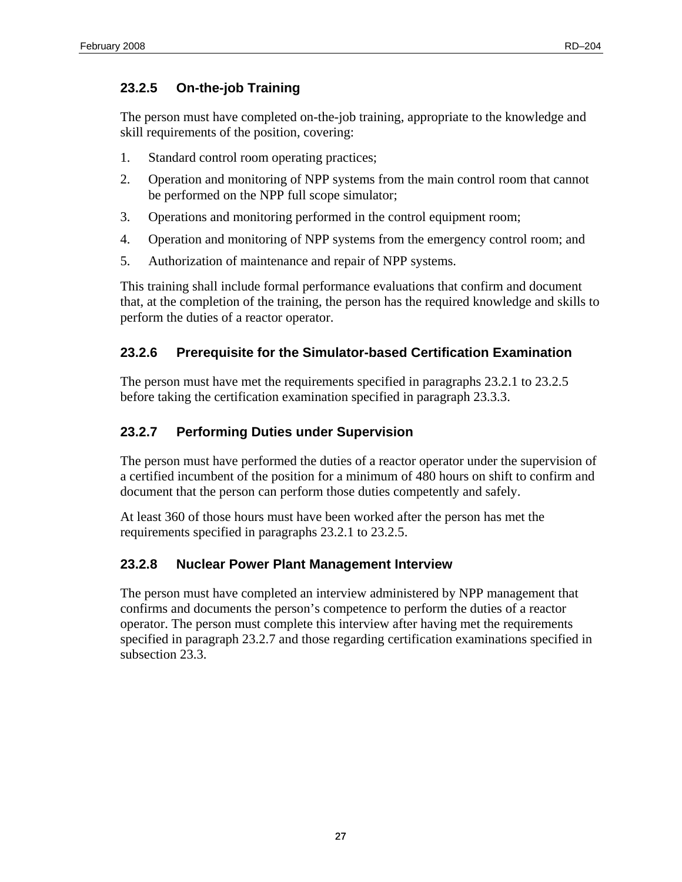### 23.2.5 On-the-job Training

The person must have completed on-the-job training, appropriate to the knowledge and skill requirements of the position, covering:

1. Standard control room operating practices;
2. Operation and monitoring of NPP systems from the main control room that cannot be performed on the NPP full scope simulator;
3. Operations and monitoring performed in the control equipment room;
4. Operation and monitoring of NPP systems from the emergency control room; and
5. Authorization of maintenance and repair of NPP systems.

This training shall include formal performance evaluations that confirm and document that, at the completion of the training, the person has the required knowledge and skills to perform the duties of a reactor operator.

### 23.2.6 Prerequisite for the Simulator-based Certification Examination

The person must have met the requirements specified in paragraphs 23.2.1 to 23.2.5 before taking the certification examination specified in paragraph 23.3.3.

### 23.2.7 Performing Duties under Supervision

The person must have performed the duties of a reactor operator under the supervision of a certified incumbent of the position for a minimum of 480 hours on shift to confirm and document that the person can perform those duties competently and safely.

At least 360 of those hours must have been worked after the person has met the requirements specified in paragraphs 23.2.1 to 23.2.5.

### 23.2.8 Nuclear Power Plant Management Interview

The person must have completed an interview administered by NPP management that confirms and documents the person's competence to perform the duties of a reactor operator. The person must complete this interview after having met the requirements specified in paragraph 23.2.7 and those regarding certification examinations specified in subsection 23.3.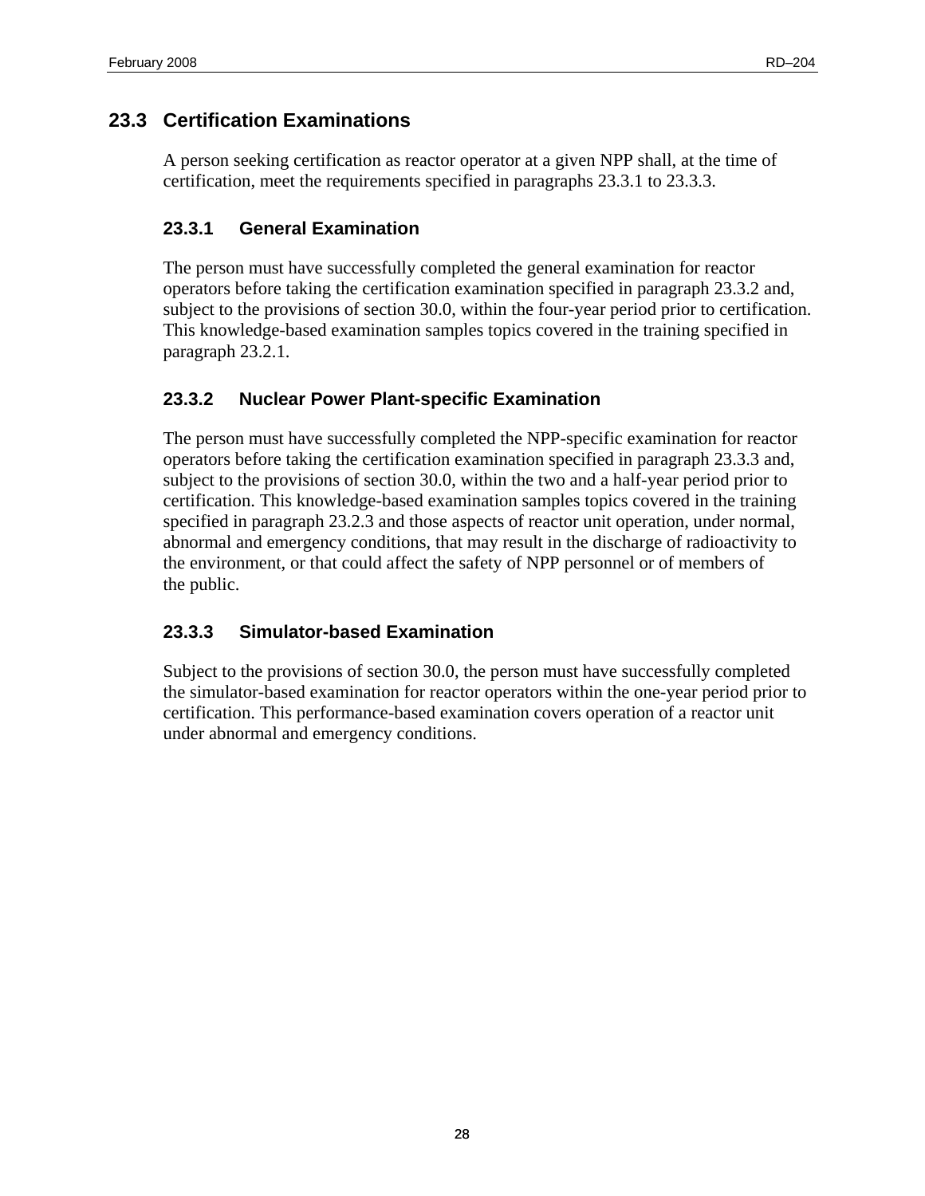## 23.3 Certification Examinations

A person seeking certification as reactor operator at a given NPP shall, at the time of certification, meet the requirements specified in paragraphs 23.3.1 to 23.3.3.

### 23.3.1 General Examination

The person must have successfully completed the general examination for reactor operators before taking the certification examination specified in paragraph 23.3.2 and, subject to the provisions of section 30.0, within the four-year period prior to certification. This knowledge-based examination samples topics covered in the training specified in paragraph 23.2.1.

### 23.3.2 Nuclear Power Plant-specific Examination

The person must have successfully completed the NPP-specific examination for reactor operators before taking the certification examination specified in paragraph 23.3.3 and, subject to the provisions of section 30.0, within the two and a half-year period prior to certification. This knowledge-based examination samples topics covered in the training specified in paragraph 23.2.3 and those aspects of reactor unit operation, under normal, abnormal and emergency conditions, that may result in the discharge of radioactivity to the environment, or that could affect the safety of NPP personnel or of members of the public.

### 23.3.3 Simulator-based Examination

Subject to the provisions of section 30.0, the person must have successfully completed the simulator-based examination for reactor operators within the one-year period prior to certification. This performance-based examination covers operation of a reactor unit under abnormal and emergency conditions.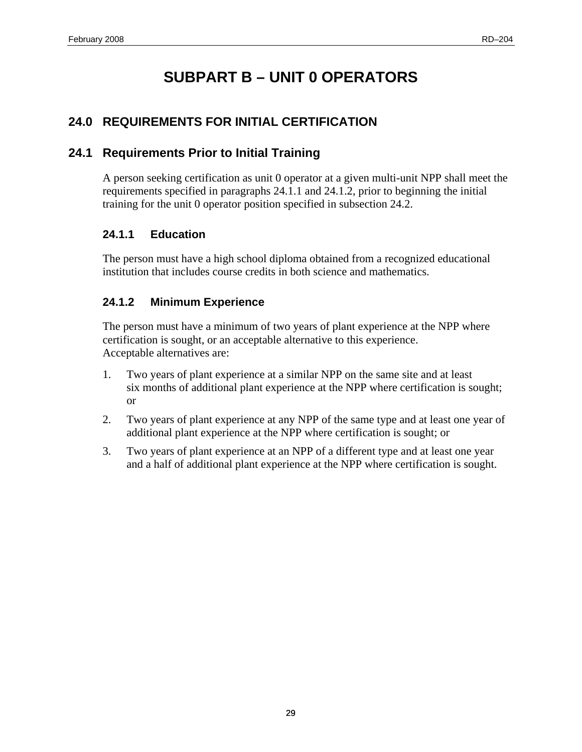# SUBPART B – UNIT 0 OPERATORS

## 24.0 REQUIREMENTS FOR INITIAL CERTIFICATION

## 24.1 Requirements Prior to Initial Training

A person seeking certification as unit 0 operator at a given multi-unit NPP shall meet the requirements specified in paragraphs 24.1.1 and 24.1.2, prior to beginning the initial training for the unit 0 operator position specified in subsection 24.2.

### 24.1.1 Education

The person must have a high school diploma obtained from a recognized educational institution that includes course credits in both science and mathematics.

### 24.1.2 Minimum Experience

The person must have a minimum of two years of plant experience at the NPP where certification is sought, or an acceptable alternative to this experience.
Acceptable alternatives are:

1. Two years of plant experience at a similar NPP on the same site and at least six months of additional plant experience at the NPP where certification is sought; or
2. Two years of plant experience at any NPP of the same type and at least one year of additional plant experience at the NPP where certification is sought; or
3. Two years of plant experience at an NPP of a different type and at least one year and a half of additional plant experience at the NPP where certification is sought.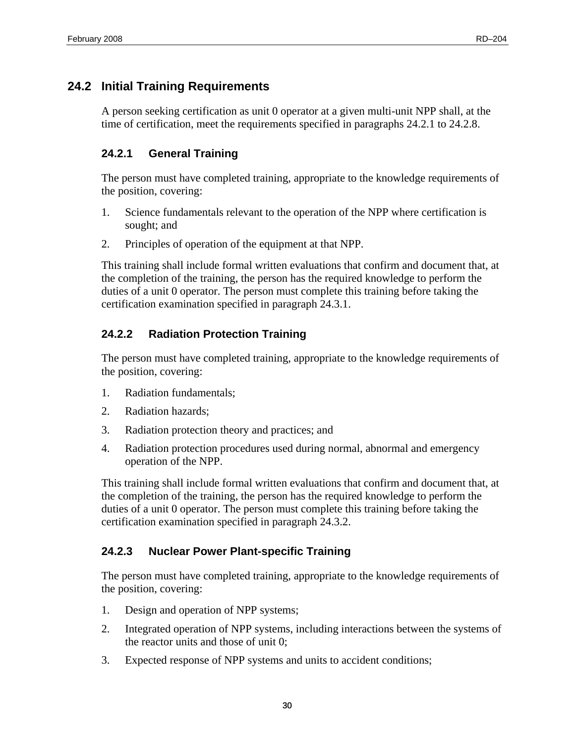## 24.2 Initial Training Requirements

A person seeking certification as unit 0 operator at a given multi-unit NPP shall, at the time of certification, meet the requirements specified in paragraphs 24.2.1 to 24.2.8.

### 24.2.1 General Training

The person must have completed training, appropriate to the knowledge requirements of the position, covering:

1. Science fundamentals relevant to the operation of the NPP where certification is sought; and
2. Principles of operation of the equipment at that NPP.

This training shall include formal written evaluations that confirm and document that, at the completion of the training, the person has the required knowledge to perform the duties of a unit 0 operator. The person must complete this training before taking the certification examination specified in paragraph 24.3.1.

### 24.2.2 Radiation Protection Training

The person must have completed training, appropriate to the knowledge requirements of the position, covering:

1. Radiation fundamentals;
2. Radiation hazards;
3. Radiation protection theory and practices; and
4. Radiation protection procedures used during normal, abnormal and emergency operation of the NPP.

This training shall include formal written evaluations that confirm and document that, at the completion of the training, the person has the required knowledge to perform the duties of a unit 0 operator. The person must complete this training before taking the certification examination specified in paragraph 24.3.2.

### 24.2.3 Nuclear Power Plant-specific Training

The person must have completed training, appropriate to the knowledge requirements of the position, covering:

1. Design and operation of NPP systems;
2. Integrated operation of NPP systems, including interactions between the systems of the reactor units and those of unit 0;
3. Expected response of NPP systems and units to accident conditions;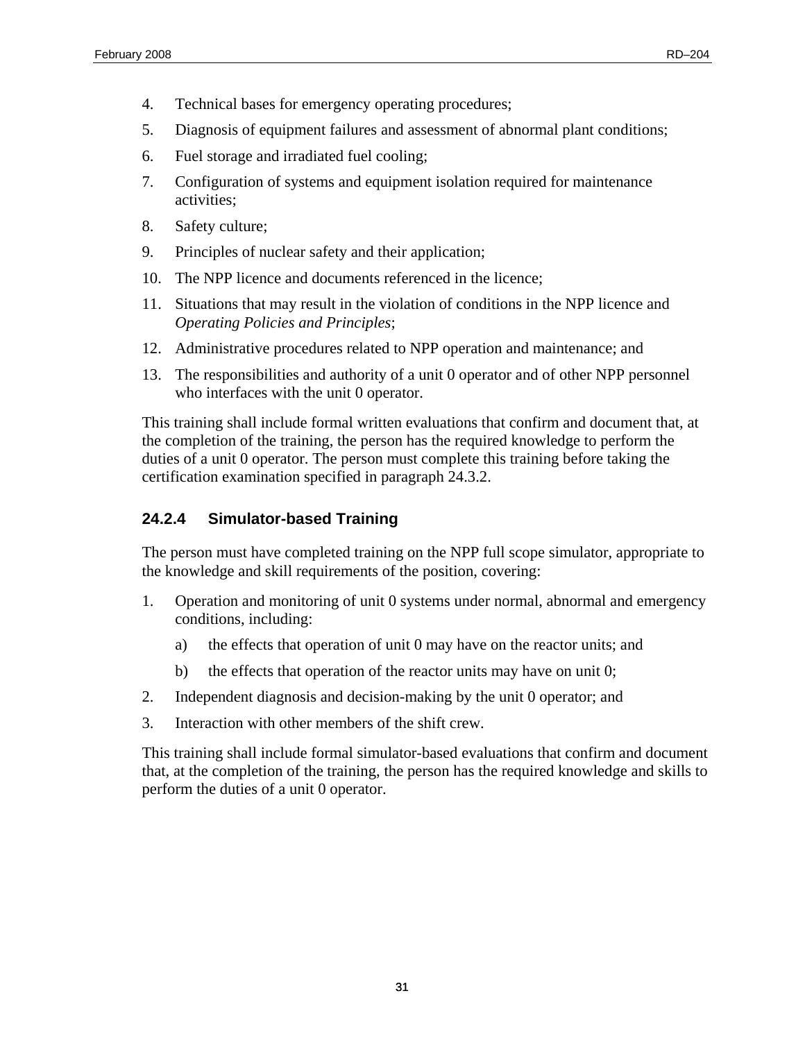4. Technical bases for emergency operating procedures;
5. Diagnosis of equipment failures and assessment of abnormal plant conditions;
6. Fuel storage and irradiated fuel cooling;
7. Configuration of systems and equipment isolation required for maintenance activities;
8. Safety culture;
9. Principles of nuclear safety and their application;
10. The NPP licence and documents referenced in the licence;
11. Situations that may result in the violation of conditions in the NPP licence and *Operating Policies and Principles*;
12. Administrative procedures related to NPP operation and maintenance; and
13. The responsibilities and authority of a unit 0 operator and of other NPP personnel who interfaces with the unit 0 operator.

This training shall include formal written evaluations that confirm and document that, at the completion of the training, the person has the required knowledge to perform the duties of a unit 0 operator. The person must complete this training before taking the certification examination specified in paragraph 24.3.2.

### 24.2.4 Simulator-based Training

The person must have completed training on the NPP full scope simulator, appropriate to the knowledge and skill requirements of the position, covering:

1. Operation and monitoring of unit 0 systems under normal, abnormal and emergency conditions, including:
   a) the effects that operation of unit 0 may have on the reactor units; and
   b) the effects that operation of the reactor units may have on unit 0;
2. Independent diagnosis and decision-making by the unit 0 operator; and
3. Interaction with other members of the shift crew.

This training shall include formal simulator-based evaluations that confirm and document that, at the completion of the training, the person has the required knowledge and skills to perform the duties of a unit 0 operator.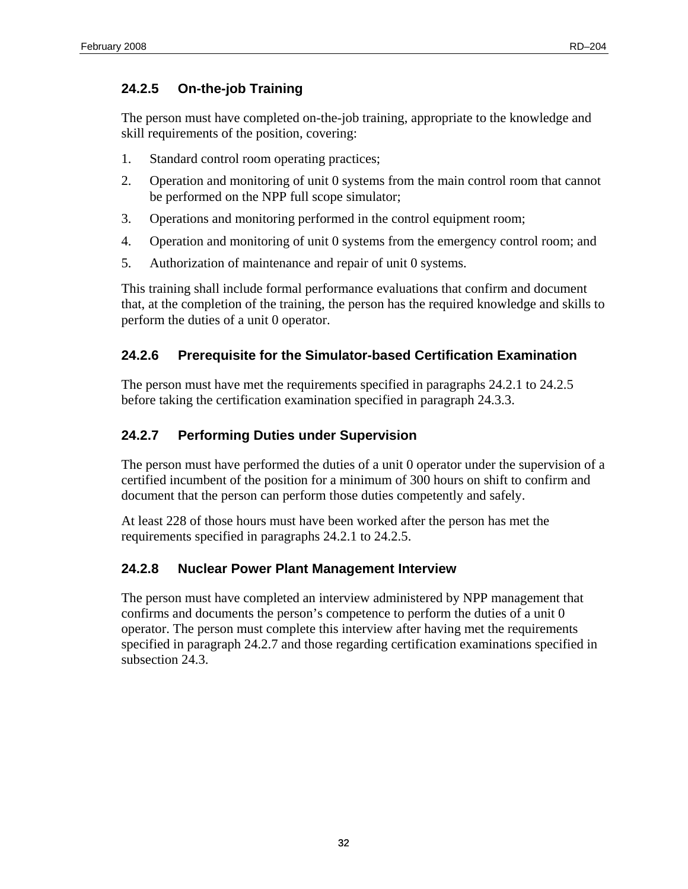### 24.2.5 On-the-job Training

The person must have completed on-the-job training, appropriate to the knowledge and skill requirements of the position, covering:

1. Standard control room operating practices;
2. Operation and monitoring of unit 0 systems from the main control room that cannot be performed on the NPP full scope simulator;
3. Operations and monitoring performed in the control equipment room;
4. Operation and monitoring of unit 0 systems from the emergency control room; and
5. Authorization of maintenance and repair of unit 0 systems.

This training shall include formal performance evaluations that confirm and document that, at the completion of the training, the person has the required knowledge and skills to perform the duties of a unit 0 operator.

### 24.2.6 Prerequisite for the Simulator-based Certification Examination

The person must have met the requirements specified in paragraphs 24.2.1 to 24.2.5 before taking the certification examination specified in paragraph 24.3.3.

### 24.2.7 Performing Duties under Supervision

The person must have performed the duties of a unit 0 operator under the supervision of a certified incumbent of the position for a minimum of 300 hours on shift to confirm and document that the person can perform those duties competently and safely.

At least 228 of those hours must have been worked after the person has met the requirements specified in paragraphs 24.2.1 to 24.2.5.

### 24.2.8 Nuclear Power Plant Management Interview

The person must have completed an interview administered by NPP management that confirms and documents the person's competence to perform the duties of a unit 0 operator. The person must complete this interview after having met the requirements specified in paragraph 24.2.7 and those regarding certification examinations specified in subsection 24.3.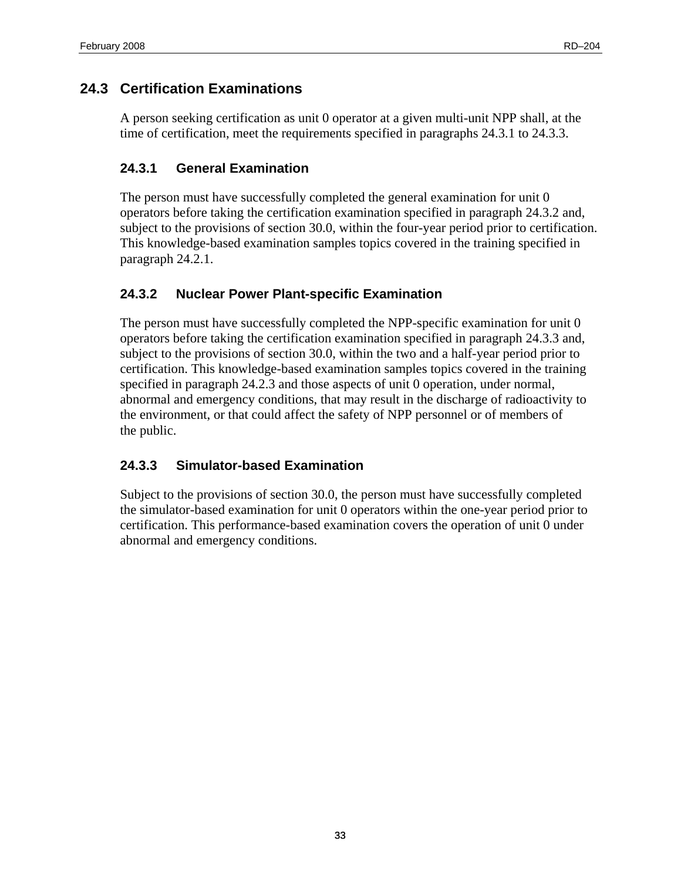## 24.3 Certification Examinations

A person seeking certification as unit 0 operator at a given multi-unit NPP shall, at the time of certification, meet the requirements specified in paragraphs 24.3.1 to 24.3.3.

### 24.3.1 General Examination

The person must have successfully completed the general examination for unit 0 operators before taking the certification examination specified in paragraph 24.3.2 and, subject to the provisions of section 30.0, within the four-year period prior to certification. This knowledge-based examination samples topics covered in the training specified in paragraph 24.2.1.

### 24.3.2 Nuclear Power Plant-specific Examination

The person must have successfully completed the NPP-specific examination for unit 0 operators before taking the certification examination specified in paragraph 24.3.3 and, subject to the provisions of section 30.0, within the two and a half-year period prior to certification. This knowledge-based examination samples topics covered in the training specified in paragraph 24.2.3 and those aspects of unit 0 operation, under normal, abnormal and emergency conditions, that may result in the discharge of radioactivity to the environment, or that could affect the safety of NPP personnel or of members of the public.

### 24.3.3 Simulator-based Examination

Subject to the provisions of section 30.0, the person must have successfully completed the simulator-based examination for unit 0 operators within the one-year period prior to certification. This performance-based examination covers the operation of unit 0 under abnormal and emergency conditions.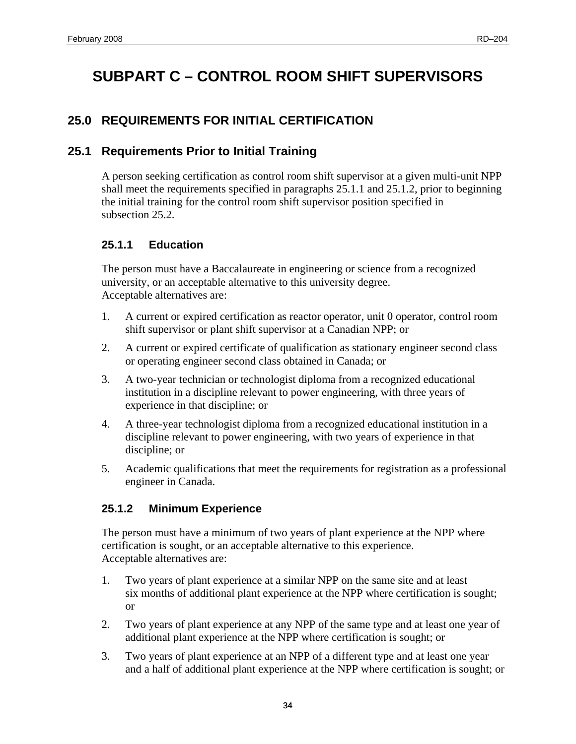# SUBPART C – CONTROL ROOM SHIFT SUPERVISORS

## 25.0 REQUIREMENTS FOR INITIAL CERTIFICATION

## 25.1 Requirements Prior to Initial Training

A person seeking certification as control room shift supervisor at a given multi-unit NPP shall meet the requirements specified in paragraphs 25.1.1 and 25.1.2, prior to beginning the initial training for the control room shift supervisor position specified in subsection 25.2.

### 25.1.1 Education

The person must have a Baccalaureate in engineering or science from a recognized university, or an acceptable alternative to this university degree.
Acceptable alternatives are:

1. A current or expired certification as reactor operator, unit 0 operator, control room shift supervisor or plant shift supervisor at a Canadian NPP; or
2. A current or expired certificate of qualification as stationary engineer second class or operating engineer second class obtained in Canada; or
3. A two-year technician or technologist diploma from a recognized educational institution in a discipline relevant to power engineering, with three years of experience in that discipline; or
4. A three-year technologist diploma from a recognized educational institution in a discipline relevant to power engineering, with two years of experience in that discipline; or
5. Academic qualifications that meet the requirements for registration as a professional engineer in Canada.

### 25.1.2 Minimum Experience

The person must have a minimum of two years of plant experience at the NPP where certification is sought, or an acceptable alternative to this experience.
Acceptable alternatives are:

1. Two years of plant experience at a similar NPP on the same site and at least six months of additional plant experience at the NPP where certification is sought; or
2. Two years of plant experience at any NPP of the same type and at least one year of additional plant experience at the NPP where certification is sought; or
3. Two years of plant experience at an NPP of a different type and at least one year and a half of additional plant experience at the NPP where certification is sought; or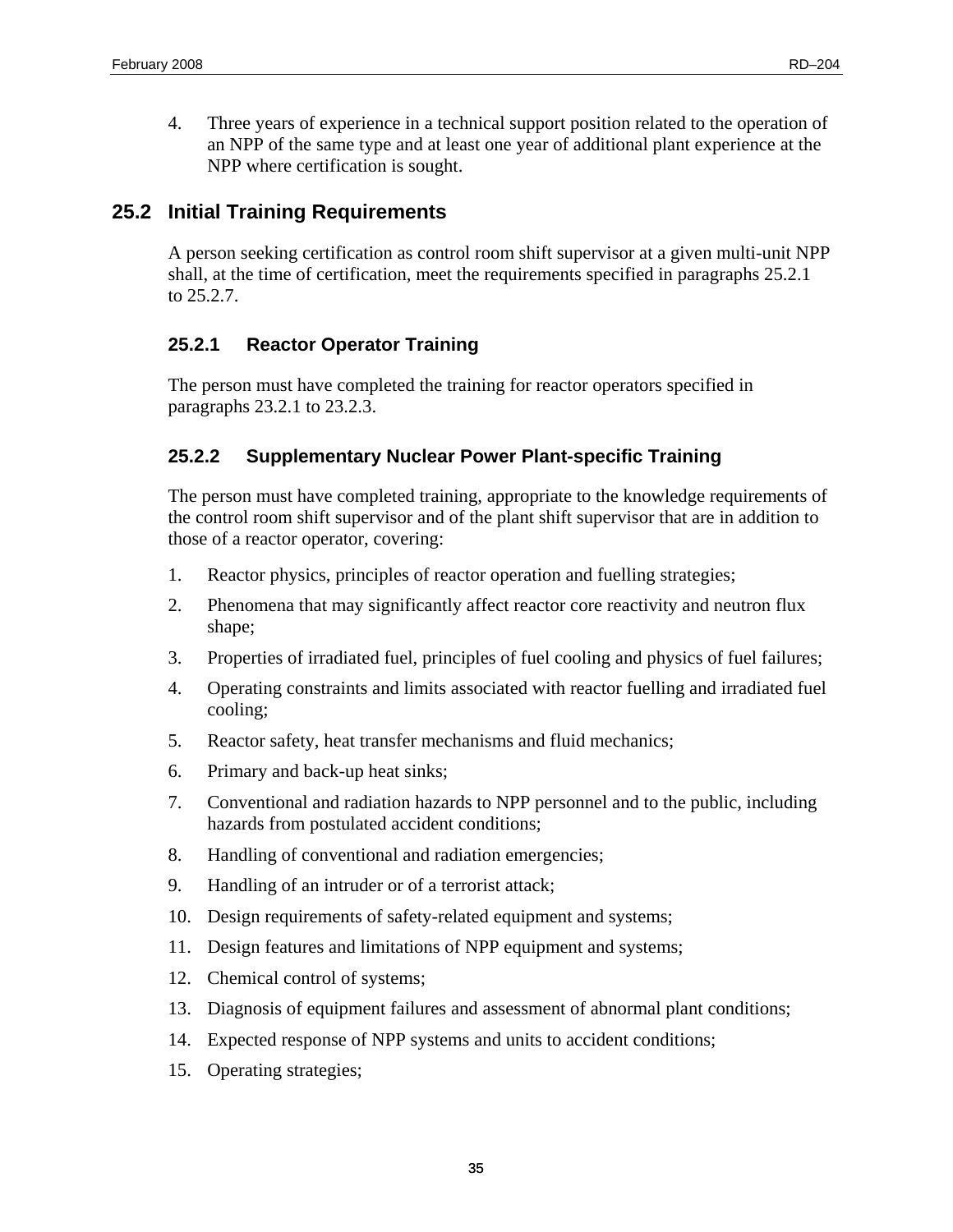4. Three years of experience in a technical support position related to the operation of an NPP of the same type and at least one year of additional plant experience at the NPP where certification is sought.

## 25.2 Initial Training Requirements

A person seeking certification as control room shift supervisor at a given multi-unit NPP shall, at the time of certification, meet the requirements specified in paragraphs 25.2.1 to 25.2.7.

### 25.2.1 Reactor Operator Training

The person must have completed the training for reactor operators specified in paragraphs 23.2.1 to 23.2.3.

### 25.2.2 Supplementary Nuclear Power Plant-specific Training

The person must have completed training, appropriate to the knowledge requirements of the control room shift supervisor and of the plant shift supervisor that are in addition to those of a reactor operator, covering:

1. Reactor physics, principles of reactor operation and fuelling strategies;
2. Phenomena that may significantly affect reactor core reactivity and neutron flux shape;
3. Properties of irradiated fuel, principles of fuel cooling and physics of fuel failures;
4. Operating constraints and limits associated with reactor fuelling and irradiated fuel cooling;
5. Reactor safety, heat transfer mechanisms and fluid mechanics;
6. Primary and back-up heat sinks;
7. Conventional and radiation hazards to NPP personnel and to the public, including hazards from postulated accident conditions;
8. Handling of conventional and radiation emergencies;
9. Handling of an intruder or of a terrorist attack;
10. Design requirements of safety-related equipment and systems;
11. Design features and limitations of NPP equipment and systems;
12. Chemical control of systems;
13. Diagnosis of equipment failures and assessment of abnormal plant conditions;
14. Expected response of NPP systems and units to accident conditions;
15. Operating strategies;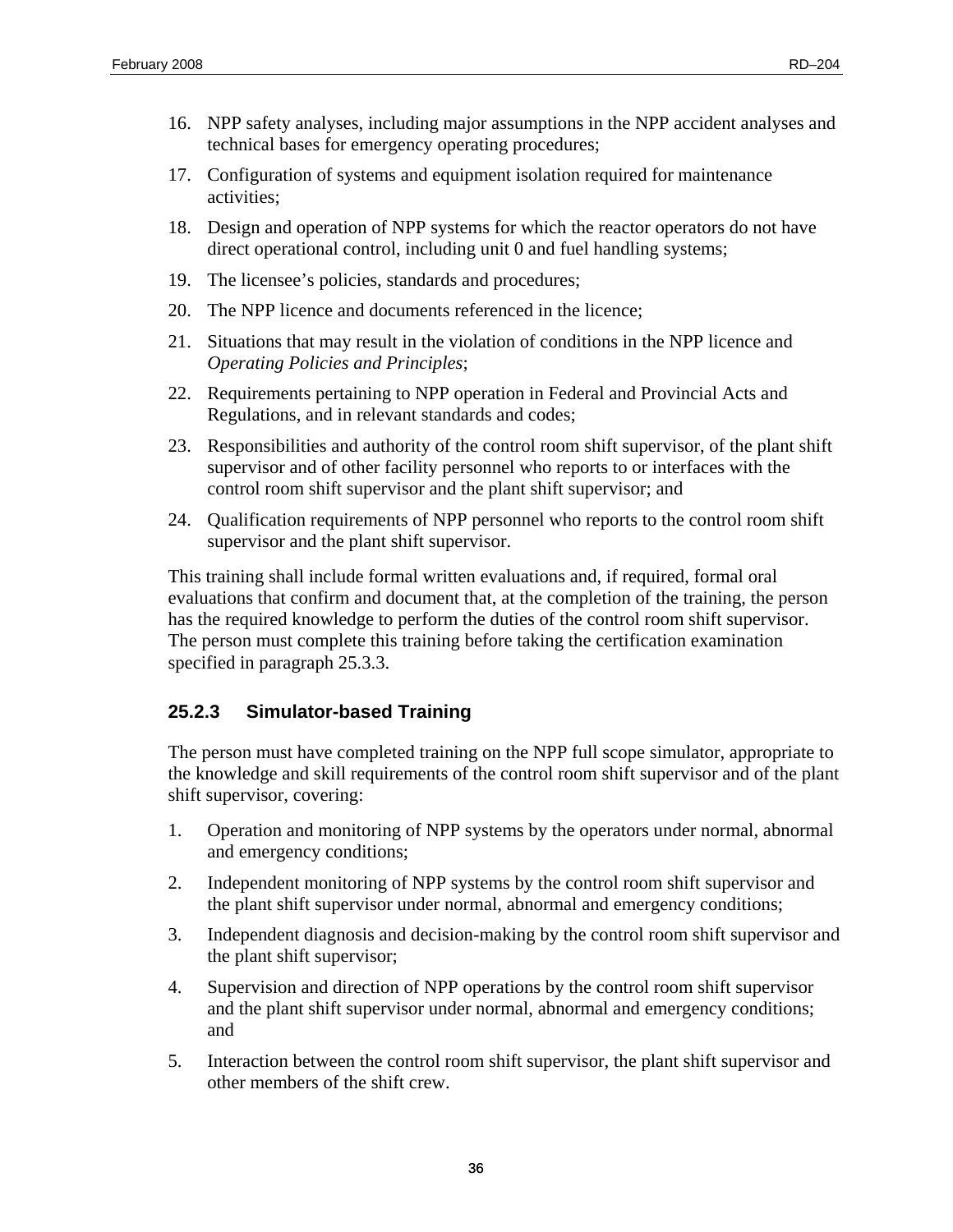16. NPP safety analyses, including major assumptions in the NPP accident analyses and technical bases for emergency operating procedures;
17. Configuration of systems and equipment isolation required for maintenance activities;
18. Design and operation of NPP systems for which the reactor operators do not have direct operational control, including unit 0 and fuel handling systems;
19. The licensee's policies, standards and procedures;
20. The NPP licence and documents referenced in the licence;
21. Situations that may result in the violation of conditions in the NPP licence and *Operating Policies and Principles*;
22. Requirements pertaining to NPP operation in Federal and Provincial Acts and Regulations, and in relevant standards and codes;
23. Responsibilities and authority of the control room shift supervisor, of the plant shift supervisor and of other facility personnel who reports to or interfaces with the control room shift supervisor and the plant shift supervisor; and
24. Qualification requirements of NPP personnel who reports to the control room shift supervisor and the plant shift supervisor.

This training shall include formal written evaluations and, if required, formal oral evaluations that confirm and document that, at the completion of the training, the person has the required knowledge to perform the duties of the control room shift supervisor. The person must complete this training before taking the certification examination specified in paragraph 25.3.3.

### 25.2.3 Simulator-based Training

The person must have completed training on the NPP full scope simulator, appropriate to the knowledge and skill requirements of the control room shift supervisor and of the plant shift supervisor, covering:

1. Operation and monitoring of NPP systems by the operators under normal, abnormal and emergency conditions;
2. Independent monitoring of NPP systems by the control room shift supervisor and the plant shift supervisor under normal, abnormal and emergency conditions;
3. Independent diagnosis and decision-making by the control room shift supervisor and the plant shift supervisor;
4. Supervision and direction of NPP operations by the control room shift supervisor and the plant shift supervisor under normal, abnormal and emergency conditions; and
5. Interaction between the control room shift supervisor, the plant shift supervisor and other members of the shift crew.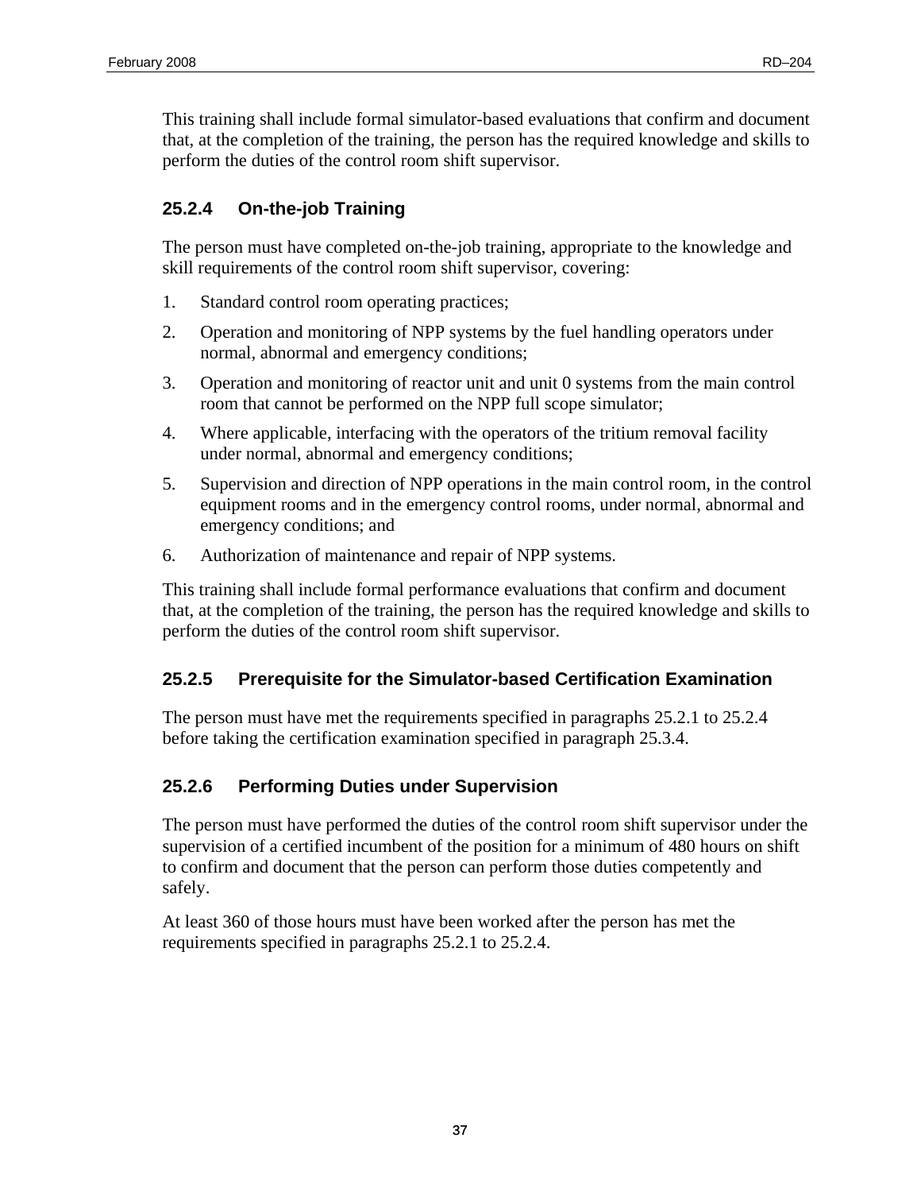This training shall include formal simulator-based evaluations that confirm and document that, at the completion of the training, the person has the required knowledge and skills to perform the duties of the control room shift supervisor.

### 25.2.4 On-the-job Training

The person must have completed on-the-job training, appropriate to the knowledge and skill requirements of the control room shift supervisor, covering:

1. Standard control room operating practices;
2. Operation and monitoring of NPP systems by the fuel handling operators under normal, abnormal and emergency conditions;
3. Operation and monitoring of reactor unit and unit 0 systems from the main control room that cannot be performed on the NPP full scope simulator;
4. Where applicable, interfacing with the operators of the tritium removal facility under normal, abnormal and emergency conditions;
5. Supervision and direction of NPP operations in the main control room, in the control equipment rooms and in the emergency control rooms, under normal, abnormal and emergency conditions; and
6. Authorization of maintenance and repair of NPP systems.

This training shall include formal performance evaluations that confirm and document that, at the completion of the training, the person has the required knowledge and skills to perform the duties of the control room shift supervisor.

### 25.2.5 Prerequisite for the Simulator-based Certification Examination

The person must have met the requirements specified in paragraphs 25.2.1 to 25.2.4 before taking the certification examination specified in paragraph 25.3.4.

### 25.2.6 Performing Duties under Supervision

The person must have performed the duties of the control room shift supervisor under the supervision of a certified incumbent of the position for a minimum of 480 hours on shift to confirm and document that the person can perform those duties competently and safely.

At least 360 of those hours must have been worked after the person has met the requirements specified in paragraphs 25.2.1 to 25.2.4.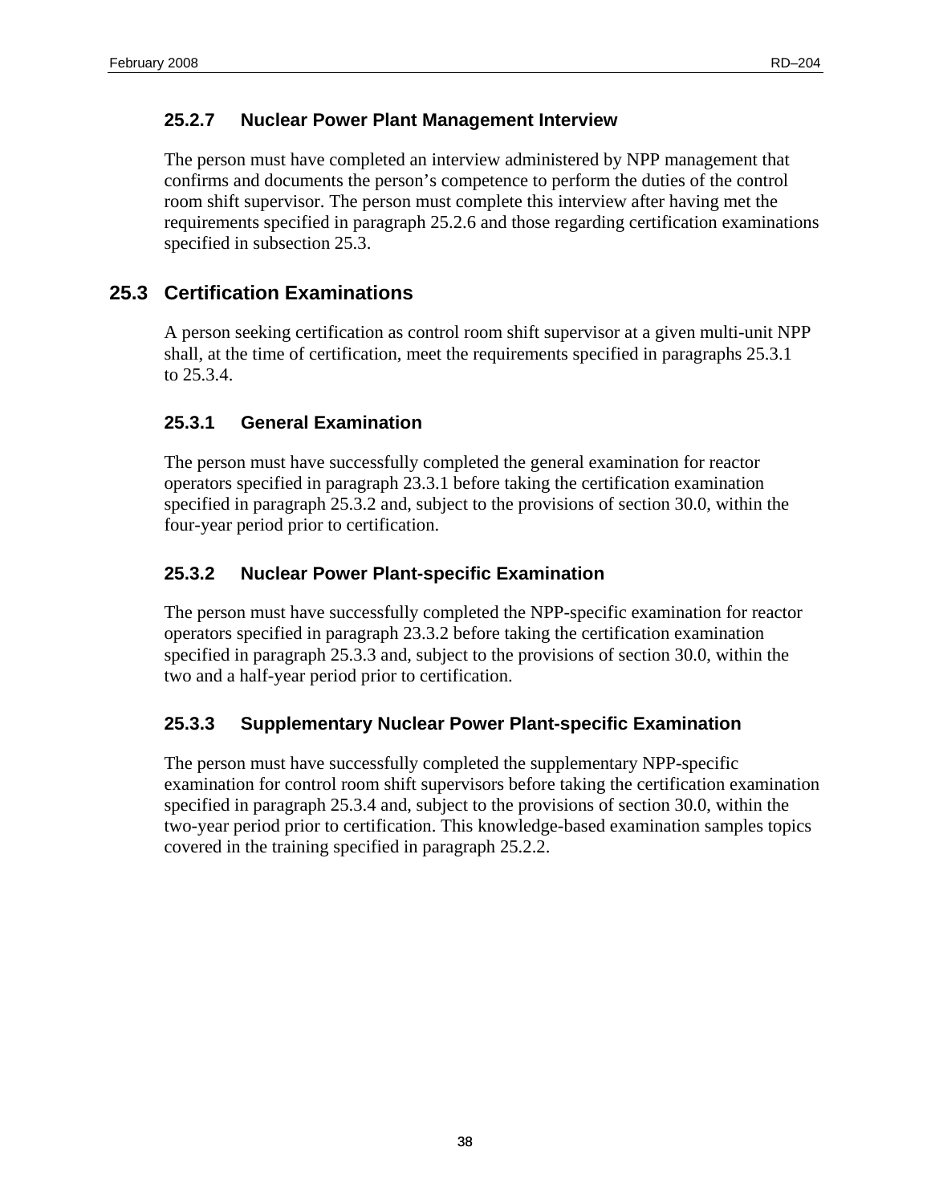### 25.2.7 Nuclear Power Plant Management Interview

The person must have completed an interview administered by NPP management that confirms and documents the person's competence to perform the duties of the control room shift supervisor. The person must complete this interview after having met the requirements specified in paragraph 25.2.6 and those regarding certification examinations specified in subsection 25.3.

## 25.3 Certification Examinations

A person seeking certification as control room shift supervisor at a given multi-unit NPP shall, at the time of certification, meet the requirements specified in paragraphs 25.3.1 to 25.3.4.

### 25.3.1 General Examination

The person must have successfully completed the general examination for reactor operators specified in paragraph 23.3.1 before taking the certification examination specified in paragraph 25.3.2 and, subject to the provisions of section 30.0, within the four-year period prior to certification.

### 25.3.2 Nuclear Power Plant-specific Examination

The person must have successfully completed the NPP-specific examination for reactor operators specified in paragraph 23.3.2 before taking the certification examination specified in paragraph 25.3.3 and, subject to the provisions of section 30.0, within the two and a half-year period prior to certification.

### 25.3.3 Supplementary Nuclear Power Plant-specific Examination

The person must have successfully completed the supplementary NPP-specific examination for control room shift supervisors before taking the certification examination specified in paragraph 25.3.4 and, subject to the provisions of section 30.0, within the two-year period prior to certification. This knowledge-based examination samples topics covered in the training specified in paragraph 25.2.2.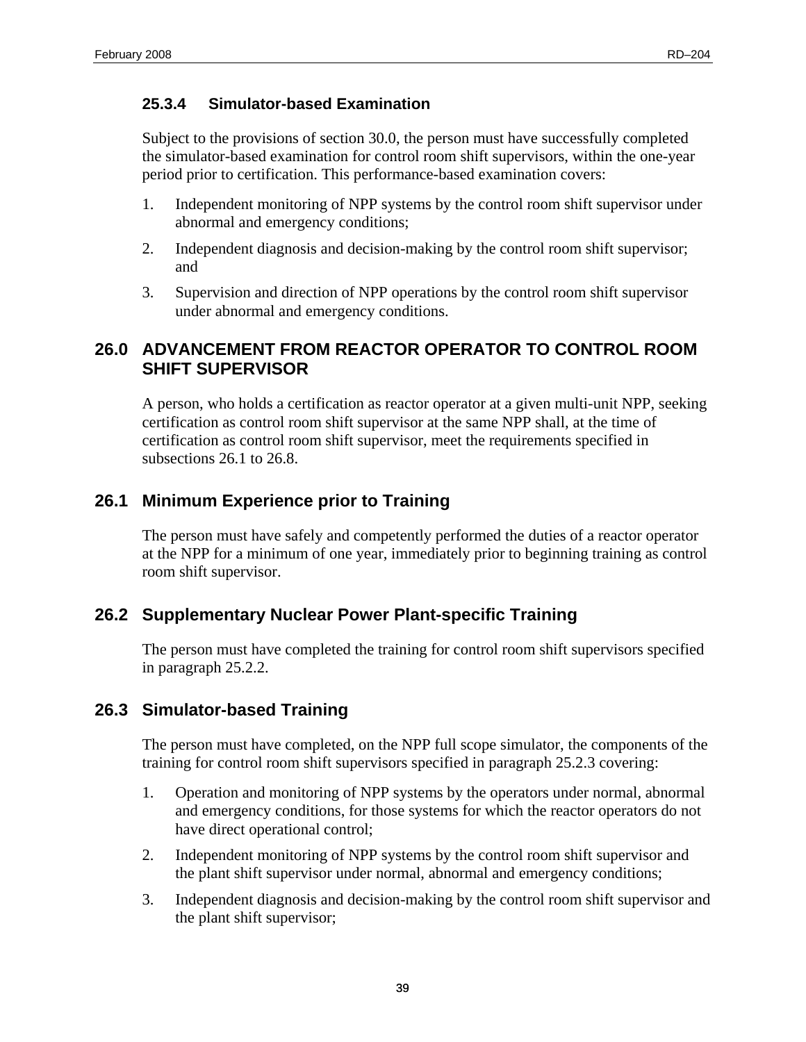#### 25.3.4 Simulator-based Examination

Subject to the provisions of section 30.0, the person must have successfully completed the simulator-based examination for control room shift supervisors, within the one-year period prior to certification. This performance-based examination covers:

1. Independent monitoring of NPP systems by the control room shift supervisor under abnormal and emergency conditions;
2. Independent diagnosis and decision-making by the control room shift supervisor; and
3. Supervision and direction of NPP operations by the control room shift supervisor under abnormal and emergency conditions.

## 26.0 ADVANCEMENT FROM REACTOR OPERATOR TO CONTROL ROOM SHIFT SUPERVISOR

A person, who holds a certification as reactor operator at a given multi-unit NPP, seeking certification as control room shift supervisor at the same NPP shall, at the time of certification as control room shift supervisor, meet the requirements specified in subsections 26.1 to 26.8.

### 26.1 Minimum Experience prior to Training

The person must have safely and competently performed the duties of a reactor operator at the NPP for a minimum of one year, immediately prior to beginning training as control room shift supervisor.

### 26.2 Supplementary Nuclear Power Plant-specific Training

The person must have completed the training for control room shift supervisors specified in paragraph 25.2.2.

### 26.3 Simulator-based Training

The person must have completed, on the NPP full scope simulator, the components of the training for control room shift supervisors specified in paragraph 25.2.3 covering:

1. Operation and monitoring of NPP systems by the operators under normal, abnormal and emergency conditions, for those systems for which the reactor operators do not have direct operational control;
2. Independent monitoring of NPP systems by the control room shift supervisor and the plant shift supervisor under normal, abnormal and emergency conditions;
3. Independent diagnosis and decision-making by the control room shift supervisor and the plant shift supervisor;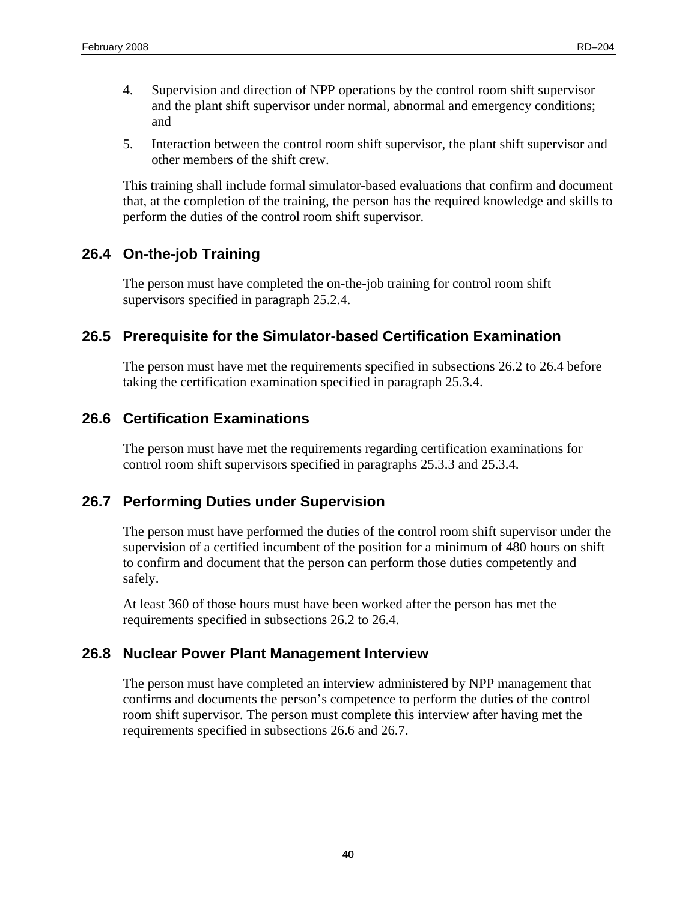4. Supervision and direction of NPP operations by the control room shift supervisor and the plant shift supervisor under normal, abnormal and emergency conditions; and
5. Interaction between the control room shift supervisor, the plant shift supervisor and other members of the shift crew.

This training shall include formal simulator-based evaluations that confirm and document that, at the completion of the training, the person has the required knowledge and skills to perform the duties of the control room shift supervisor.

## 26.4 On-the-job Training

The person must have completed the on-the-job training for control room shift supervisors specified in paragraph 25.2.4.

## 26.5 Prerequisite for the Simulator-based Certification Examination

The person must have met the requirements specified in subsections 26.2 to 26.4 before taking the certification examination specified in paragraph 25.3.4.

## 26.6 Certification Examinations

The person must have met the requirements regarding certification examinations for control room shift supervisors specified in paragraphs 25.3.3 and 25.3.4.

## 26.7 Performing Duties under Supervision

The person must have performed the duties of the control room shift supervisor under the supervision of a certified incumbent of the position for a minimum of 480 hours on shift to confirm and document that the person can perform those duties competently and safely.

At least 360 of those hours must have been worked after the person has met the requirements specified in subsections 26.2 to 26.4.

## 26.8 Nuclear Power Plant Management Interview

The person must have completed an interview administered by NPP management that confirms and documents the person's competence to perform the duties of the control room shift supervisor. The person must complete this interview after having met the requirements specified in subsections 26.6 and 26.7.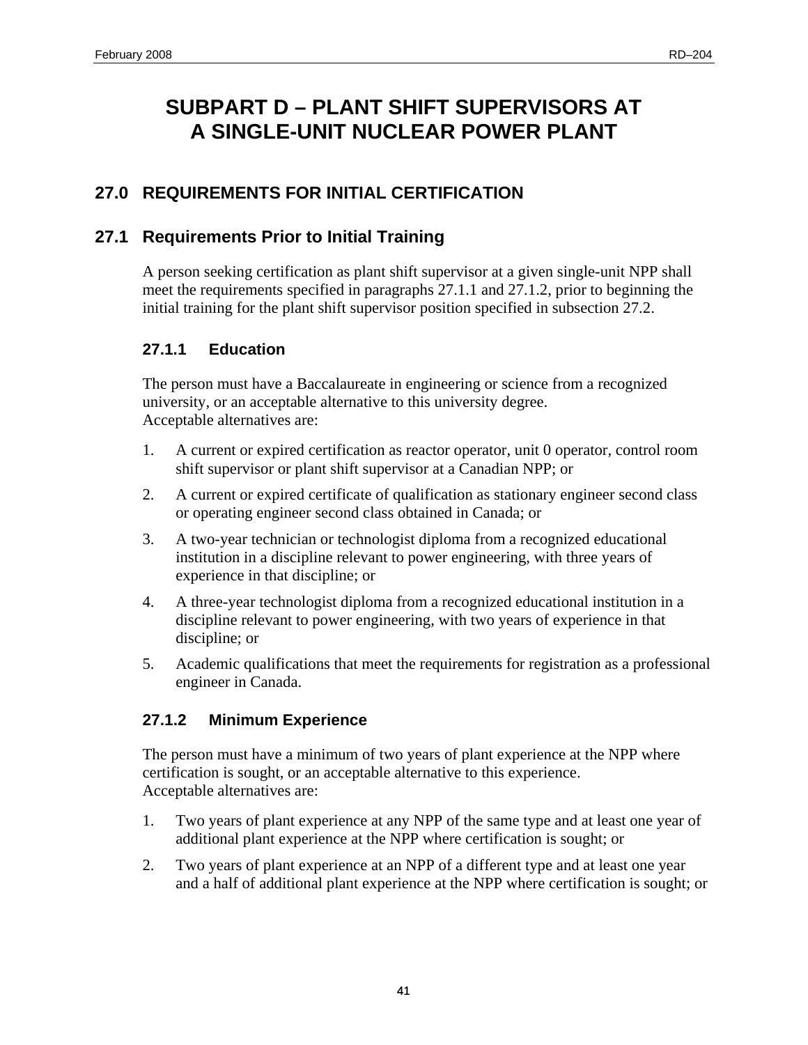# SUBPART D – PLANT SHIFT SUPERVISORS AT A SINGLE-UNIT NUCLEAR POWER PLANT

## 27.0 REQUIREMENTS FOR INITIAL CERTIFICATION

## 27.1 Requirements Prior to Initial Training

A person seeking certification as plant shift supervisor at a given single-unit NPP shall meet the requirements specified in paragraphs 27.1.1 and 27.1.2, prior to beginning the initial training for the plant shift supervisor position specified in subsection 27.2.

### 27.1.1 Education

The person must have a Baccalaureate in engineering or science from a recognized university, or an acceptable alternative to this university degree.
Acceptable alternatives are:

1. A current or expired certification as reactor operator, unit 0 operator, control room shift supervisor or plant shift supervisor at a Canadian NPP; or
2. A current or expired certificate of qualification as stationary engineer second class or operating engineer second class obtained in Canada; or
3. A two-year technician or technologist diploma from a recognized educational institution in a discipline relevant to power engineering, with three years of experience in that discipline; or
4. A three-year technologist diploma from a recognized educational institution in a discipline relevant to power engineering, with two years of experience in that discipline; or
5. Academic qualifications that meet the requirements for registration as a professional engineer in Canada.

### 27.1.2 Minimum Experience

The person must have a minimum of two years of plant experience at the NPP where certification is sought, or an acceptable alternative to this experience.
Acceptable alternatives are:

1. Two years of plant experience at any NPP of the same type and at least one year of additional plant experience at the NPP where certification is sought; or
2. Two years of plant experience at an NPP of a different type and at least one year and a half of additional plant experience at the NPP where certification is sought; or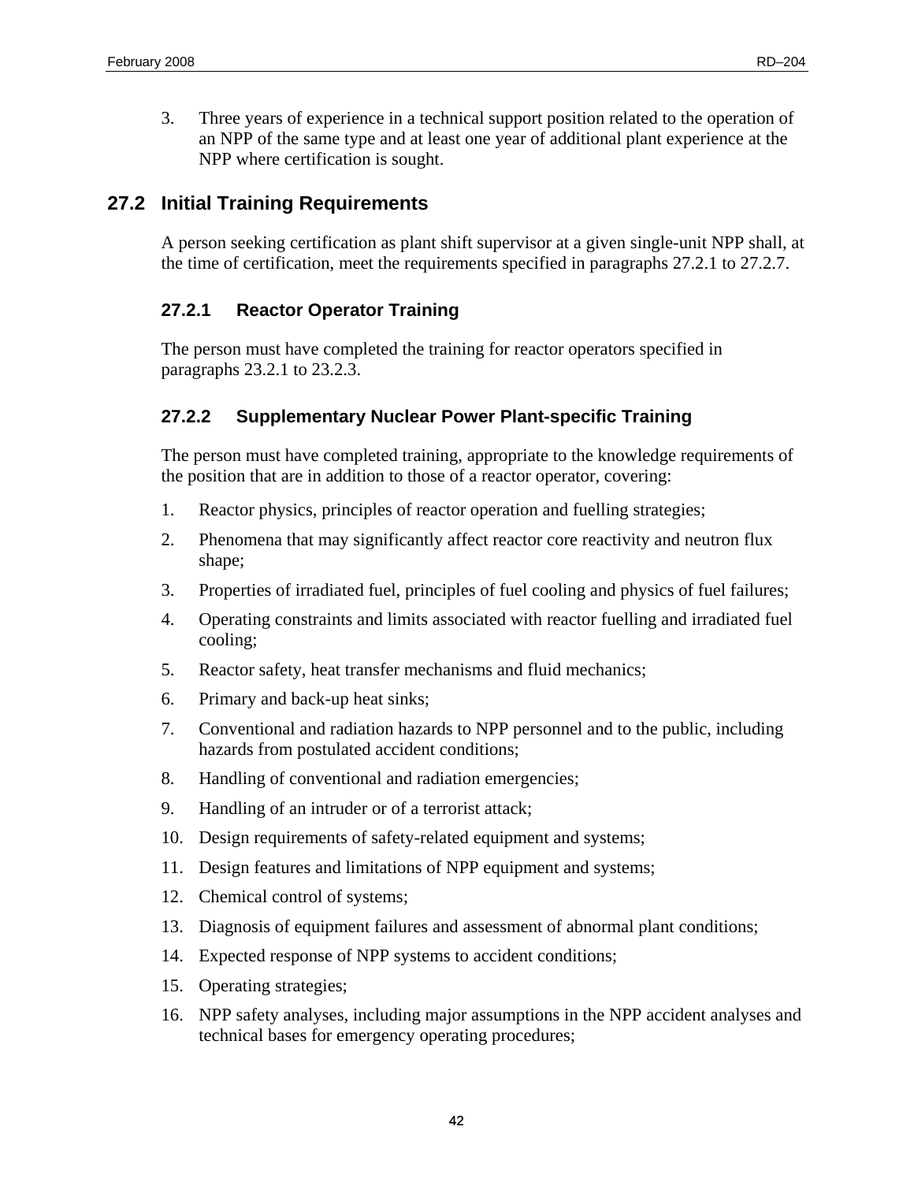3. Three years of experience in a technical support position related to the operation of an NPP of the same type and at least one year of additional plant experience at the NPP where certification is sought.

## 27.2 Initial Training Requirements

A person seeking certification as plant shift supervisor at a given single-unit NPP shall, at the time of certification, meet the requirements specified in paragraphs 27.2.1 to 27.2.7.

### 27.2.1 Reactor Operator Training

The person must have completed the training for reactor operators specified in paragraphs 23.2.1 to 23.2.3.

### 27.2.2 Supplementary Nuclear Power Plant-specific Training

The person must have completed training, appropriate to the knowledge requirements of the position that are in addition to those of a reactor operator, covering:

1. Reactor physics, principles of reactor operation and fuelling strategies;
2. Phenomena that may significantly affect reactor core reactivity and neutron flux shape;
3. Properties of irradiated fuel, principles of fuel cooling and physics of fuel failures;
4. Operating constraints and limits associated with reactor fuelling and irradiated fuel cooling;
5. Reactor safety, heat transfer mechanisms and fluid mechanics;
6. Primary and back-up heat sinks;
7. Conventional and radiation hazards to NPP personnel and to the public, including hazards from postulated accident conditions;
8. Handling of conventional and radiation emergencies;
9. Handling of an intruder or of a terrorist attack;
10. Design requirements of safety-related equipment and systems;
11. Design features and limitations of NPP equipment and systems;
12. Chemical control of systems;
13. Diagnosis of equipment failures and assessment of abnormal plant conditions;
14. Expected response of NPP systems to accident conditions;
15. Operating strategies;
16. NPP safety analyses, including major assumptions in the NPP accident analyses and technical bases for emergency operating procedures;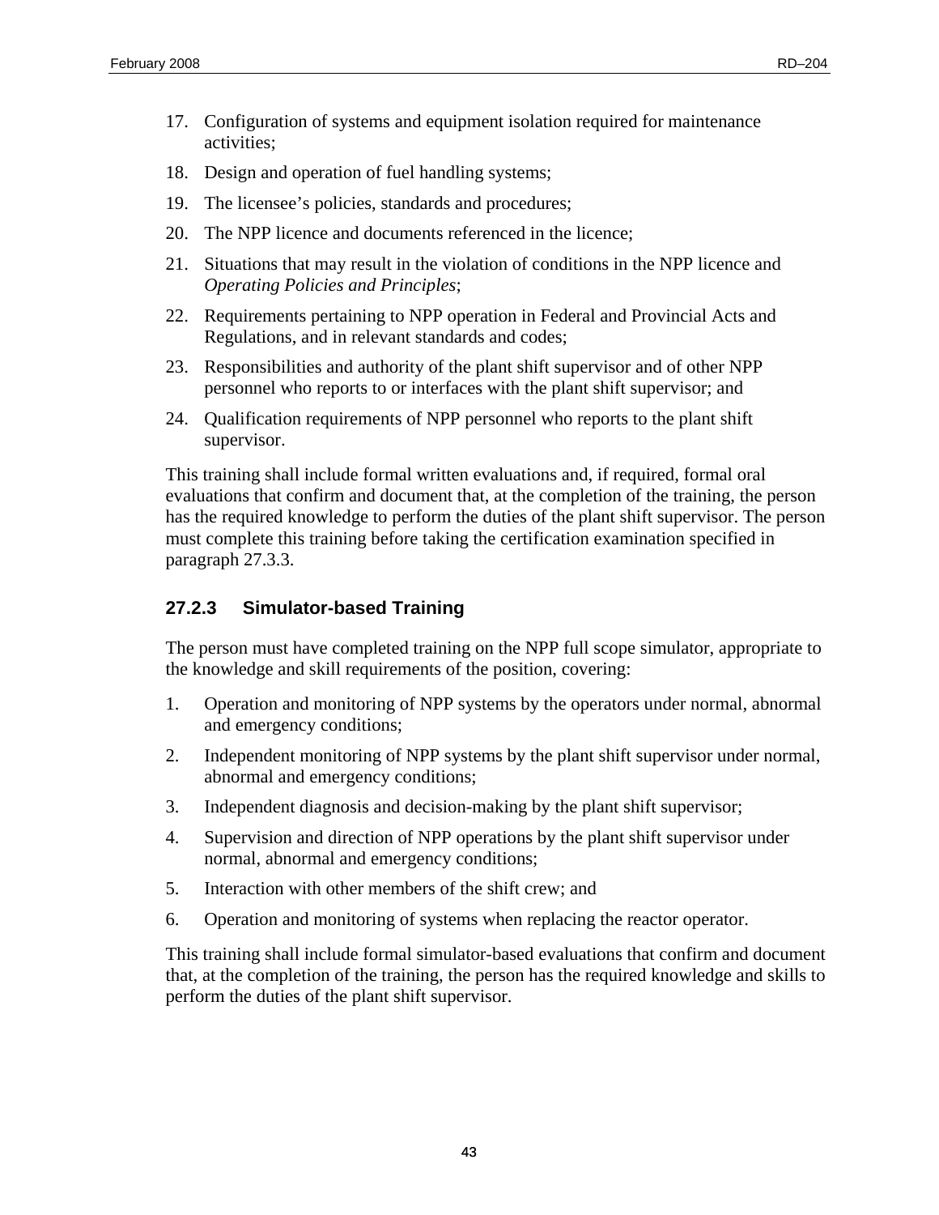17. Configuration of systems and equipment isolation required for maintenance activities;
18. Design and operation of fuel handling systems;
19. The licensee's policies, standards and procedures;
20. The NPP licence and documents referenced in the licence;
21. Situations that may result in the violation of conditions in the NPP licence and *Operating Policies and Principles*;
22. Requirements pertaining to NPP operation in Federal and Provincial Acts and Regulations, and in relevant standards and codes;
23. Responsibilities and authority of the plant shift supervisor and of other NPP personnel who reports to or interfaces with the plant shift supervisor; and
24. Qualification requirements of NPP personnel who reports to the plant shift supervisor.

This training shall include formal written evaluations and, if required, formal oral evaluations that confirm and document that, at the completion of the training, the person has the required knowledge to perform the duties of the plant shift supervisor. The person must complete this training before taking the certification examination specified in paragraph 27.3.3.

### 27.2.3 Simulator-based Training

The person must have completed training on the NPP full scope simulator, appropriate to the knowledge and skill requirements of the position, covering:

1. Operation and monitoring of NPP systems by the operators under normal, abnormal and emergency conditions;
2. Independent monitoring of NPP systems by the plant shift supervisor under normal, abnormal and emergency conditions;
3. Independent diagnosis and decision-making by the plant shift supervisor;
4. Supervision and direction of NPP operations by the plant shift supervisor under normal, abnormal and emergency conditions;
5. Interaction with other members of the shift crew; and
6. Operation and monitoring of systems when replacing the reactor operator.

This training shall include formal simulator-based evaluations that confirm and document that, at the completion of the training, the person has the required knowledge and skills to perform the duties of the plant shift supervisor.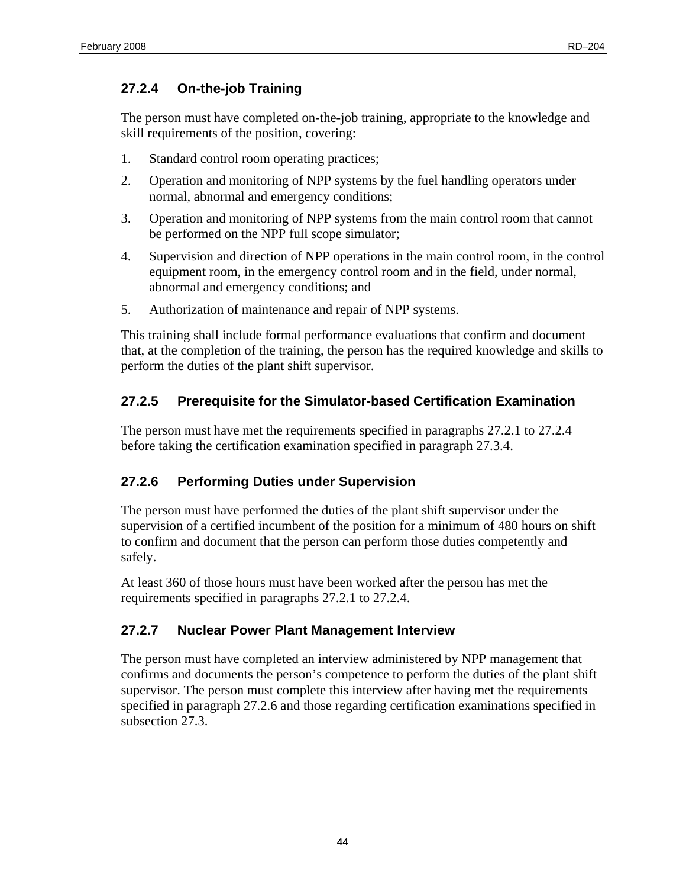### 27.2.4 On-the-job Training

The person must have completed on-the-job training, appropriate to the knowledge and skill requirements of the position, covering:

1. Standard control room operating practices;
2. Operation and monitoring of NPP systems by the fuel handling operators under normal, abnormal and emergency conditions;
3. Operation and monitoring of NPP systems from the main control room that cannot be performed on the NPP full scope simulator;
4. Supervision and direction of NPP operations in the main control room, in the control equipment room, in the emergency control room and in the field, under normal, abnormal and emergency conditions; and
5. Authorization of maintenance and repair of NPP systems.

This training shall include formal performance evaluations that confirm and document that, at the completion of the training, the person has the required knowledge and skills to perform the duties of the plant shift supervisor.

### 27.2.5 Prerequisite for the Simulator-based Certification Examination

The person must have met the requirements specified in paragraphs 27.2.1 to 27.2.4 before taking the certification examination specified in paragraph 27.3.4.

### 27.2.6 Performing Duties under Supervision

The person must have performed the duties of the plant shift supervisor under the supervision of a certified incumbent of the position for a minimum of 480 hours on shift to confirm and document that the person can perform those duties competently and safely.

At least 360 of those hours must have been worked after the person has met the requirements specified in paragraphs 27.2.1 to 27.2.4.

### 27.2.7 Nuclear Power Plant Management Interview

The person must have completed an interview administered by NPP management that confirms and documents the person's competence to perform the duties of the plant shift supervisor. The person must complete this interview after having met the requirements specified in paragraph 27.2.6 and those regarding certification examinations specified in subsection 27.3.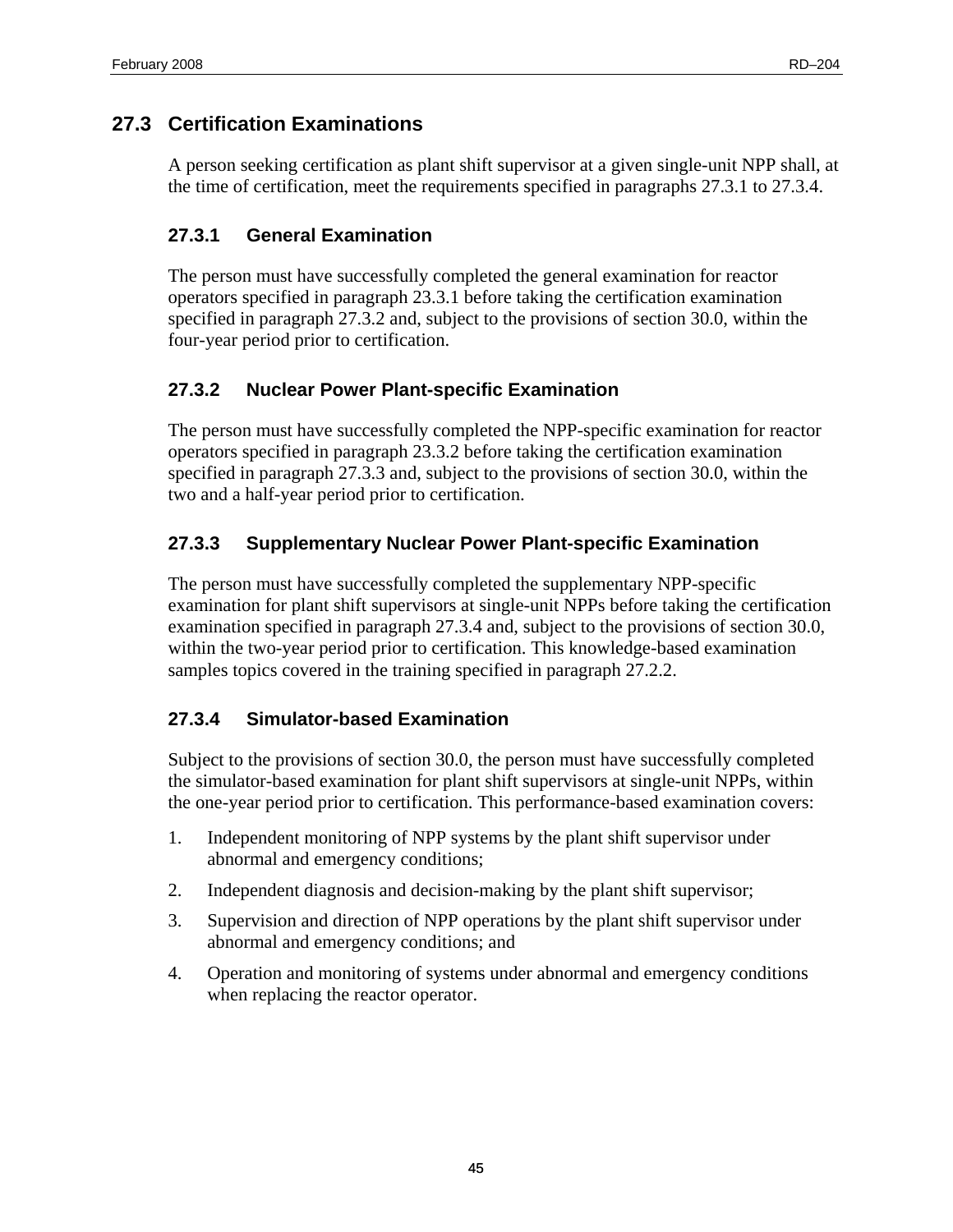## 27.3 Certification Examinations

A person seeking certification as plant shift supervisor at a given single-unit NPP shall, at the time of certification, meet the requirements specified in paragraphs 27.3.1 to 27.3.4.

### 27.3.1 General Examination

The person must have successfully completed the general examination for reactor operators specified in paragraph 23.3.1 before taking the certification examination specified in paragraph 27.3.2 and, subject to the provisions of section 30.0, within the four-year period prior to certification.

### 27.3.2 Nuclear Power Plant-specific Examination

The person must have successfully completed the NPP-specific examination for reactor operators specified in paragraph 23.3.2 before taking the certification examination specified in paragraph 27.3.3 and, subject to the provisions of section 30.0, within the two and a half-year period prior to certification.

### 27.3.3 Supplementary Nuclear Power Plant-specific Examination

The person must have successfully completed the supplementary NPP-specific examination for plant shift supervisors at single-unit NPPs before taking the certification examination specified in paragraph 27.3.4 and, subject to the provisions of section 30.0, within the two-year period prior to certification. This knowledge-based examination samples topics covered in the training specified in paragraph 27.2.2.

### 27.3.4 Simulator-based Examination

Subject to the provisions of section 30.0, the person must have successfully completed the simulator-based examination for plant shift supervisors at single-unit NPPs, within the one-year period prior to certification. This performance-based examination covers:

1. Independent monitoring of NPP systems by the plant shift supervisor under abnormal and emergency conditions;
2. Independent diagnosis and decision-making by the plant shift supervisor;
3. Supervision and direction of NPP operations by the plant shift supervisor under abnormal and emergency conditions; and
4. Operation and monitoring of systems under abnormal and emergency conditions when replacing the reactor operator.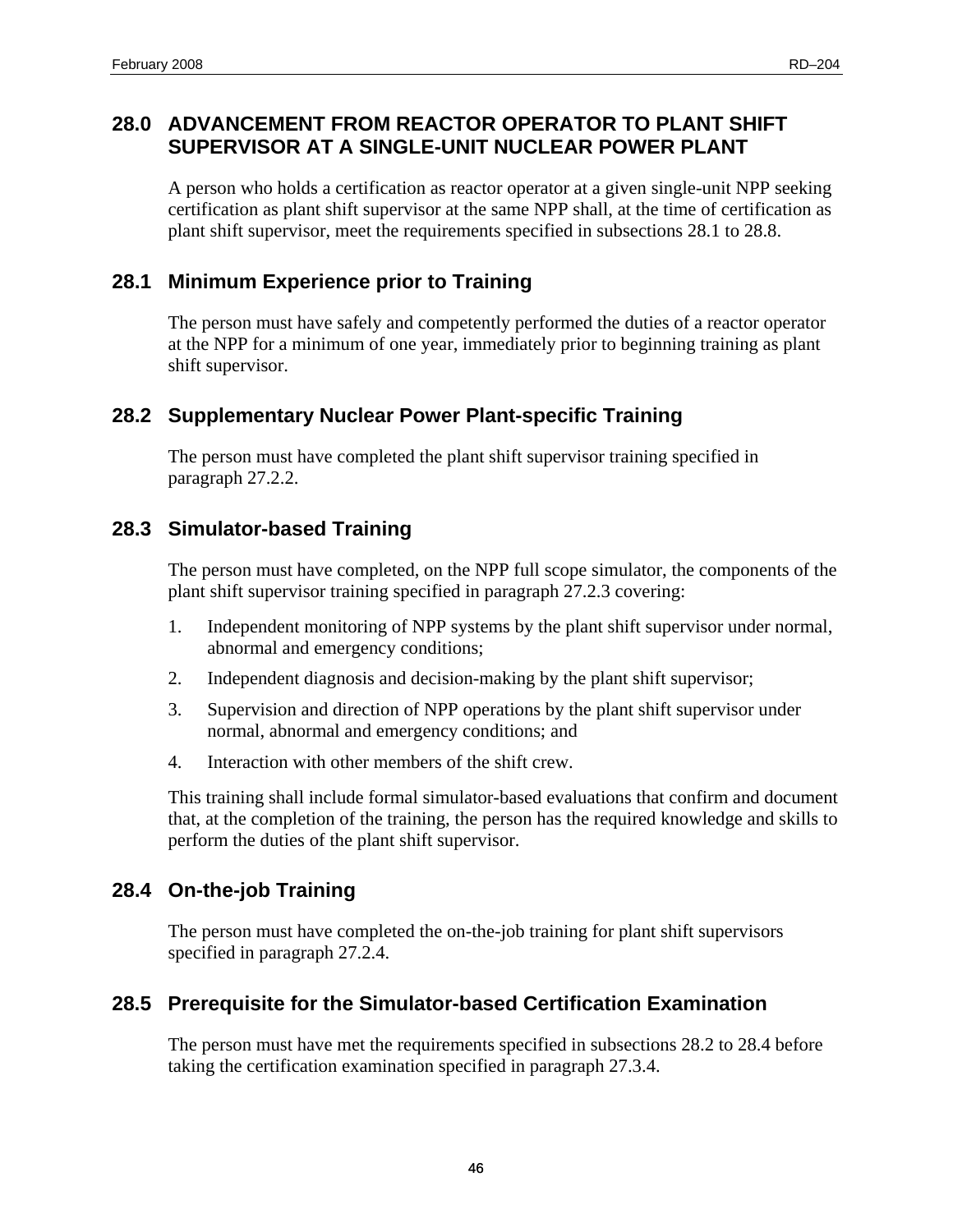## 28.0 ADVANCEMENT FROM REACTOR OPERATOR TO PLANT SHIFT SUPERVISOR AT A SINGLE-UNIT NUCLEAR POWER PLANT

A person who holds a certification as reactor operator at a given single-unit NPP seeking certification as plant shift supervisor at the same NPP shall, at the time of certification as plant shift supervisor, meet the requirements specified in subsections 28.1 to 28.8.

### 28.1 Minimum Experience prior to Training

The person must have safely and competently performed the duties of a reactor operator at the NPP for a minimum of one year, immediately prior to beginning training as plant shift supervisor.

### 28.2 Supplementary Nuclear Power Plant-specific Training

The person must have completed the plant shift supervisor training specified in paragraph 27.2.2.

### 28.3 Simulator-based Training

The person must have completed, on the NPP full scope simulator, the components of the plant shift supervisor training specified in paragraph 27.2.3 covering:

1. Independent monitoring of NPP systems by the plant shift supervisor under normal, abnormal and emergency conditions;
2. Independent diagnosis and decision-making by the plant shift supervisor;
3. Supervision and direction of NPP operations by the plant shift supervisor under normal, abnormal and emergency conditions; and
4. Interaction with other members of the shift crew.

This training shall include formal simulator-based evaluations that confirm and document that, at the completion of the training, the person has the required knowledge and skills to perform the duties of the plant shift supervisor.

### 28.4 On-the-job Training

The person must have completed the on-the-job training for plant shift supervisors specified in paragraph 27.2.4.

### 28.5 Prerequisite for the Simulator-based Certification Examination

The person must have met the requirements specified in subsections 28.2 to 28.4 before taking the certification examination specified in paragraph 27.3.4.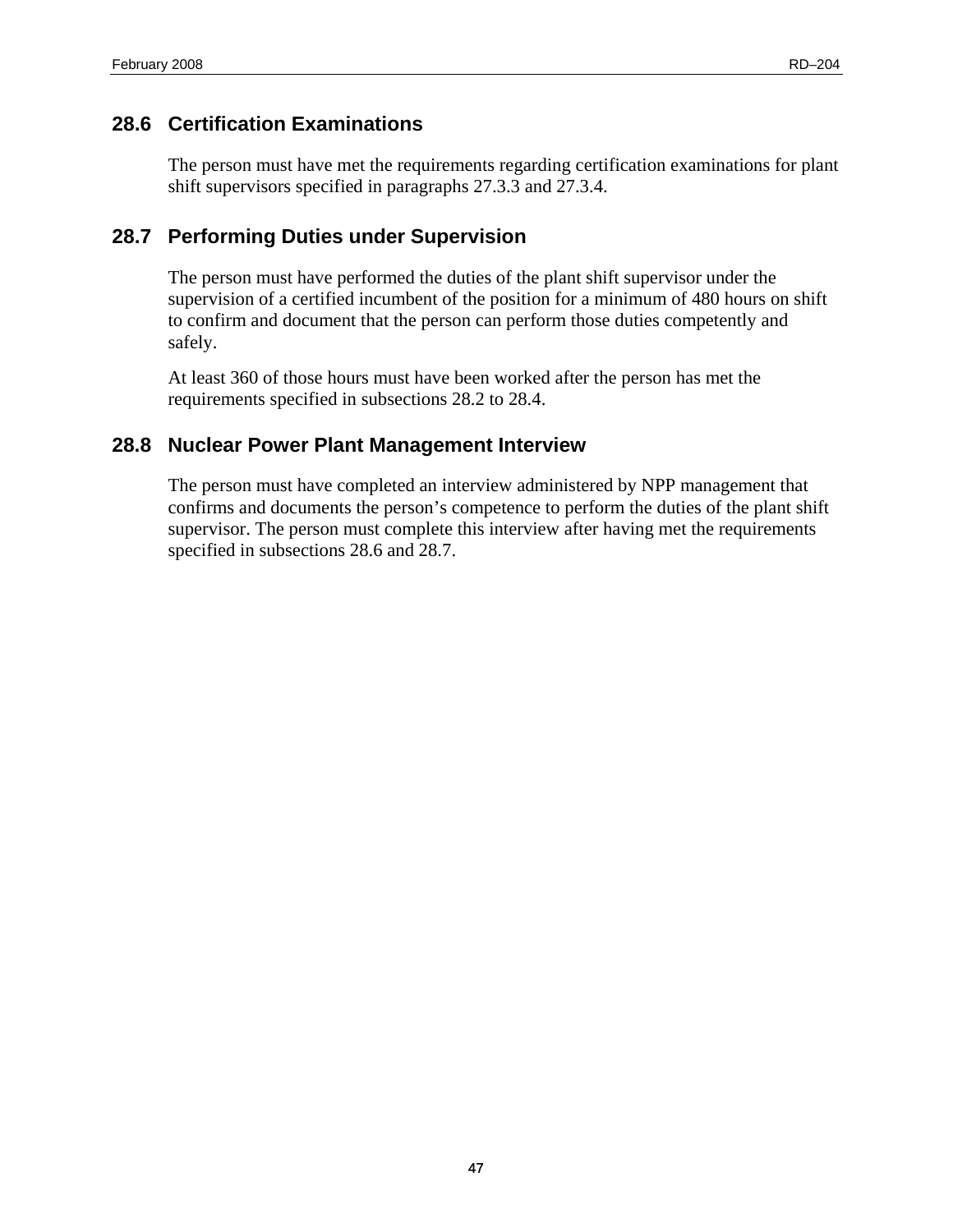## 28.6 Certification Examinations

The person must have met the requirements regarding certification examinations for plant shift supervisors specified in paragraphs 27.3.3 and 27.3.4.

## 28.7 Performing Duties under Supervision

The person must have performed the duties of the plant shift supervisor under the supervision of a certified incumbent of the position for a minimum of 480 hours on shift to confirm and document that the person can perform those duties competently and safely.

At least 360 of those hours must have been worked after the person has met the requirements specified in subsections 28.2 to 28.4.

## 28.8 Nuclear Power Plant Management Interview

The person must have completed an interview administered by NPP management that confirms and documents the person's competence to perform the duties of the plant shift supervisor. The person must complete this interview after having met the requirements specified in subsections 28.6 and 28.7.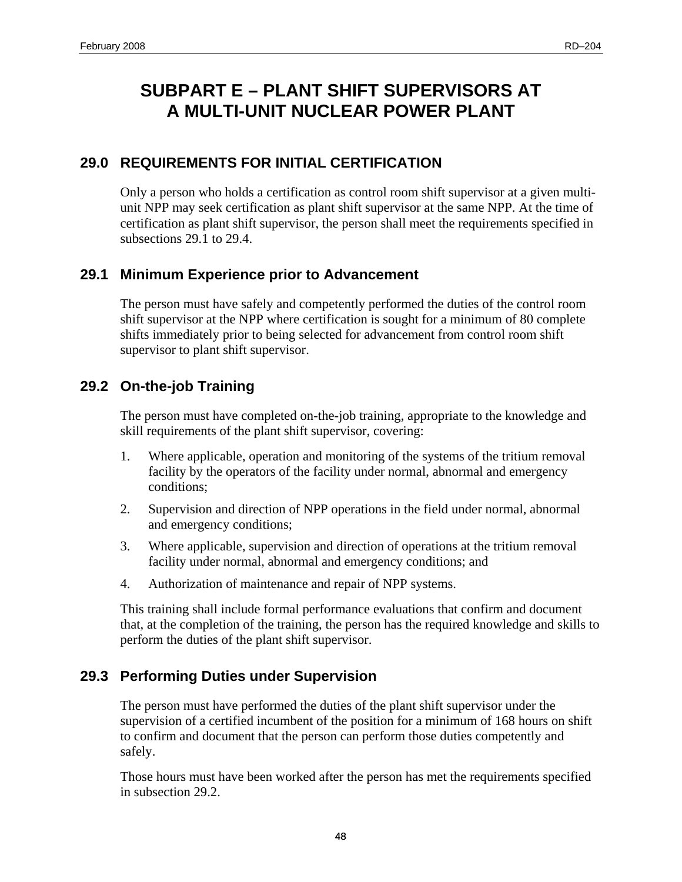# SUBPART E – PLANT SHIFT SUPERVISORS AT A MULTI-UNIT NUCLEAR POWER PLANT

## 29.0 REQUIREMENTS FOR INITIAL CERTIFICATION

Only a person who holds a certification as control room shift supervisor at a given multi-unit NPP may seek certification as plant shift supervisor at the same NPP. At the time of certification as plant shift supervisor, the person shall meet the requirements specified in subsections 29.1 to 29.4.

### 29.1 Minimum Experience prior to Advancement

The person must have safely and competently performed the duties of the control room shift supervisor at the NPP where certification is sought for a minimum of 80 complete shifts immediately prior to being selected for advancement from control room shift supervisor to plant shift supervisor.

### 29.2 On-the-job Training

The person must have completed on-the-job training, appropriate to the knowledge and skill requirements of the plant shift supervisor, covering:

1. Where applicable, operation and monitoring of the systems of the tritium removal facility by the operators of the facility under normal, abnormal and emergency conditions;
2. Supervision and direction of NPP operations in the field under normal, abnormal and emergency conditions;
3. Where applicable, supervision and direction of operations at the tritium removal facility under normal, abnormal and emergency conditions; and
4. Authorization of maintenance and repair of NPP systems.

This training shall include formal performance evaluations that confirm and document that, at the completion of the training, the person has the required knowledge and skills to perform the duties of the plant shift supervisor.

### 29.3 Performing Duties under Supervision

The person must have performed the duties of the plant shift supervisor under the supervision of a certified incumbent of the position for a minimum of 168 hours on shift to confirm and document that the person can perform those duties competently and safely.

Those hours must have been worked after the person has met the requirements specified in subsection 29.2.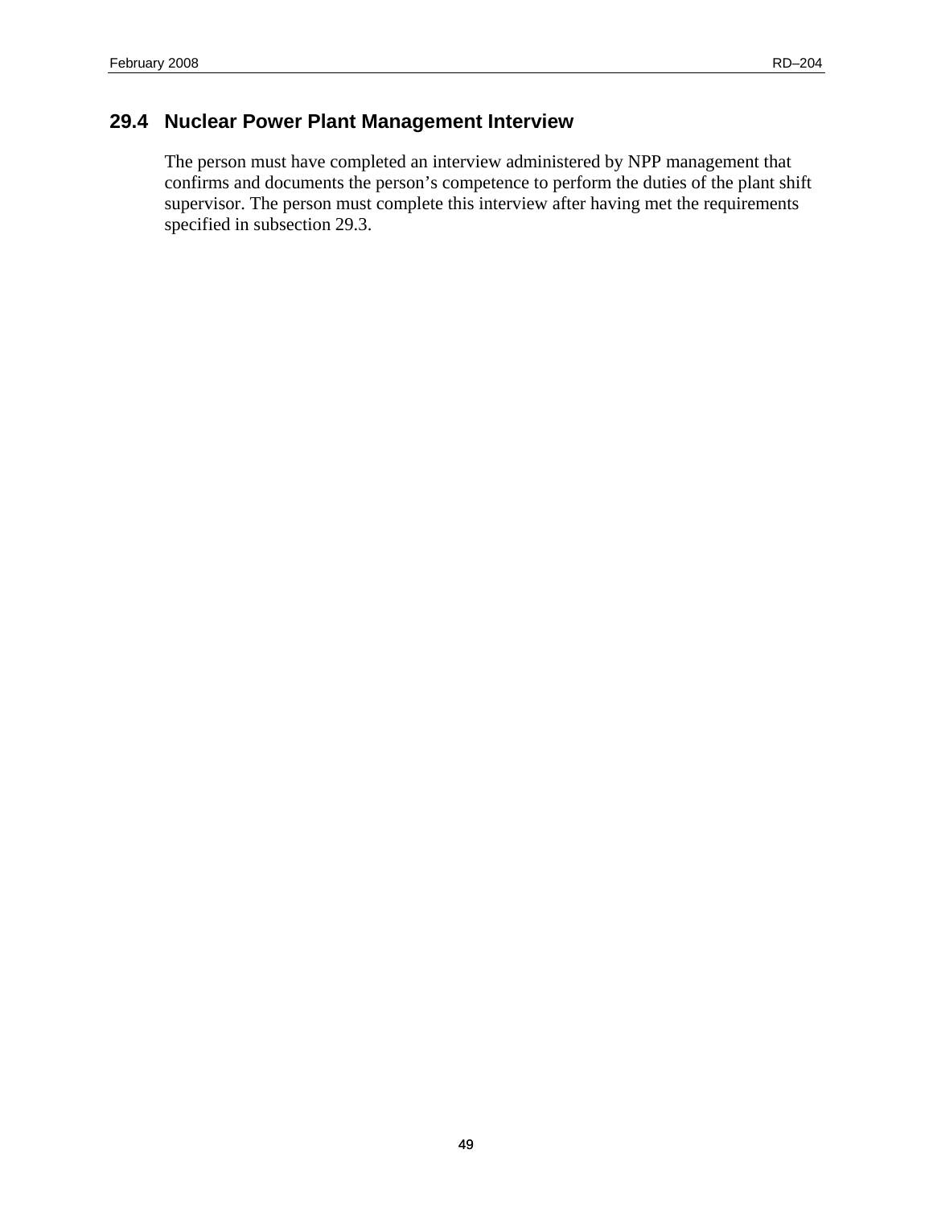### 29.4 Nuclear Power Plant Management Interview

The person must have completed an interview administered by NPP management that confirms and documents the person's competence to perform the duties of the plant shift supervisor. The person must complete this interview after having met the requirements specified in subsection 29.3.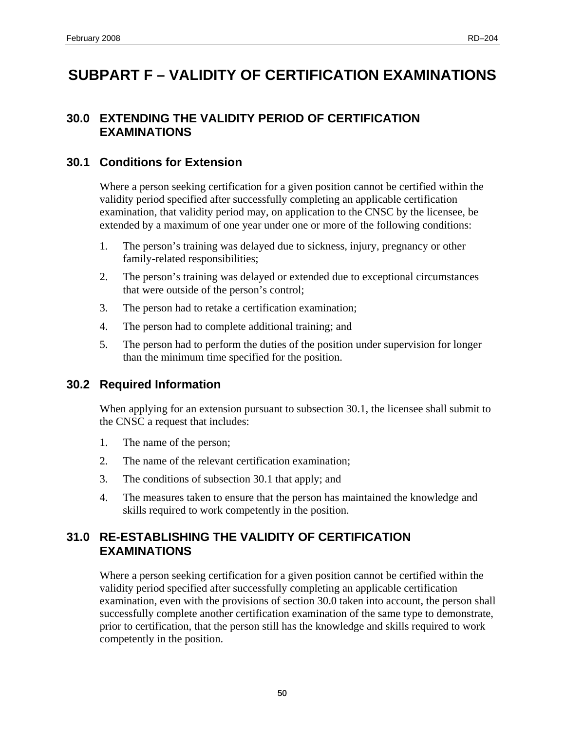# SUBPART F – VALIDITY OF CERTIFICATION EXAMINATIONS

## 30.0 EXTENDING THE VALIDITY PERIOD OF CERTIFICATION EXAMINATIONS

### 30.1 Conditions for Extension

Where a person seeking certification for a given position cannot be certified within the validity period specified after successfully completing an applicable certification examination, that validity period may, on application to the CNSC by the licensee, be extended by a maximum of one year under one or more of the following conditions:

1. The person's training was delayed due to sickness, injury, pregnancy or other family-related responsibilities;
2. The person's training was delayed or extended due to exceptional circumstances that were outside of the person's control;
3. The person had to retake a certification examination;
4. The person had to complete additional training; and
5. The person had to perform the duties of the position under supervision for longer than the minimum time specified for the position.

### 30.2 Required Information

When applying for an extension pursuant to subsection 30.1, the licensee shall submit to the CNSC a request that includes:

1. The name of the person;
2. The name of the relevant certification examination;
3. The conditions of subsection 30.1 that apply; and
4. The measures taken to ensure that the person has maintained the knowledge and skills required to work competently in the position.

## 31.0 RE-ESTABLISHING THE VALIDITY OF CERTIFICATION EXAMINATIONS

Where a person seeking certification for a given position cannot be certified within the validity period specified after successfully completing an applicable certification examination, even with the provisions of section 30.0 taken into account, the person shall successfully complete another certification examination of the same type to demonstrate, prior to certification, that the person still has the knowledge and skills required to work competently in the position.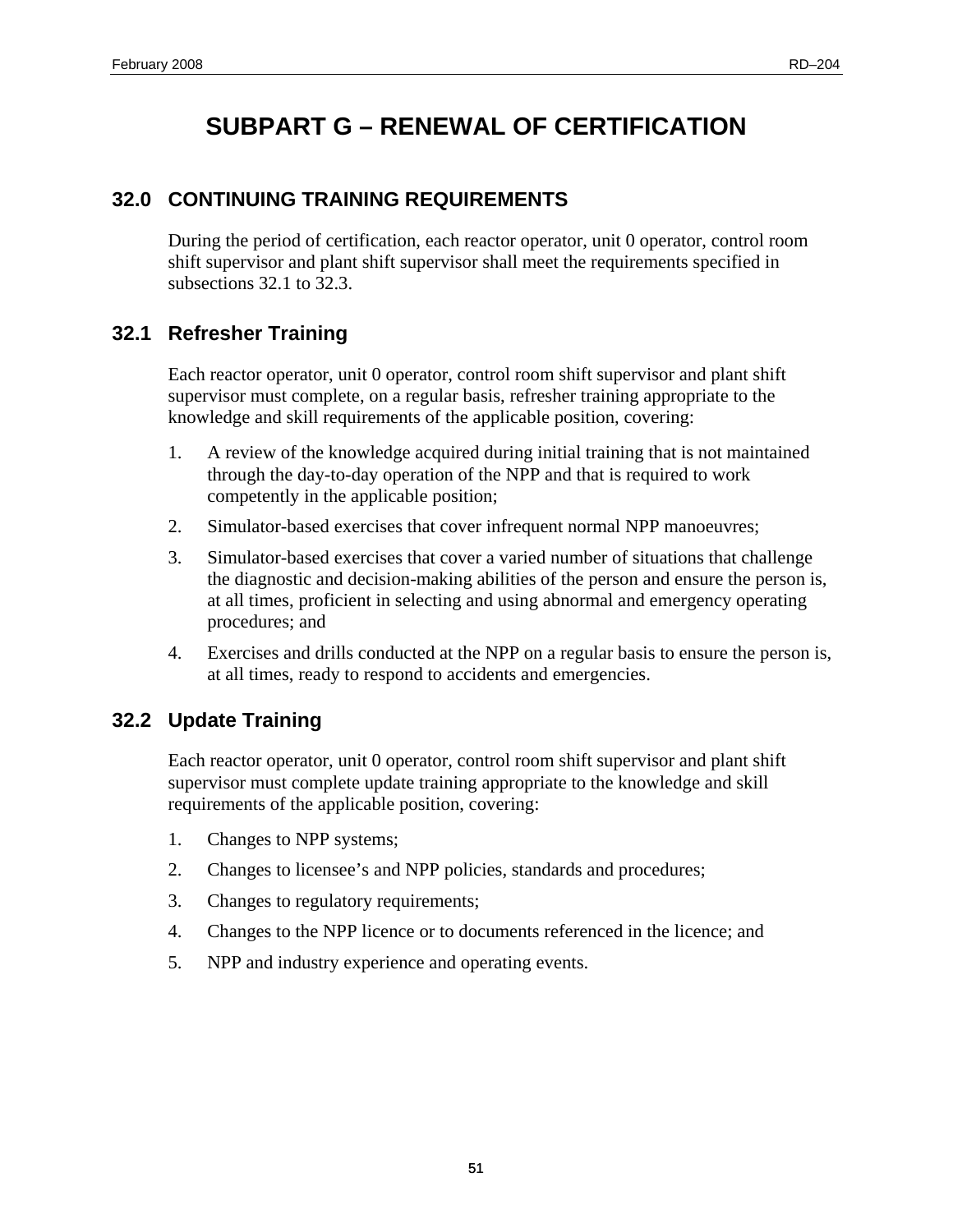# SUBPART G – RENEWAL OF CERTIFICATION

## 32.0 CONTINUING TRAINING REQUIREMENTS

During the period of certification, each reactor operator, unit 0 operator, control room shift supervisor and plant shift supervisor shall meet the requirements specified in subsections 32.1 to 32.3.

### 32.1 Refresher Training

Each reactor operator, unit 0 operator, control room shift supervisor and plant shift supervisor must complete, on a regular basis, refresher training appropriate to the knowledge and skill requirements of the applicable position, covering:

1. A review of the knowledge acquired during initial training that is not maintained through the day-to-day operation of the NPP and that is required to work competently in the applicable position;
2. Simulator-based exercises that cover infrequent normal NPP manoeuvres;
3. Simulator-based exercises that cover a varied number of situations that challenge the diagnostic and decision-making abilities of the person and ensure the person is, at all times, proficient in selecting and using abnormal and emergency operating procedures; and
4. Exercises and drills conducted at the NPP on a regular basis to ensure the person is, at all times, ready to respond to accidents and emergencies.

### 32.2 Update Training

Each reactor operator, unit 0 operator, control room shift supervisor and plant shift supervisor must complete update training appropriate to the knowledge and skill requirements of the applicable position, covering:

1. Changes to NPP systems;
2. Changes to licensee's and NPP policies, standards and procedures;
3. Changes to regulatory requirements;
4. Changes to the NPP licence or to documents referenced in the licence; and
5. NPP and industry experience and operating events.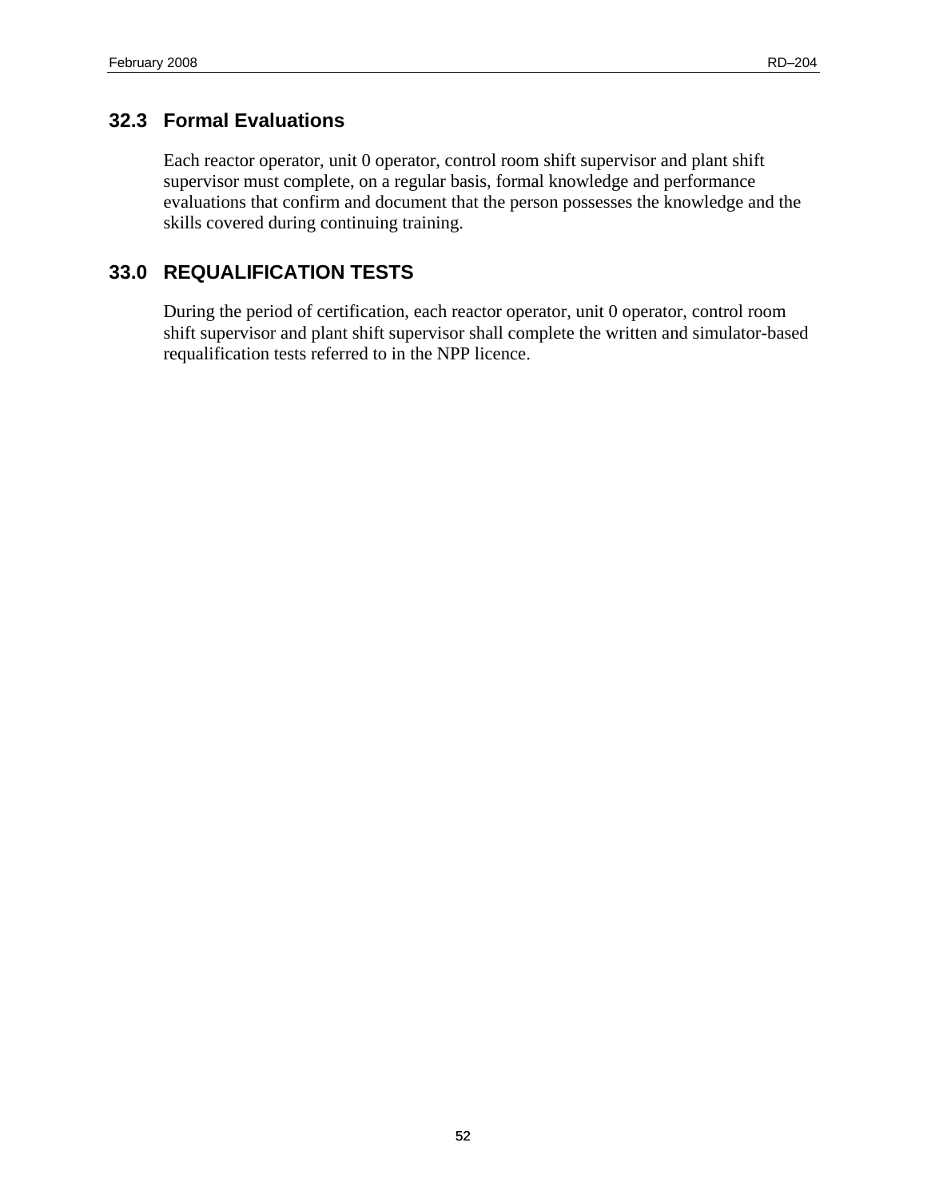### 32.3 Formal Evaluations

Each reactor operator, unit 0 operator, control room shift supervisor and plant shift supervisor must complete, on a regular basis, formal knowledge and performance evaluations that confirm and document that the person possesses the knowledge and the skills covered during continuing training.

## 33.0 REQUALIFICATION TESTS

During the period of certification, each reactor operator, unit 0 operator, control room shift supervisor and plant shift supervisor shall complete the written and simulator-based requalification tests referred to in the NPP licence.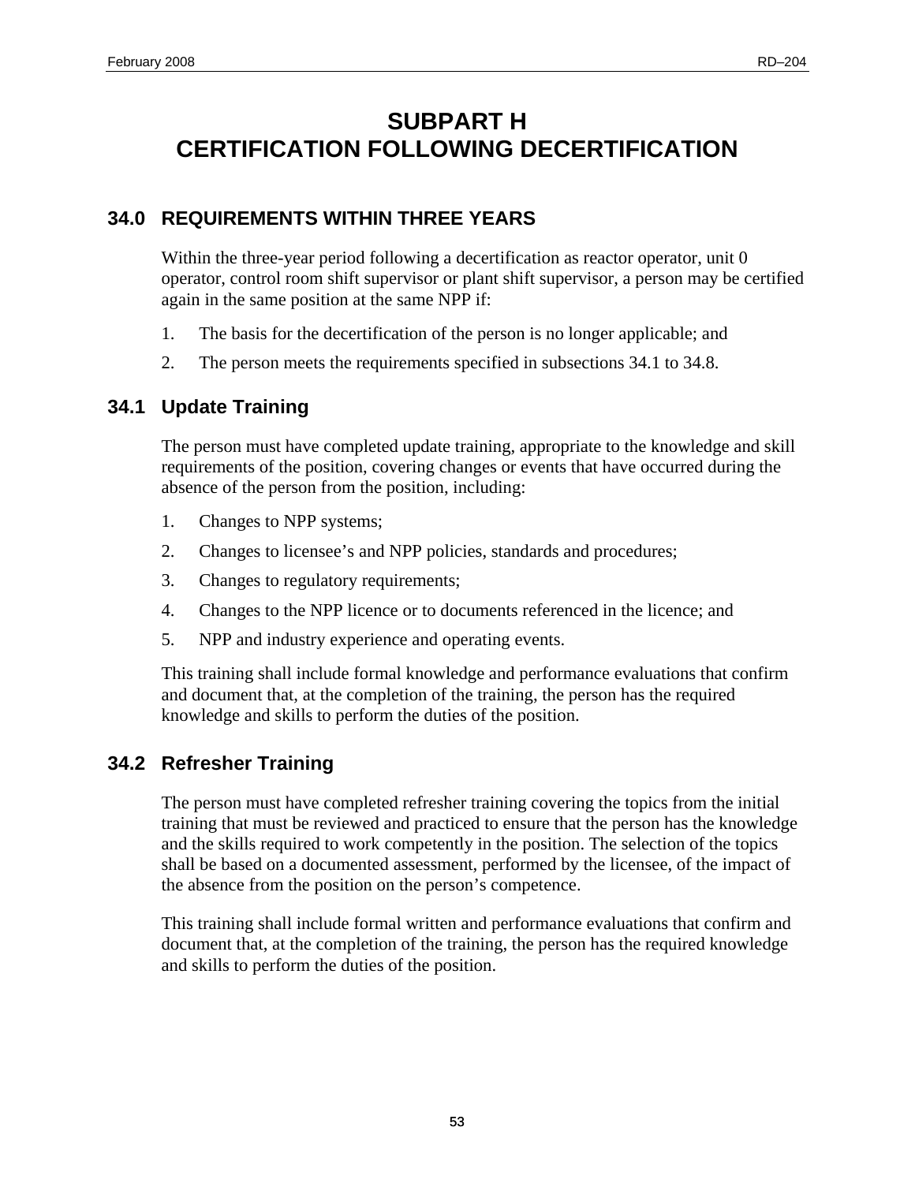# SUBPART H
# CERTIFICATION FOLLOWING DECERTIFICATION

## 34.0 REQUIREMENTS WITHIN THREE YEARS

Within the three-year period following a decertification as reactor operator, unit 0 operator, control room shift supervisor or plant shift supervisor, a person may be certified again in the same position at the same NPP if:

1. The basis for the decertification of the person is no longer applicable; and
2. The person meets the requirements specified in subsections 34.1 to 34.8.

## 34.1 Update Training

The person must have completed update training, appropriate to the knowledge and skill requirements of the position, covering changes or events that have occurred during the absence of the person from the position, including:

1. Changes to NPP systems;
2. Changes to licensee's and NPP policies, standards and procedures;
3. Changes to regulatory requirements;
4. Changes to the NPP licence or to documents referenced in the licence; and
5. NPP and industry experience and operating events.

This training shall include formal knowledge and performance evaluations that confirm and document that, at the completion of the training, the person has the required knowledge and skills to perform the duties of the position.

## 34.2 Refresher Training

The person must have completed refresher training covering the topics from the initial training that must be reviewed and practiced to ensure that the person has the knowledge and the skills required to work competently in the position. The selection of the topics shall be based on a documented assessment, performed by the licensee, of the impact of the absence from the position on the person's competence.

This training shall include formal written and performance evaluations that confirm and document that, at the completion of the training, the person has the required knowledge and skills to perform the duties of the position.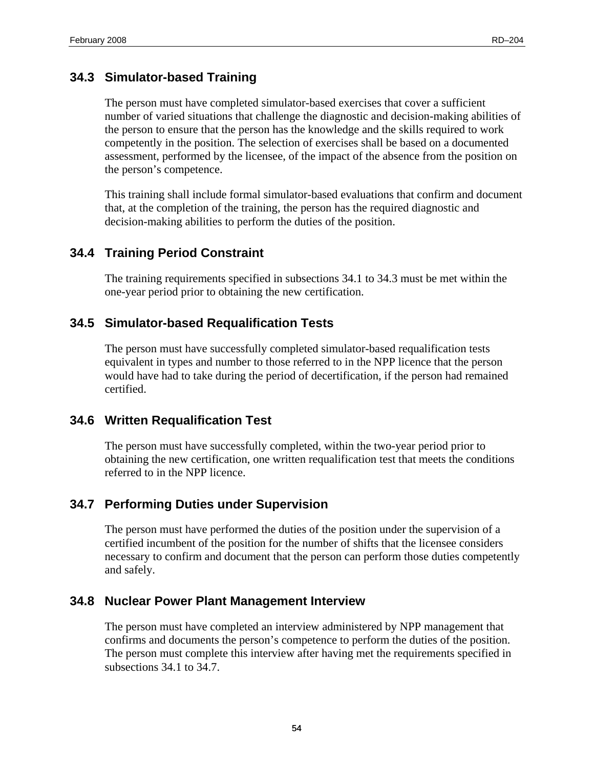### 34.3 Simulator-based Training

The person must have completed simulator-based exercises that cover a sufficient number of varied situations that challenge the diagnostic and decision-making abilities of the person to ensure that the person has the knowledge and the skills required to work competently in the position. The selection of exercises shall be based on a documented assessment, performed by the licensee, of the impact of the absence from the position on the person's competence.

This training shall include formal simulator-based evaluations that confirm and document that, at the completion of the training, the person has the required diagnostic and decision-making abilities to perform the duties of the position.

### 34.4 Training Period Constraint

The training requirements specified in subsections 34.1 to 34.3 must be met within the one-year period prior to obtaining the new certification.

### 34.5 Simulator-based Requalification Tests

The person must have successfully completed simulator-based requalification tests equivalent in types and number to those referred to in the NPP licence that the person would have had to take during the period of decertification, if the person had remained certified.

### 34.6 Written Requalification Test

The person must have successfully completed, within the two-year period prior to obtaining the new certification, one written requalification test that meets the conditions referred to in the NPP licence.

### 34.7 Performing Duties under Supervision

The person must have performed the duties of the position under the supervision of a certified incumbent of the position for the number of shifts that the licensee considers necessary to confirm and document that the person can perform those duties competently and safely.

### 34.8 Nuclear Power Plant Management Interview

The person must have completed an interview administered by NPP management that confirms and documents the person's competence to perform the duties of the position. The person must complete this interview after having met the requirements specified in subsections 34.1 to 34.7.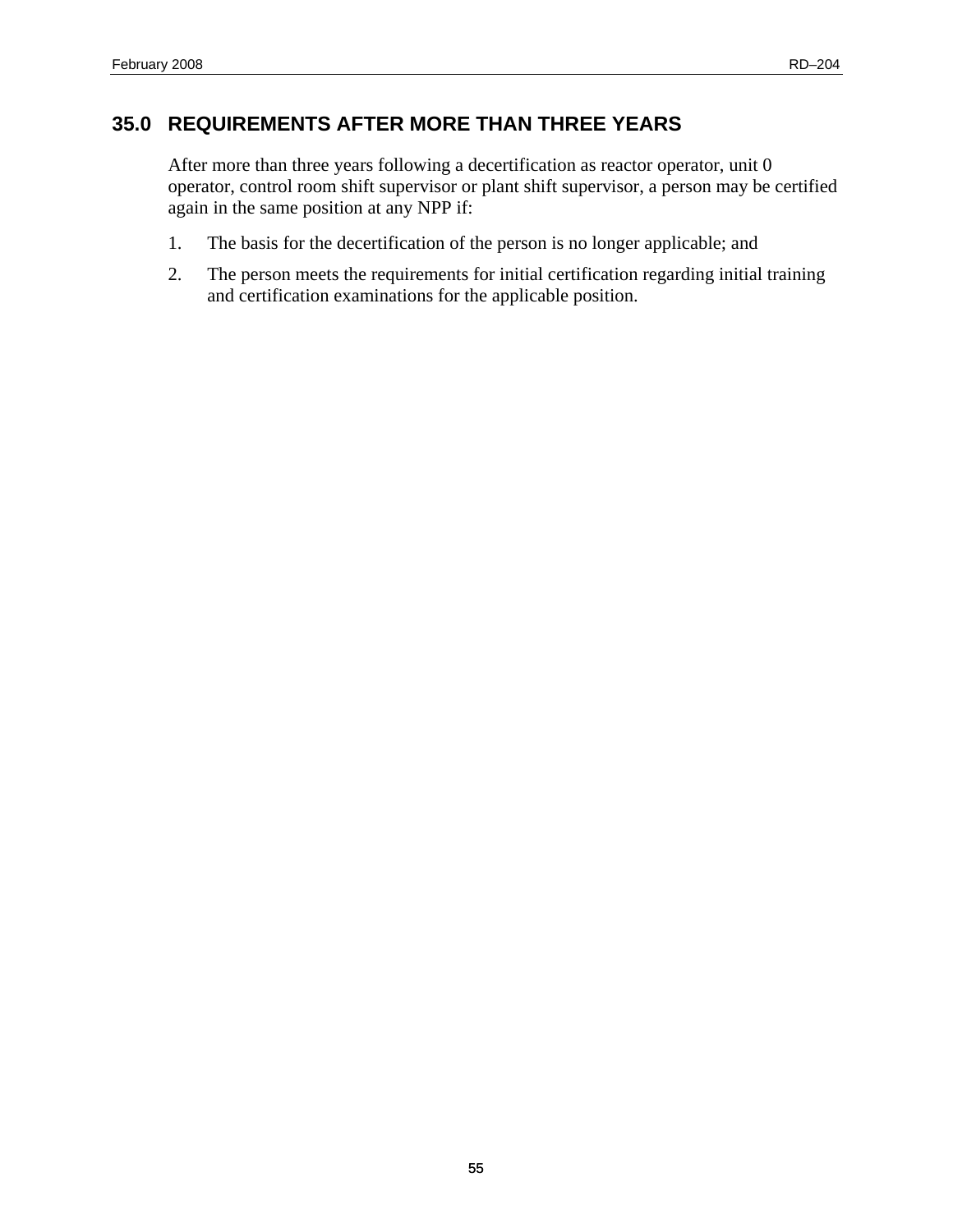## 35.0 REQUIREMENTS AFTER MORE THAN THREE YEARS

After more than three years following a decertification as reactor operator, unit 0 operator, control room shift supervisor or plant shift supervisor, a person may be certified again in the same position at any NPP if:

1. The basis for the decertification of the person is no longer applicable; and
2. The person meets the requirements for initial certification regarding initial training and certification examinations for the applicable position.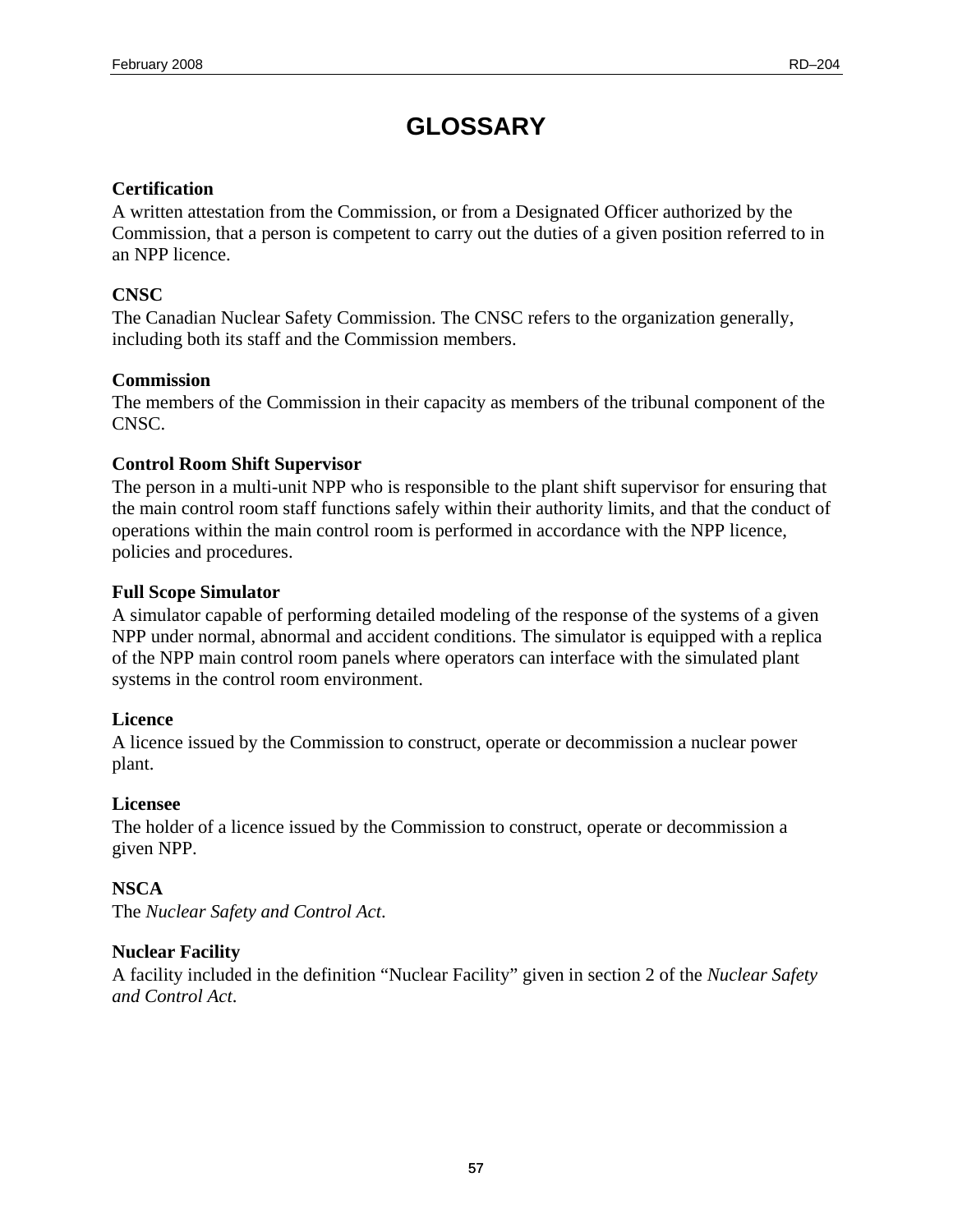# GLOSSARY

**Certification**
A written attestation from the Commission, or from a Designated Officer authorized by the Commission, that a person is competent to carry out the duties of a given position referred to in an NPP licence.

**CNSC**
The Canadian Nuclear Safety Commission. The CNSC refers to the organization generally, including both its staff and the Commission members.

**Commission**
The members of the Commission in their capacity as members of the tribunal component of the CNSC.

**Control Room Shift Supervisor**
The person in a multi-unit NPP who is responsible to the plant shift supervisor for ensuring that the main control room staff functions safely within their authority limits, and that the conduct of operations within the main control room is performed in accordance with the NPP licence, policies and procedures.

**Full Scope Simulator**
A simulator capable of performing detailed modeling of the response of the systems of a given NPP under normal, abnormal and accident conditions. The simulator is equipped with a replica of the NPP main control room panels where operators can interface with the simulated plant systems in the control room environment.

**Licence**
A licence issued by the Commission to construct, operate or decommission a nuclear power plant.

**Licensee**
The holder of a licence issued by the Commission to construct, operate or decommission a given NPP.

**NSCA**
The *Nuclear Safety and Control Act*.

**Nuclear Facility**
A facility included in the definition "Nuclear Facility" given in section 2 of the *Nuclear Safety and Control Act*.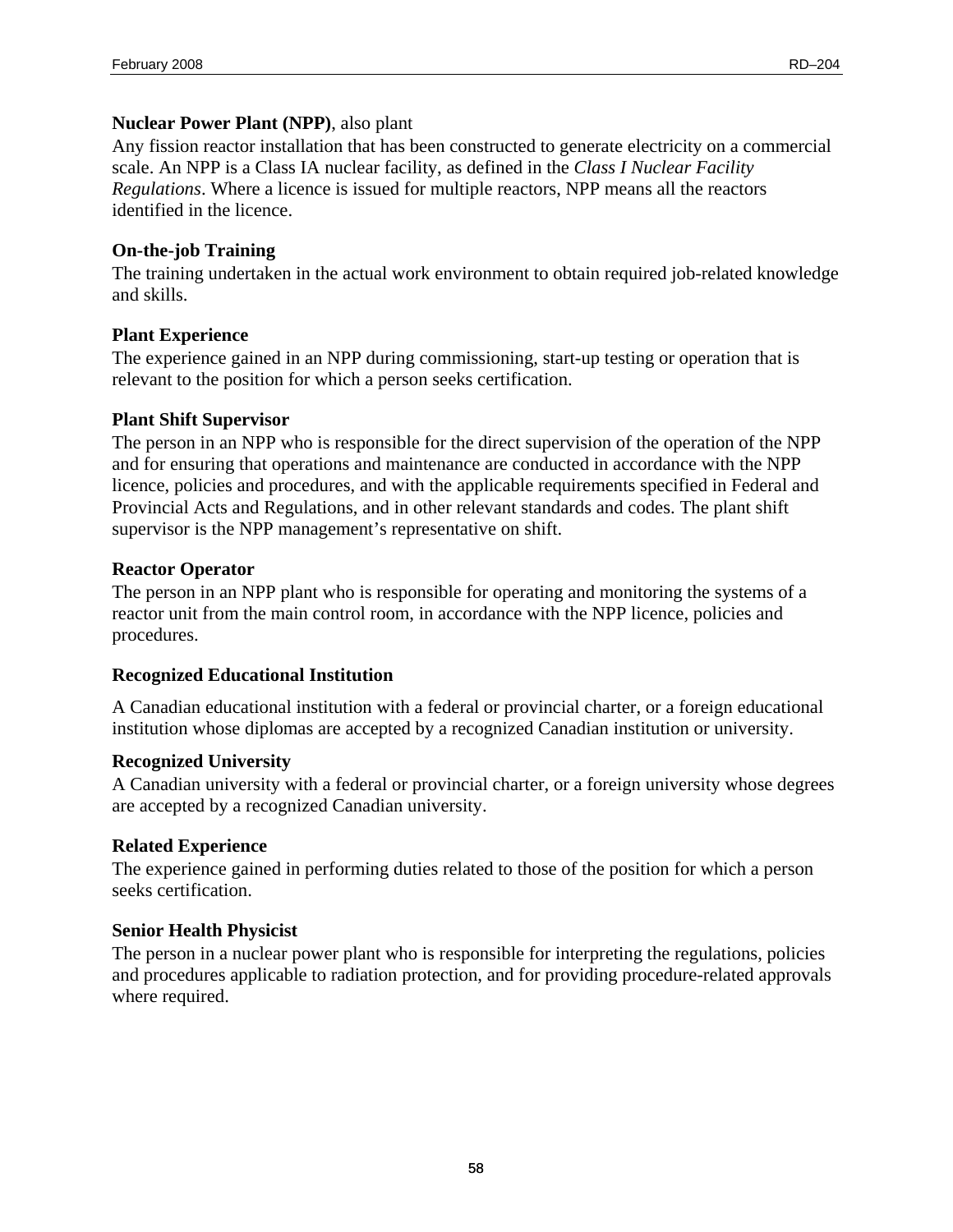**Nuclear Power Plant (NPP)**, also plant

Any fission reactor installation that has been constructed to generate electricity on a commercial scale. An NPP is a Class IA nuclear facility, as defined in the *Class I Nuclear Facility Regulations*. Where a licence is issued for multiple reactors, NPP means all the reactors identified in the licence.

**On-the-job Training**

The training undertaken in the actual work environment to obtain required job-related knowledge and skills.

**Plant Experience**

The experience gained in an NPP during commissioning, start-up testing or operation that is relevant to the position for which a person seeks certification.

**Plant Shift Supervisor**

The person in an NPP who is responsible for the direct supervision of the operation of the NPP and for ensuring that operations and maintenance are conducted in accordance with the NPP licence, policies and procedures, and with the applicable requirements specified in Federal and Provincial Acts and Regulations, and in other relevant standards and codes. The plant shift supervisor is the NPP management's representative on shift.

**Reactor Operator**

The person in an NPP plant who is responsible for operating and monitoring the systems of a reactor unit from the main control room, in accordance with the NPP licence, policies and procedures.

**Recognized Educational Institution**

A Canadian educational institution with a federal or provincial charter, or a foreign educational institution whose diplomas are accepted by a recognized Canadian institution or university.

**Recognized University**

A Canadian university with a federal or provincial charter, or a foreign university whose degrees are accepted by a recognized Canadian university.

**Related Experience**

The experience gained in performing duties related to those of the position for which a person seeks certification.

**Senior Health Physicist**

The person in a nuclear power plant who is responsible for interpreting the regulations, policies and procedures applicable to radiation protection, and for providing procedure-related approvals where required.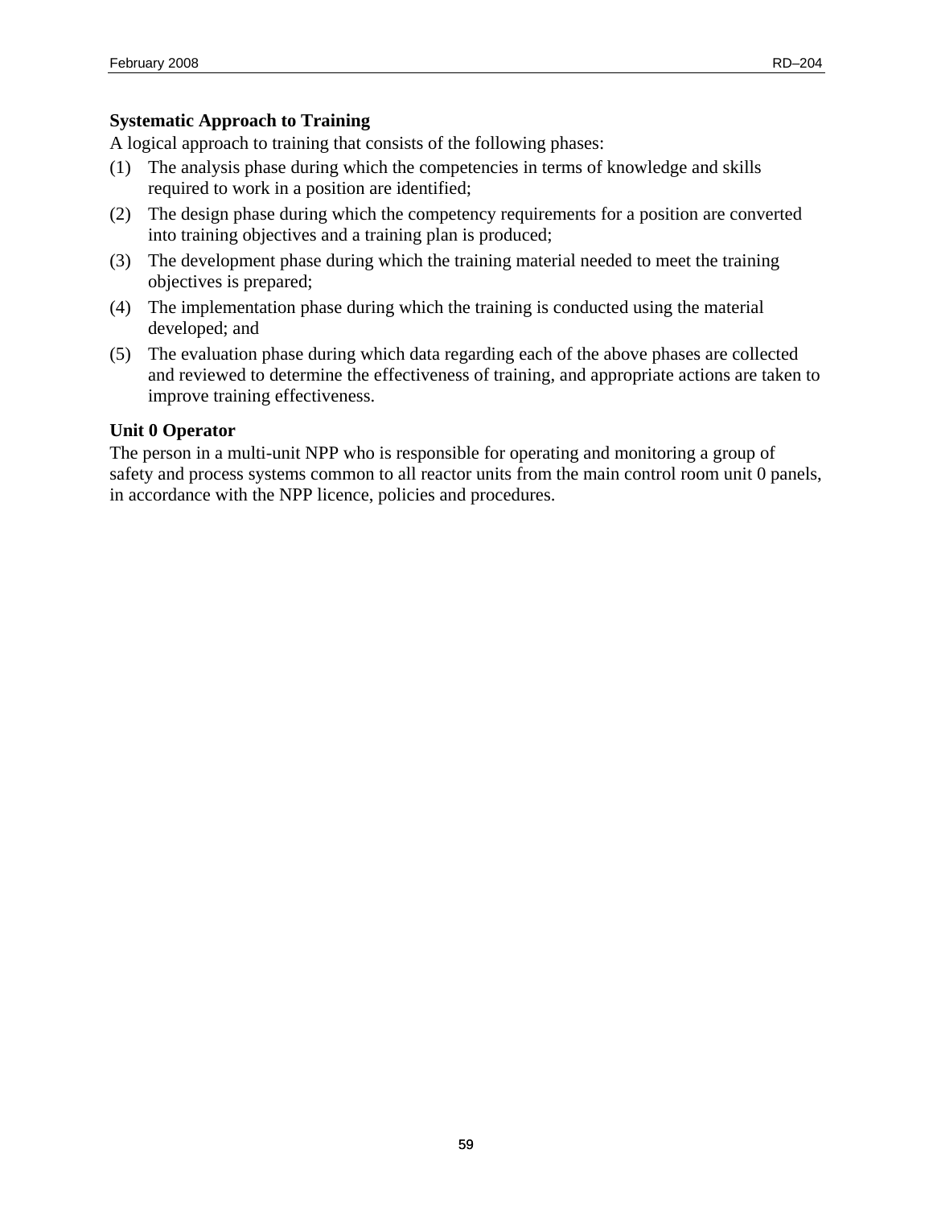**Systematic Approach to Training**

A logical approach to training that consists of the following phases:

(1) The analysis phase during which the competencies in terms of knowledge and skills required to work in a position are identified;

(2) The design phase during which the competency requirements for a position are converted into training objectives and a training plan is produced;

(3) The development phase during which the training material needed to meet the training objectives is prepared;

(4) The implementation phase during which the training is conducted using the material developed; and

(5) The evaluation phase during which data regarding each of the above phases are collected and reviewed to determine the effectiveness of training, and appropriate actions are taken to improve training effectiveness.

**Unit 0 Operator**

The person in a multi-unit NPP who is responsible for operating and monitoring a group of safety and process systems common to all reactor units from the main control room unit 0 panels, in accordance with the NPP licence, policies and procedures.